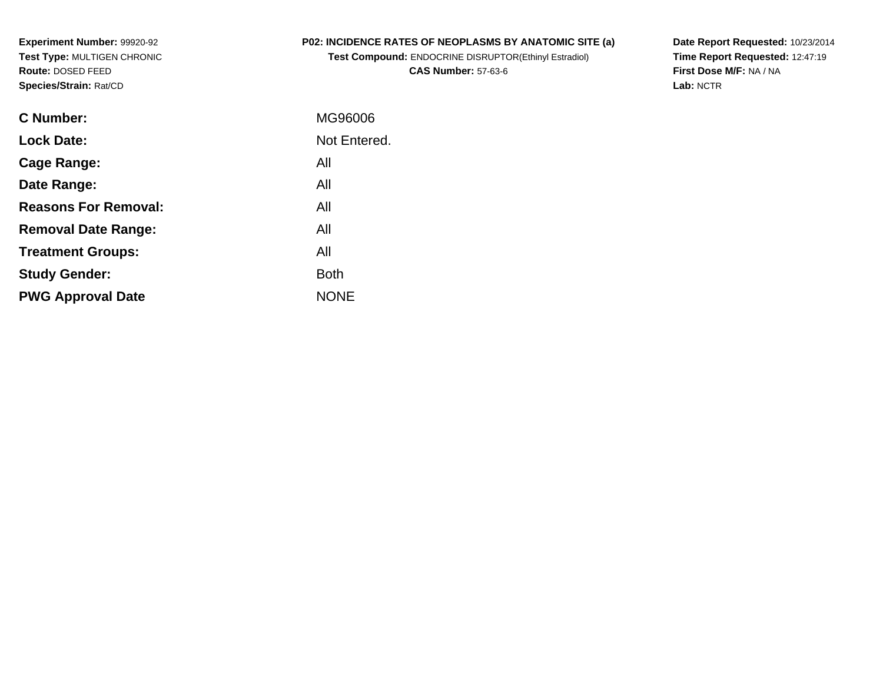**Experiment Number:** 99920-92
**Test Type:** MULTIGEN CHRONIC
**Route:** DOSED FEED
**Species/Strain:** Rat/CD

**P02: INCIDENCE RATES OF NEOPLASMS BY ANATOMIC SITE (a)**
**Test Compound:** ENDOCRINE DISRUPTOR(Ethinyl Estradiol)
**CAS Number:** 57-63-6

**Date Report Requested:** 10/23/2014
**Time Report Requested:** 12:47:19
**First Dose M/F:** NA / NA
**Lab:** NCTR

| | |
|---|---|
| **C Number:** | MG96006 |
| **Lock Date:** | Not Entered. |
| **Cage Range:** | All |
| **Date Range:** | All |
| **Reasons For Removal:** | All |
| **Removal Date Range:** | All |
| **Treatment Groups:** | All |
| **Study Gender:** | Both |
| **PWG Approval Date** | NONE |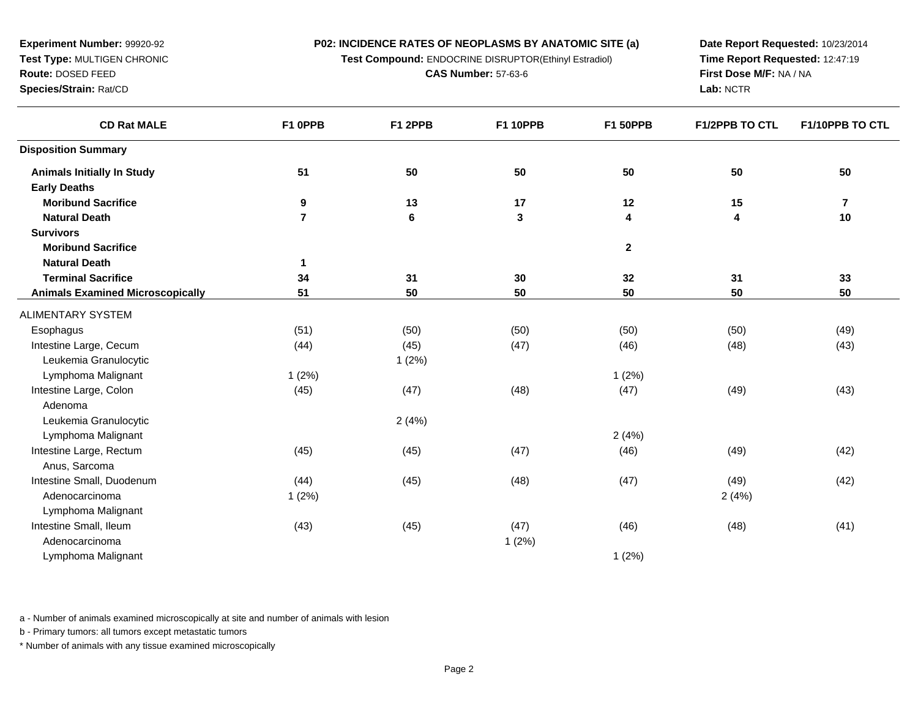**Experiment Number:** 99920-92
**Test Type:** MULTIGEN CHRONIC
**Route:** DOSED FEED
**Species/Strain:** Rat/CD

**P02: INCIDENCE RATES OF NEOPLASMS BY ANATOMIC SITE (a)**
**Test Compound:** ENDOCRINE DISRUPTOR(Ethinyl Estradiol)
**CAS Number:** 57-63-6

**Date Report Requested:** 10/23/2014
**Time Report Requested:** 12:47:19
**First Dose M/F:** NA / NA
**Lab:** NCTR

| CD Rat MALE | F1 0PPB | F1 2PPB | F1 10PPB | F1 50PPB | F1/2PPB TO CTL | F1/10PPB TO CTL |
|---|---|---|---|---|---|---|
| **Disposition Summary** | | | | | | |
| **Animals Initially In Study** | **51** | **50** | **50** | **50** | **50** | **50** |
| **Early Deaths** | | | | | | |
| **Moribund Sacrifice** | **9** | **13** | **17** | **12** | **15** | **7** |
| **Natural Death** | **7** | **6** | **3** | **4** | **4** | **10** |
| **Survivors** | | | | | | |
| **Moribund Sacrifice** | | | | **2** | | |
| **Natural Death** | **1** | | | | | |
| **Terminal Sacrifice** | **34** | **31** | **30** | **32** | **31** | **33** |
| **Animals Examined Microscopically** | **51** | **50** | **50** | **50** | **50** | **50** |
| ALIMENTARY SYSTEM | | | | | | |
| Esophagus | (51) | (50) | (50) | (50) | (50) | (49) |
| Intestine Large, Cecum | (44) | (45) | (47) | (46) | (48) | (43) |
| Leukemia Granulocytic | | 1 (2%) | | | | |
| Lymphoma Malignant | 1 (2%) | | | 1 (2%) | | |
| Intestine Large, Colon | (45) | (47) | (48) | (47) | (49) | (43) |
| Adenoma | | | | | | |
| Leukemia Granulocytic | | 2 (4%) | | | | |
| Lymphoma Malignant | | | | 2 (4%) | | |
| Intestine Large, Rectum | (45) | (45) | (47) | (46) | (49) | (42) |
| Anus, Sarcoma | | | | | | |
| Intestine Small, Duodenum | (44) | (45) | (48) | (47) | (49) | (42) |
| Adenocarcinoma | 1 (2%) | | | | 2 (4%) | |
| Lymphoma Malignant | | | | | | |
| Intestine Small, Ileum | (43) | (45) | (47) | (46) | (48) | (41) |
| Adenocarcinoma | | | 1 (2%) | | | |
| Lymphoma Malignant | | | | 1 (2%) | | |

a - Number of animals examined microscopically at site and number of animals with lesion

b - Primary tumors: all tumors except metastatic tumors

* Number of animals with any tissue examined microscopically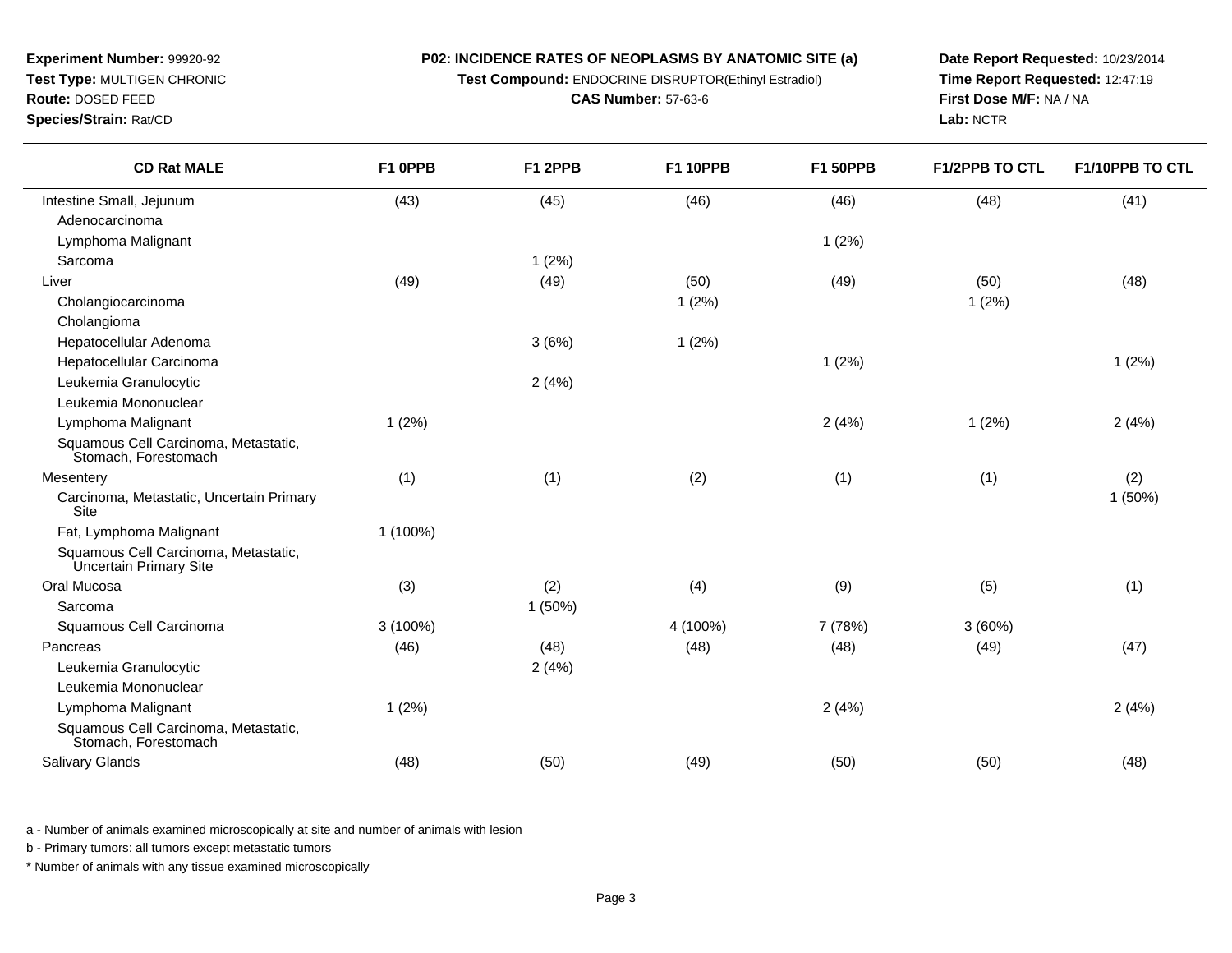**Experiment Number:** 99920-92
**Test Type:** MULTIGEN CHRONIC
**Route:** DOSED FEED
**Species/Strain:** Rat/CD

**P02: INCIDENCE RATES OF NEOPLASMS BY ANATOMIC SITE (a)**
**Test Compound:** ENDOCRINE DISRUPTOR(Ethinyl Estradiol)
**CAS Number:** 57-63-6

**Date Report Requested:** 10/23/2014
**Time Report Requested:** 12:47:19
**First Dose M/F:** NA / NA
**Lab:** NCTR

| CD Rat MALE | F1 0PPB | F1 2PPB | F1 10PPB | F1 50PPB | F1/2PPB TO CTL | F1/10PPB TO CTL |
|---|---|---|---|---|---|---|
| Intestine Small, Jejunum | (43) | (45) | (46) | (46) | (48) | (41) |
| Adenocarcinoma | | | | | | |
| Lymphoma Malignant | | | | 1 (2%) | | |
| Sarcoma | | 1 (2%) | | | | |
| Liver | (49) | (49) | (50) | (49) | (50) | (48) |
| Cholangiocarcinoma | | | 1 (2%) | | 1 (2%) | |
| Cholangioma | | | | | | |
| Hepatocellular Adenoma | | 3 (6%) | 1 (2%) | | | |
| Hepatocellular Carcinoma | | | | 1 (2%) | | 1 (2%) |
| Leukemia Granulocytic | | 2 (4%) | | | | |
| Leukemia Mononuclear | | | | | | |
| Lymphoma Malignant | 1 (2%) | | | 2 (4%) | 1 (2%) | 2 (4%) |
| Squamous Cell Carcinoma, Metastatic, Stomach, Forestomach | | | | | | |
| Mesentery | (1) | (1) | (2) | (1) | (1) | (2) |
| Carcinoma, Metastatic, Uncertain Primary Site | | | | | | 1 (50%) |
| Fat, Lymphoma Malignant | 1 (100%) | | | | | |
| Squamous Cell Carcinoma, Metastatic, Uncertain Primary Site | | | | | | |
| Oral Mucosa | (3) | (2) | (4) | (9) | (5) | (1) |
| Sarcoma | | 1 (50%) | | | | |
| Squamous Cell Carcinoma | 3 (100%) | | 4 (100%) | 7 (78%) | 3 (60%) | |
| Pancreas | (46) | (48) | (48) | (48) | (49) | (47) |
| Leukemia Granulocytic | | 2 (4%) | | | | |
| Leukemia Mononuclear | | | | | | |
| Lymphoma Malignant | 1 (2%) | | | 2 (4%) | | 2 (4%) |
| Squamous Cell Carcinoma, Metastatic, Stomach, Forestomach | | | | | | |
| Salivary Glands | (48) | (50) | (49) | (50) | (50) | (48) |

a - Number of animals examined microscopically at site and number of animals with lesion

b - Primary tumors: all tumors except metastatic tumors

* Number of animals with any tissue examined microscopically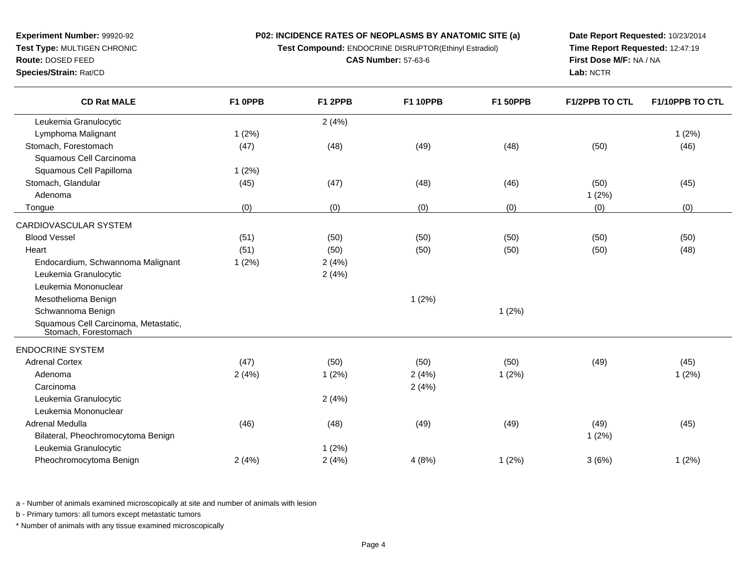**Experiment Number:** 99920-92
**Test Type:** MULTIGEN CHRONIC
**Route:** DOSED FEED
**Species/Strain:** Rat/CD

**P02: INCIDENCE RATES OF NEOPLASMS BY ANATOMIC SITE (a)**
**Test Compound:** ENDOCRINE DISRUPTOR(Ethinyl Estradiol)
**CAS Number:** 57-63-6

**Date Report Requested:** 10/23/2014
**Time Report Requested:** 12:47:19
**First Dose M/F:** NA / NA
**Lab:** NCTR

| CD Rat MALE | F1 0PPB | F1 2PPB | F1 10PPB | F1 50PPB | F1/2PPB TO CTL | F1/10PPB TO CTL |
|---|---|---|---|---|---|---|
| Leukemia Granulocytic | | 2 (4%) | | | | |
| Lymphoma Malignant | 1 (2%) | | | | | 1 (2%) |
| Stomach, Forestomach | (47) | (48) | (49) | (48) | (50) | (46) |
| Squamous Cell Carcinoma | | | | | | |
| Squamous Cell Papilloma | 1 (2%) | | | | | |
| Stomach, Glandular | (45) | (47) | (48) | (46) | (50) | (45) |
| Adenoma | | | | | 1 (2%) | |
| Tongue | (0) | (0) | (0) | (0) | (0) | (0) |
| CARDIOVASCULAR SYSTEM | | | | | | |
| Blood Vessel | (51) | (50) | (50) | (50) | (50) | (50) |
| Heart | (51) | (50) | (50) | (50) | (50) | (48) |
| Endocardium, Schwannoma Malignant | 1 (2%) | 2 (4%) | | | | |
| Leukemia Granulocytic | | 2 (4%) | | | | |
| Leukemia Mononuclear | | | | | | |
| Mesothelioma Benign | | | 1 (2%) | | | |
| Schwannoma Benign | | | | 1 (2%) | | |
| Squamous Cell Carcinoma, Metastatic, Stomach, Forestomach | | | | | | |
| ENDOCRINE SYSTEM | | | | | | |
| Adrenal Cortex | (47) | (50) | (50) | (50) | (49) | (45) |
| Adenoma | 2 (4%) | 1 (2%) | 2 (4%) | 1 (2%) | | 1 (2%) |
| Carcinoma | | | 2 (4%) | | | |
| Leukemia Granulocytic | | 2 (4%) | | | | |
| Leukemia Mononuclear | | | | | | |
| Adrenal Medulla | (46) | (48) | (49) | (49) | (49) | (45) |
| Bilateral, Pheochromocytoma Benign | | | | | 1 (2%) | |
| Leukemia Granulocytic | | 1 (2%) | | | | |
| Pheochromocytoma Benign | 2 (4%) | 2 (4%) | 4 (8%) | 1 (2%) | 3 (6%) | 1 (2%) |

a - Number of animals examined microscopically at site and number of animals with lesion

b - Primary tumors: all tumors except metastatic tumors

* Number of animals with any tissue examined microscopically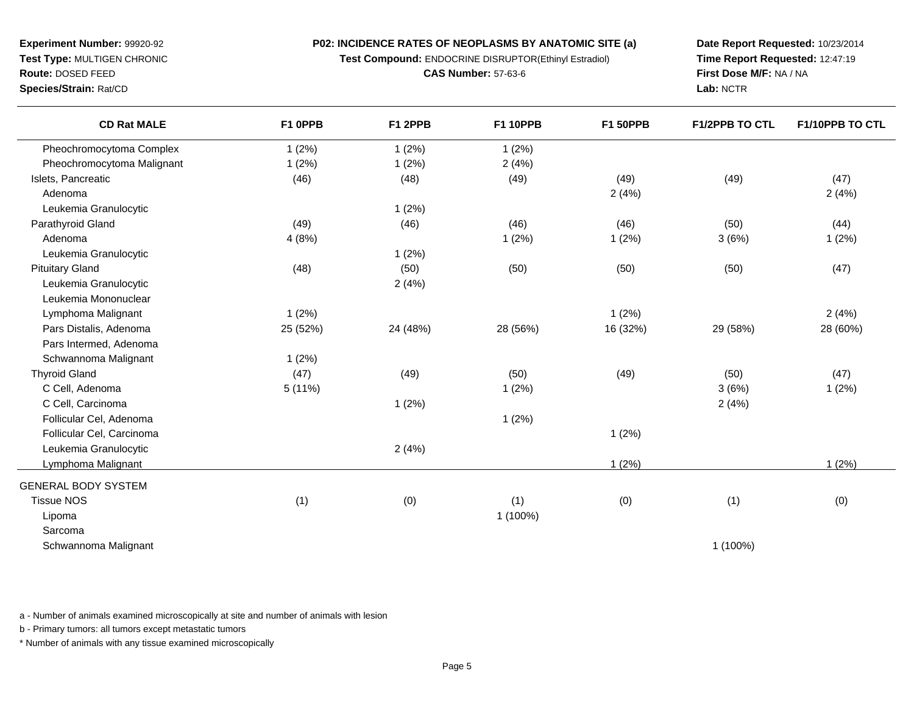**Experiment Number:** 99920-92
**Test Type:** MULTIGEN CHRONIC
**Route:** DOSED FEED
**Species/Strain:** Rat/CD

**P02: INCIDENCE RATES OF NEOPLASMS BY ANATOMIC SITE (a)**
**Test Compound:** ENDOCRINE DISRUPTOR(Ethinyl Estradiol)
**CAS Number:** 57-63-6

**Date Report Requested:** 10/23/2014
**Time Report Requested:** 12:47:19
**First Dose M/F:** NA / NA
**Lab:** NCTR

| CD Rat MALE | F1 0PPB | F1 2PPB | F1 10PPB | F1 50PPB | F1/2PPB TO CTL | F1/10PPB TO CTL |
|---|---|---|---|---|---|---|
| Pheochromocytoma Complex | 1 (2%) | 1 (2%) | 1 (2%) | | | |
| Pheochromocytoma Malignant | 1 (2%) | 1 (2%) | 2 (4%) | | | |
| Islets, Pancreatic | (46) | (48) | (49) | (49) | (49) | (47) |
| Adenoma | | | | 2 (4%) | | 2 (4%) |
| Leukemia Granulocytic | | 1 (2%) | | | | |
| Parathyroid Gland | (49) | (46) | (46) | (46) | (50) | (44) |
| Adenoma | 4 (8%) | | 1 (2%) | 1 (2%) | 3 (6%) | 1 (2%) |
| Leukemia Granulocytic | | 1 (2%) | | | | |
| Pituitary Gland | (48) | (50) | (50) | (50) | (50) | (47) |
| Leukemia Granulocytic | | 2 (4%) | | | | |
| Leukemia Mononuclear | | | | | | |
| Lymphoma Malignant | 1 (2%) | | | 1 (2%) | | 2 (4%) |
| Pars Distalis, Adenoma | 25 (52%) | 24 (48%) | 28 (56%) | 16 (32%) | 29 (58%) | 28 (60%) |
| Pars Intermed, Adenoma | | | | | | |
| Schwannoma Malignant | 1 (2%) | | | | | |
| Thyroid Gland | (47) | (49) | (50) | (49) | (50) | (47) |
| C Cell, Adenoma | 5 (11%) | | 1 (2%) | | 3 (6%) | 1 (2%) |
| C Cell, Carcinoma | | 1 (2%) | | | 2 (4%) | |
| Follicular Cel, Adenoma | | | 1 (2%) | | | |
| Follicular Cel, Carcinoma | | | | 1 (2%) | | |
| Leukemia Granulocytic | | 2 (4%) | | | | |
| Lymphoma Malignant | | | | 1 (2%) | | 1 (2%) |
| GENERAL BODY SYSTEM | | | | | | |
| Tissue NOS | (1) | (0) | (1) | (0) | (1) | (0) |
| Lipoma | | | 1 (100%) | | | |
| Sarcoma | | | | | | |
| Schwannoma Malignant | | | | | 1 (100%) | |

a - Number of animals examined microscopically at site and number of animals with lesion

b - Primary tumors: all tumors except metastatic tumors

* Number of animals with any tissue examined microscopically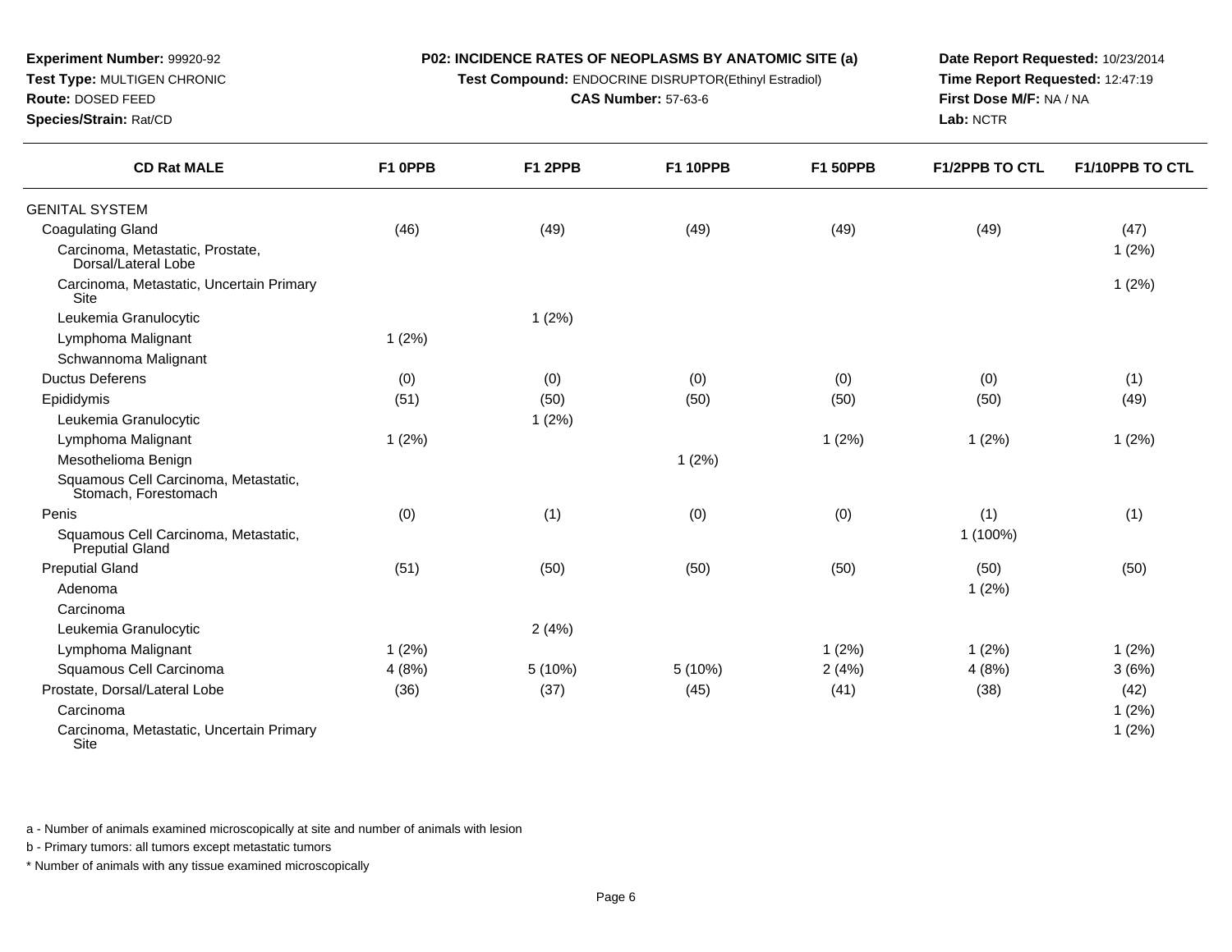**Experiment Number:** 99920-92
**Test Type:** MULTIGEN CHRONIC
**Route:** DOSED FEED
**Species/Strain:** Rat/CD

**P02: INCIDENCE RATES OF NEOPLASMS BY ANATOMIC SITE (a)**
**Test Compound:** ENDOCRINE DISRUPTOR(Ethinyl Estradiol)
**CAS Number:** 57-63-6

**Date Report Requested:** 10/23/2014
**Time Report Requested:** 12:47:19
**First Dose M/F:** NA / NA
**Lab:** NCTR

| CD Rat MALE | F1 0PPB | F1 2PPB | F1 10PPB | F1 50PPB | F1/2PPB TO CTL | F1/10PPB TO CTL |
|---|---|---|---|---|---|---|
| GENITAL SYSTEM | | | | | | |
| Coagulating Gland | (46) | (49) | (49) | (49) | (49) | (47) |
| Carcinoma, Metastatic, Prostate, Dorsal/Lateral Lobe | | | | | | 1 (2%) |
| Carcinoma, Metastatic, Uncertain Primary Site | | | | | | 1 (2%) |
| Leukemia Granulocytic | | 1 (2%) | | | | |
| Lymphoma Malignant | 1 (2%) | | | | | |
| Schwannoma Malignant | | | | | | |
| Ductus Deferens | (0) | (0) | (0) | (0) | (0) | (1) |
| Epididymis | (51) | (50) | (50) | (50) | (50) | (49) |
| Leukemia Granulocytic | | 1 (2%) | | | | |
| Lymphoma Malignant | 1 (2%) | | | 1 (2%) | 1 (2%) | 1 (2%) |
| Mesothelioma Benign | | | 1 (2%) | | | |
| Squamous Cell Carcinoma, Metastatic, Stomach, Forestomach | | | | | | |
| Penis | (0) | (1) | (0) | (0) | (1) | (1) |
| Squamous Cell Carcinoma, Metastatic, Preputial Gland | | | | | 1 (100%) | |
| Preputial Gland | (51) | (50) | (50) | (50) | (50) | (50) |
| Adenoma | | | | | 1 (2%) | |
| Carcinoma | | | | | | |
| Leukemia Granulocytic | | 2 (4%) | | | | |
| Lymphoma Malignant | 1 (2%) | | | 1 (2%) | 1 (2%) | 1 (2%) |
| Squamous Cell Carcinoma | 4 (8%) | 5 (10%) | 5 (10%) | 2 (4%) | 4 (8%) | 3 (6%) |
| Prostate, Dorsal/Lateral Lobe | (36) | (37) | (45) | (41) | (38) | (42) |
| Carcinoma | | | | | | 1 (2%) |
| Carcinoma, Metastatic, Uncertain Primary Site | | | | | | 1 (2%) |

a - Number of animals examined microscopically at site and number of animals with lesion

b - Primary tumors: all tumors except metastatic tumors

* Number of animals with any tissue examined microscopically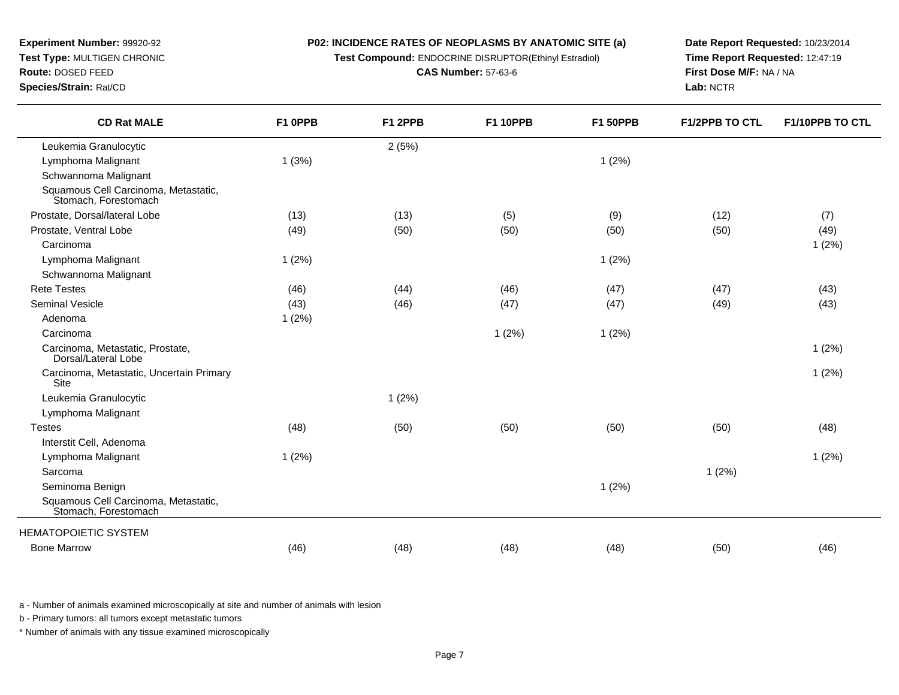**Experiment Number:** 99920-92
**Test Type:** MULTIGEN CHRONIC
**Route:** DOSED FEED
**Species/Strain:** Rat/CD

**P02: INCIDENCE RATES OF NEOPLASMS BY ANATOMIC SITE (a)**
**Test Compound:** ENDOCRINE DISRUPTOR(Ethinyl Estradiol)
**CAS Number:** 57-63-6

**Date Report Requested:** 10/23/2014
**Time Report Requested:** 12:47:19
**First Dose M/F:** NA / NA
**Lab:** NCTR

| CD Rat MALE | F1 0PPB | F1 2PPB | F1 10PPB | F1 50PPB | F1/2PPB TO CTL | F1/10PPB TO CTL |
|---|---|---|---|---|---|---|
| Leukemia Granulocytic | | 2 (5%) | | | | |
| Lymphoma Malignant | 1 (3%) | | | 1 (2%) | | |
| Schwannoma Malignant | | | | | | |
| Squamous Cell Carcinoma, Metastatic, Stomach, Forestomach | | | | | | |
| Prostate, Dorsal/lateral Lobe | (13) | (13) | (5) | (9) | (12) | (7) |
| Prostate, Ventral Lobe | (49) | (50) | (50) | (50) | (50) | (49) |
| Carcinoma | | | | | | 1 (2%) |
| Lymphoma Malignant | 1 (2%) | | | 1 (2%) | | |
| Schwannoma Malignant | | | | | | |
| Rete Testes | (46) | (44) | (46) | (47) | (47) | (43) |
| Seminal Vesicle | (43) | (46) | (47) | (47) | (49) | (43) |
| Adenoma | 1 (2%) | | | | | |
| Carcinoma | | | 1 (2%) | 1 (2%) | | |
| Carcinoma, Metastatic, Prostate, Dorsal/Lateral Lobe | | | | | | 1 (2%) |
| Carcinoma, Metastatic, Uncertain Primary Site | | | | | | 1 (2%) |
| Leukemia Granulocytic | | 1 (2%) | | | | |
| Lymphoma Malignant | | | | | | |
| Testes | (48) | (50) | (50) | (50) | (50) | (48) |
| Interstit Cell, Adenoma | | | | | | |
| Lymphoma Malignant | 1 (2%) | | | | | 1 (2%) |
| Sarcoma | | | | | 1 (2%) | |
| Seminoma Benign | | | | 1 (2%) | | |
| Squamous Cell Carcinoma, Metastatic, Stomach, Forestomach | | | | | | |
| HEMATOPOIETIC SYSTEM | | | | | | |
| Bone Marrow | (46) | (48) | (48) | (48) | (50) | (46) |

a - Number of animals examined microscopically at site and number of animals with lesion

b - Primary tumors: all tumors except metastatic tumors

* Number of animals with any tissue examined microscopically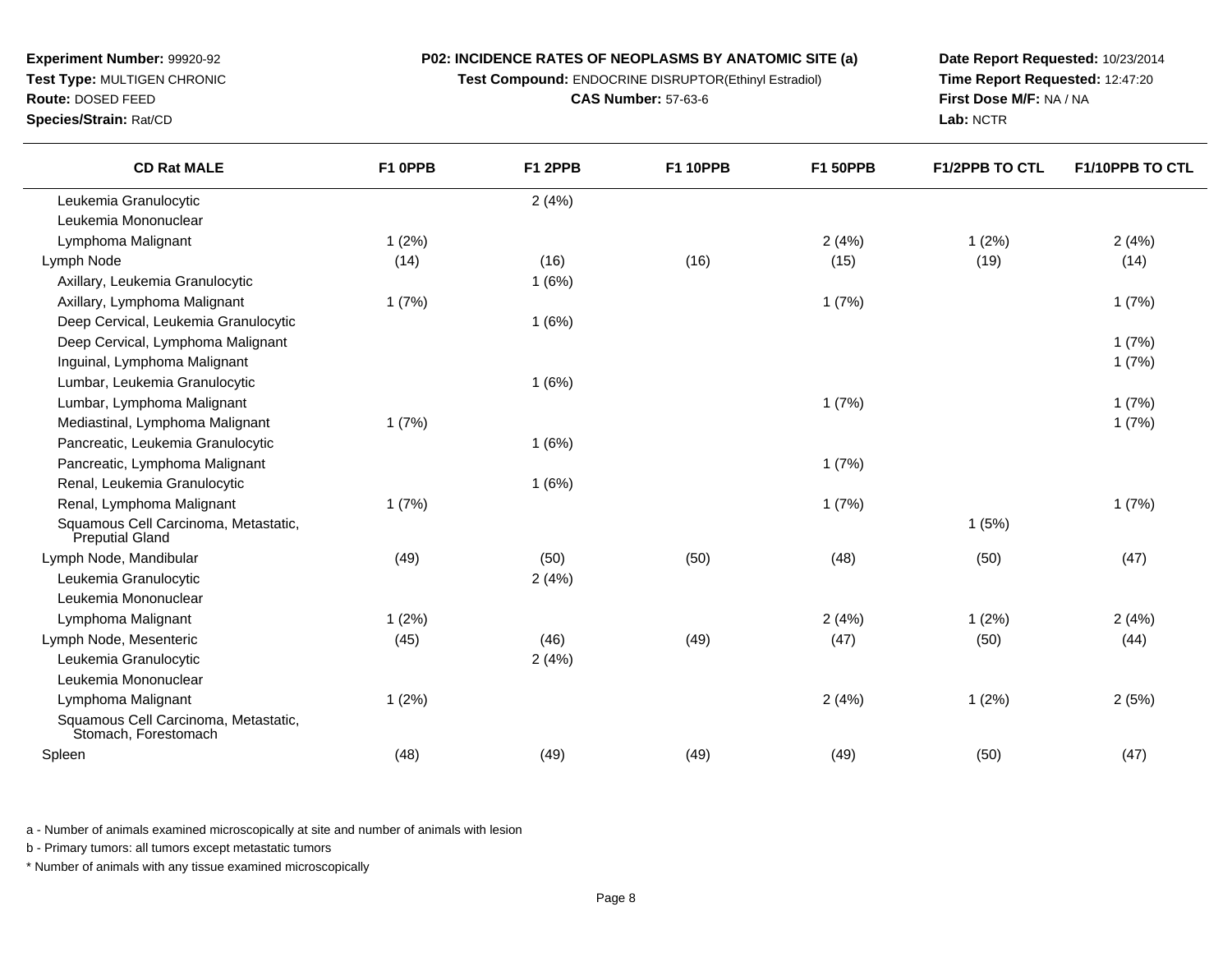**Experiment Number:** 99920-92
**Test Type:** MULTIGEN CHRONIC
**Route:** DOSED FEED
**Species/Strain:** Rat/CD

**P02: INCIDENCE RATES OF NEOPLASMS BY ANATOMIC SITE (a)**
**Test Compound:** ENDOCRINE DISRUPTOR(Ethinyl Estradiol)
**CAS Number:** 57-63-6

**Date Report Requested:** 10/23/2014
**Time Report Requested:** 12:47:20
**First Dose M/F:** NA / NA
**Lab:** NCTR

| CD Rat MALE | F1 0PPB | F1 2PPB | F1 10PPB | F1 50PPB | F1/2PPB TO CTL | F1/10PPB TO CTL |
|---|---|---|---|---|---|---|
| Leukemia Granulocytic | | 2 (4%) | | | | |
| Leukemia Mononuclear | | | | | | |
| Lymphoma Malignant | 1 (2%) | | | 2 (4%) | 1 (2%) | 2 (4%) |
| Lymph Node | (14) | (16) | (16) | (15) | (19) | (14) |
| Axillary, Leukemia Granulocytic | | 1 (6%) | | | | |
| Axillary, Lymphoma Malignant | 1 (7%) | | | 1 (7%) | | 1 (7%) |
| Deep Cervical, Leukemia Granulocytic | | 1 (6%) | | | | |
| Deep Cervical, Lymphoma Malignant | | | | | | 1 (7%) |
| Inguinal, Lymphoma Malignant | | | | | | 1 (7%) |
| Lumbar, Leukemia Granulocytic | | 1 (6%) | | | | |
| Lumbar, Lymphoma Malignant | | | | 1 (7%) | | 1 (7%) |
| Mediastinal, Lymphoma Malignant | 1 (7%) | | | | | 1 (7%) |
| Pancreatic, Leukemia Granulocytic | | 1 (6%) | | | | |
| Pancreatic, Lymphoma Malignant | | | | 1 (7%) | | |
| Renal, Leukemia Granulocytic | | 1 (6%) | | | | |
| Renal, Lymphoma Malignant | 1 (7%) | | | 1 (7%) | | 1 (7%) |
| Squamous Cell Carcinoma, Metastatic, Preputial Gland | | | | | 1 (5%) | |
| Lymph Node, Mandibular | (49) | (50) | (50) | (48) | (50) | (47) |
| Leukemia Granulocytic | | 2 (4%) | | | | |
| Leukemia Mononuclear | | | | | | |
| Lymphoma Malignant | 1 (2%) | | | 2 (4%) | 1 (2%) | 2 (4%) |
| Lymph Node, Mesenteric | (45) | (46) | (49) | (47) | (50) | (44) |
| Leukemia Granulocytic | | 2 (4%) | | | | |
| Leukemia Mononuclear | | | | | | |
| Lymphoma Malignant | 1 (2%) | | | 2 (4%) | 1 (2%) | 2 (5%) |
| Squamous Cell Carcinoma, Metastatic, Stomach, Forestomach | | | | | | |
| Spleen | (48) | (49) | (49) | (49) | (50) | (47) |

a - Number of animals examined microscopically at site and number of animals with lesion

b - Primary tumors: all tumors except metastatic tumors

* Number of animals with any tissue examined microscopically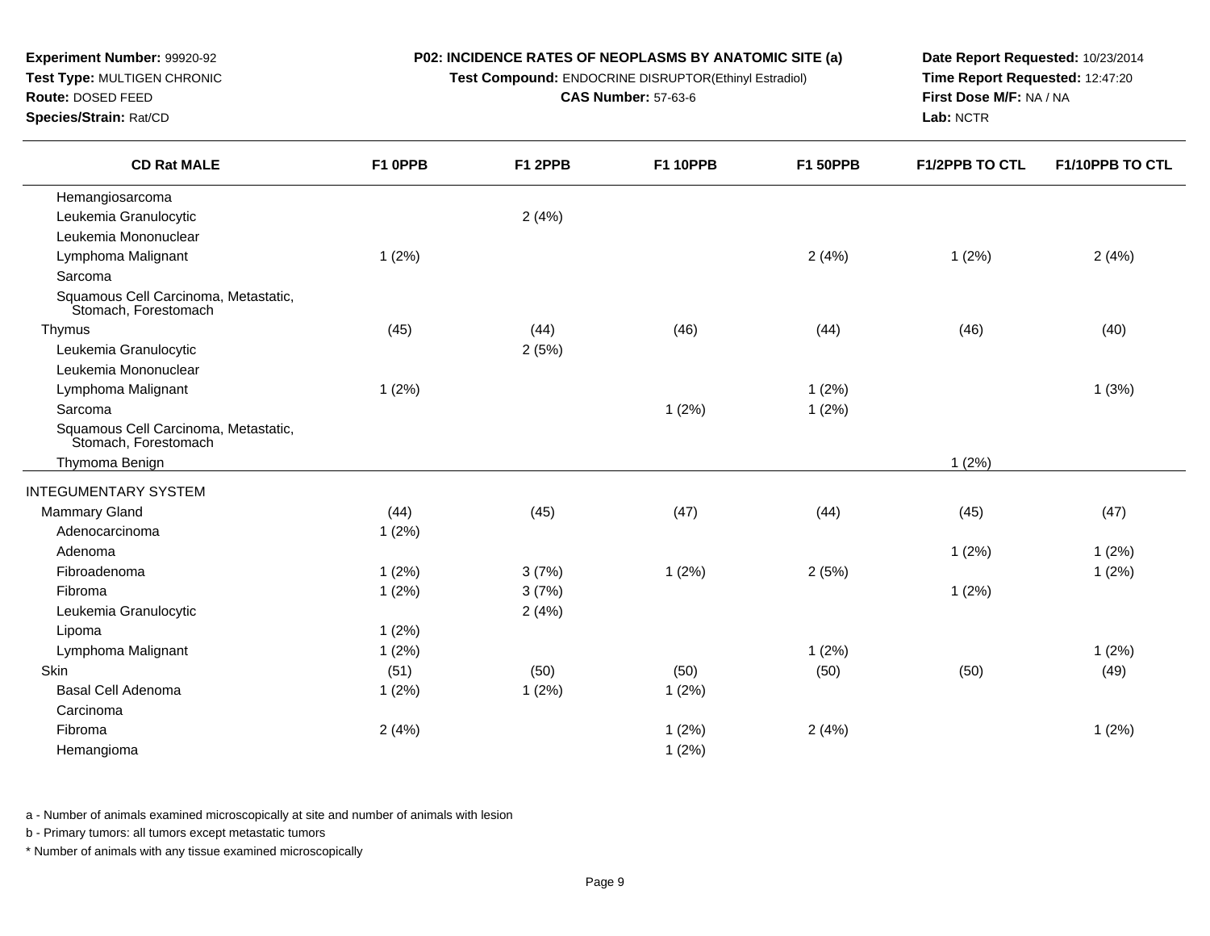**Experiment Number:** 99920-92
**Test Type:** MULTIGEN CHRONIC
**Route:** DOSED FEED
**Species/Strain:** Rat/CD

**P02: INCIDENCE RATES OF NEOPLASMS BY ANATOMIC SITE (a)**
**Test Compound:** ENDOCRINE DISRUPTOR(Ethinyl Estradiol)
**CAS Number:** 57-63-6

**Date Report Requested:** 10/23/2014
**Time Report Requested:** 12:47:20
**First Dose M/F:** NA / NA
**Lab:** NCTR

| CD Rat MALE | F1 0PPB | F1 2PPB | F1 10PPB | F1 50PPB | F1/2PPB TO CTL | F1/10PPB TO CTL |
|---|---|---|---|---|---|---|
| Hemangiosarcoma | | | | | | |
| Leukemia Granulocytic | | 2 (4%) | | | | |
| Leukemia Mononuclear | | | | | | |
| Lymphoma Malignant | 1 (2%) | | | 2 (4%) | 1 (2%) | 2 (4%) |
| Sarcoma | | | | | | |
| Squamous Cell Carcinoma, Metastatic, Stomach, Forestomach | | | | | | |
| Thymus | (45) | (44) | (46) | (44) | (46) | (40) |
| Leukemia Granulocytic | | 2 (5%) | | | | |
| Leukemia Mononuclear | | | | | | |
| Lymphoma Malignant | 1 (2%) | | | 1 (2%) | | 1 (3%) |
| Sarcoma | | | 1 (2%) | 1 (2%) | | |
| Squamous Cell Carcinoma, Metastatic, Stomach, Forestomach | | | | | | |
| Thymoma Benign | | | | | 1 (2%) | |
| INTEGUMENTARY SYSTEM | | | | | | |
| Mammary Gland | (44) | (45) | (47) | (44) | (45) | (47) |
| Adenocarcinoma | 1 (2%) | | | | | |
| Adenoma | | | | | 1 (2%) | 1 (2%) |
| Fibroadenoma | 1 (2%) | 3 (7%) | 1 (2%) | 2 (5%) | | 1 (2%) |
| Fibroma | 1 (2%) | 3 (7%) | | | 1 (2%) | |
| Leukemia Granulocytic | | 2 (4%) | | | | |
| Lipoma | 1 (2%) | | | | | |
| Lymphoma Malignant | 1 (2%) | | | 1 (2%) | | 1 (2%) |
| Skin | (51) | (50) | (50) | (50) | (50) | (49) |
| Basal Cell Adenoma | 1 (2%) | 1 (2%) | 1 (2%) | | | |
| Carcinoma | | | | | | |
| Fibroma | 2 (4%) | | 1 (2%) | 2 (4%) | | 1 (2%) |
| Hemangioma | | | 1 (2%) | | | |

a - Number of animals examined microscopically at site and number of animals with lesion

b - Primary tumors: all tumors except metastatic tumors

* Number of animals with any tissue examined microscopically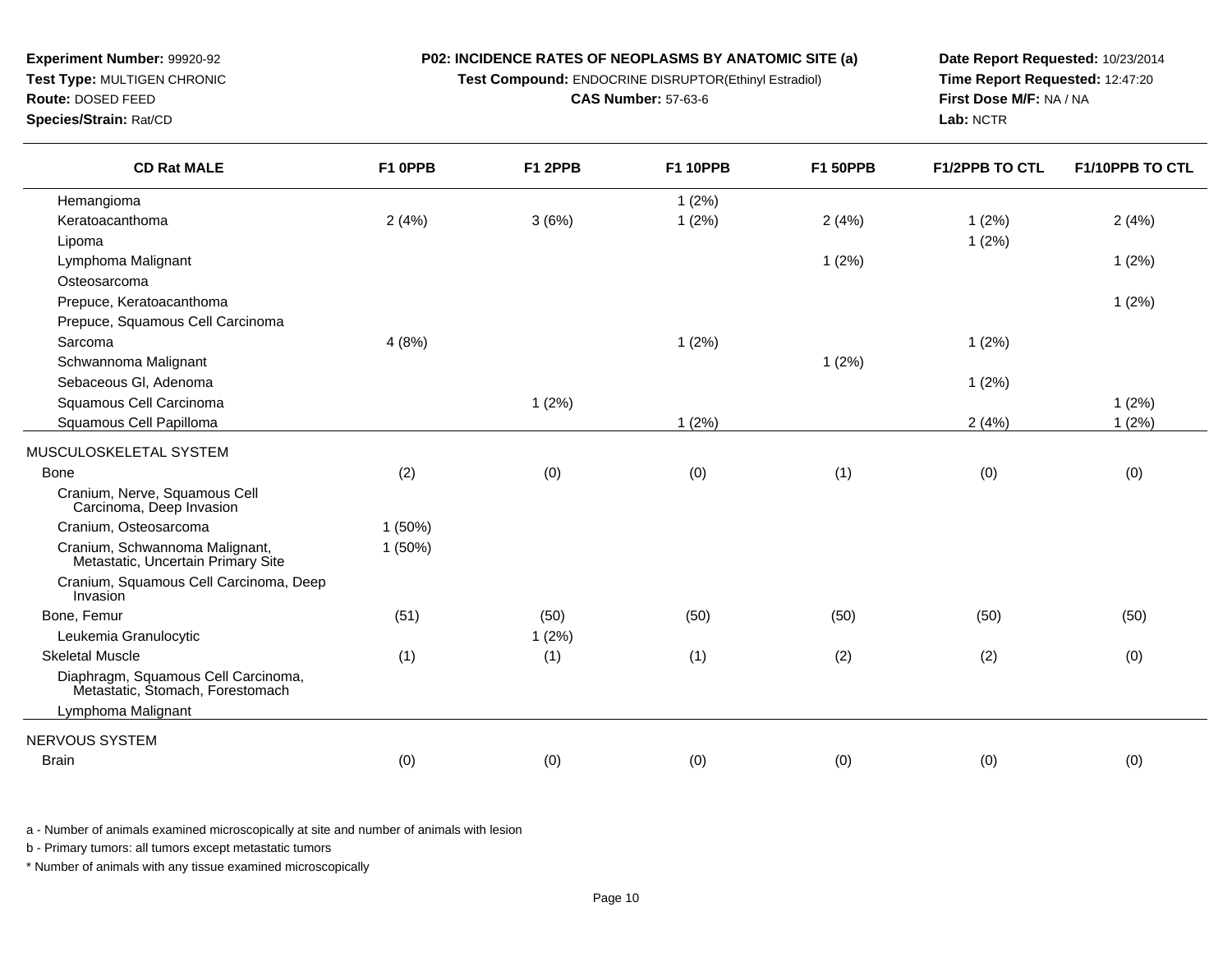**Experiment Number:** 99920-92
**Test Type:** MULTIGEN CHRONIC
**Route:** DOSED FEED
**Species/Strain:** Rat/CD

**P02: INCIDENCE RATES OF NEOPLASMS BY ANATOMIC SITE (a)**
**Test Compound:** ENDOCRINE DISRUPTOR(Ethinyl Estradiol)
**CAS Number:** 57-63-6

**Date Report Requested:** 10/23/2014
**Time Report Requested:** 12:47:20
**First Dose M/F:** NA / NA
**Lab:** NCTR

| CD Rat MALE | F1 0PPB | F1 2PPB | F1 10PPB | F1 50PPB | F1/2PPB TO CTL | F1/10PPB TO CTL |
|---|---|---|---|---|---|---|
| Hemangioma | | | 1 (2%) | | | |
| Keratoacanthoma | 2 (4%) | 3 (6%) | 1 (2%) | 2 (4%) | 1 (2%) | 2 (4%) |
| Lipoma | | | | | 1 (2%) | |
| Lymphoma Malignant | | | | 1 (2%) | | 1 (2%) |
| Osteosarcoma | | | | | | |
| Prepuce, Keratoacanthoma | | | | | | 1 (2%) |
| Prepuce, Squamous Cell Carcinoma | | | | | | |
| Sarcoma | 4 (8%) | | 1 (2%) | | 1 (2%) | |
| Schwannoma Malignant | | | | 1 (2%) | | |
| Sebaceous Gl, Adenoma | | | | | 1 (2%) | |
| Squamous Cell Carcinoma | | 1 (2%) | | | | 1 (2%) |
| Squamous Cell Papilloma | | | 1 (2%) | | 2 (4%) | 1 (2%) |
| MUSCULOSKELETAL SYSTEM | | | | | | |
| Bone | (2) | (0) | (0) | (1) | (0) | (0) |
| Cranium, Nerve, Squamous Cell Carcinoma, Deep Invasion | | | | | | |
| Cranium, Osteosarcoma | 1 (50%) | | | | | |
| Cranium, Schwannoma Malignant, Metastatic, Uncertain Primary Site | 1 (50%) | | | | | |
| Cranium, Squamous Cell Carcinoma, Deep Invasion | | | | | | |
| Bone, Femur | (51) | (50) | (50) | (50) | (50) | (50) |
| Leukemia Granulocytic | | 1 (2%) | | | | |
| Skeletal Muscle | (1) | (1) | (1) | (2) | (2) | (0) |
| Diaphragm, Squamous Cell Carcinoma, Metastatic, Stomach, Forestomach | | | | | | |
| Lymphoma Malignant | | | | | | |
| NERVOUS SYSTEM | | | | | | |
| Brain | (0) | (0) | (0) | (0) | (0) | (0) |

a - Number of animals examined microscopically at site and number of animals with lesion

b - Primary tumors: all tumors except metastatic tumors

* Number of animals with any tissue examined microscopically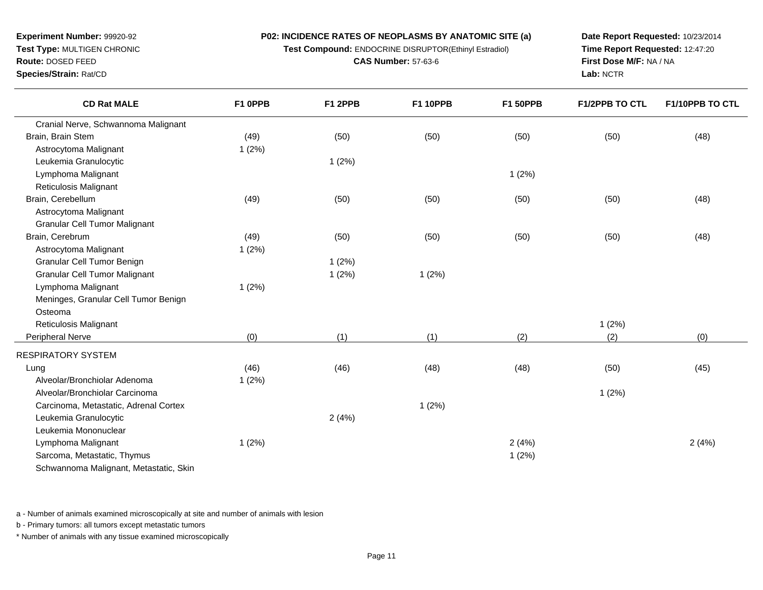**Experiment Number:** 99920-92
**Test Type:** MULTIGEN CHRONIC
**Route:** DOSED FEED
**Species/Strain:** Rat/CD

**P02: INCIDENCE RATES OF NEOPLASMS BY ANATOMIC SITE (a)**
**Test Compound:** ENDOCRINE DISRUPTOR(Ethinyl Estradiol)
**CAS Number:** 57-63-6

**Date Report Requested:** 10/23/2014
**Time Report Requested:** 12:47:20
**First Dose M/F:** NA / NA
**Lab:** NCTR

| CD Rat MALE | F1 0PPB | F1 2PPB | F1 10PPB | F1 50PPB | F1/2PPB TO CTL | F1/10PPB TO CTL |
|---|---|---|---|---|---|---|
| Cranial Nerve, Schwannoma Malignant | | | | | | |
| Brain, Brain Stem | (49) | (50) | (50) | (50) | (50) | (48) |
| Astrocytoma Malignant | 1 (2%) | | | | | |
| Leukemia Granulocytic | | 1 (2%) | | | | |
| Lymphoma Malignant | | | | 1 (2%) | | |
| Reticulosis Malignant | | | | | | |
| Brain, Cerebellum | (49) | (50) | (50) | (50) | (50) | (48) |
| Astrocytoma Malignant | | | | | | |
| Granular Cell Tumor Malignant | | | | | | |
| Brain, Cerebrum | (49) | (50) | (50) | (50) | (50) | (48) |
| Astrocytoma Malignant | 1 (2%) | | | | | |
| Granular Cell Tumor Benign | | 1 (2%) | | | | |
| Granular Cell Tumor Malignant | | 1 (2%) | 1 (2%) | | | |
| Lymphoma Malignant | 1 (2%) | | | | | |
| Meninges, Granular Cell Tumor Benign | | | | | | |
| Osteoma | | | | | | |
| Reticulosis Malignant | | | | | 1 (2%) | |
| Peripheral Nerve | (0) | (1) | (1) | (2) | (2) | (0) |
| RESPIRATORY SYSTEM | | | | | | |
| Lung | (46) | (46) | (48) | (48) | (50) | (45) |
| Alveolar/Bronchiolar Adenoma | 1 (2%) | | | | | |
| Alveolar/Bronchiolar Carcinoma | | | | | 1 (2%) | |
| Carcinoma, Metastatic, Adrenal Cortex | | | 1 (2%) | | | |
| Leukemia Granulocytic | | 2 (4%) | | | | |
| Leukemia Mononuclear | | | | | | |
| Lymphoma Malignant | 1 (2%) | | | 2 (4%) | | 2 (4%) |
| Sarcoma, Metastatic, Thymus | | | | 1 (2%) | | |
| Schwannoma Malignant, Metastatic, Skin | | | | | | |

a - Number of animals examined microscopically at site and number of animals with lesion

b - Primary tumors: all tumors except metastatic tumors

\* Number of animals with any tissue examined microscopically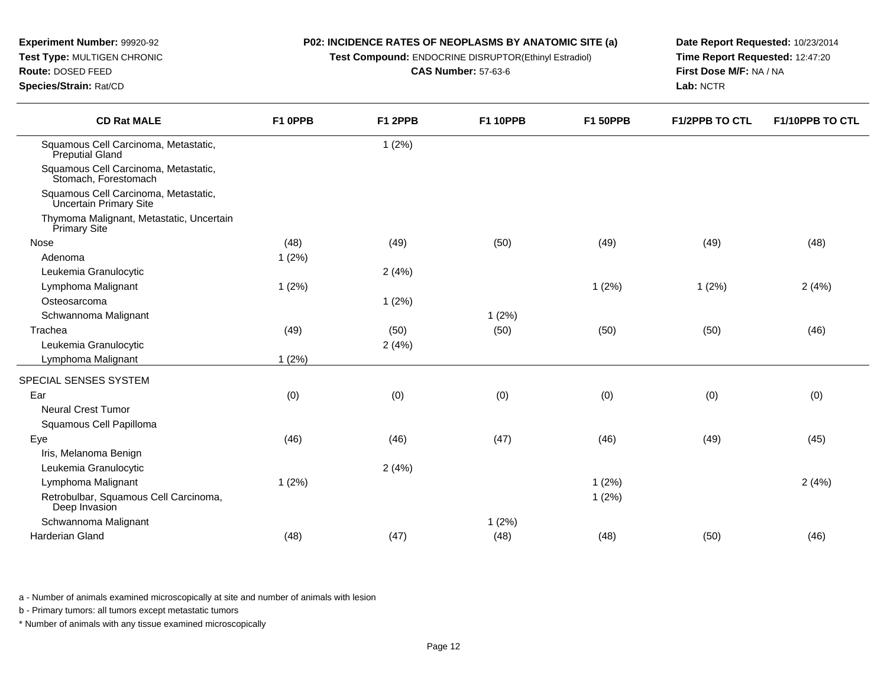**Experiment Number:** 99920-92
**Test Type:** MULTIGEN CHRONIC
**Route:** DOSED FEED
**Species/Strain:** Rat/CD

**P02: INCIDENCE RATES OF NEOPLASMS BY ANATOMIC SITE (a)**
**Test Compound:** ENDOCRINE DISRUPTOR(Ethinyl Estradiol)
**CAS Number:** 57-63-6

**Date Report Requested:** 10/23/2014
**Time Report Requested:** 12:47:20
**First Dose M/F:** NA / NA
**Lab:** NCTR

| CD Rat MALE | F1 0PPB | F1 2PPB | F1 10PPB | F1 50PPB | F1/2PPB TO CTL | F1/10PPB TO CTL |
|---|---|---|---|---|---|---|
| Squamous Cell Carcinoma, Metastatic, Preputial Gland | | 1 (2%) | | | | |
| Squamous Cell Carcinoma, Metastatic, Stomach, Forestomach | | | | | | |
| Squamous Cell Carcinoma, Metastatic, Uncertain Primary Site | | | | | | |
| Thymoma Malignant, Metastatic, Uncertain Primary Site | | | | | | |
| Nose | (48) | (49) | (50) | (49) | (49) | (48) |
| Adenoma | 1 (2%) | | | | | |
| Leukemia Granulocytic | | 2 (4%) | | | | |
| Lymphoma Malignant | 1 (2%) | | | 1 (2%) | 1 (2%) | 2 (4%) |
| Osteosarcoma | | 1 (2%) | | | | |
| Schwannoma Malignant | | | 1 (2%) | | | |
| Trachea | (49) | (50) | (50) | (50) | (50) | (46) |
| Leukemia Granulocytic | | 2 (4%) | | | | |
| Lymphoma Malignant | 1 (2%) | | | | | |
| SPECIAL SENSES SYSTEM | | | | | | |
| Ear | (0) | (0) | (0) | (0) | (0) | (0) |
| Neural Crest Tumor | | | | | | |
| Squamous Cell Papilloma | | | | | | |
| Eye | (46) | (46) | (47) | (46) | (49) | (45) |
| Iris, Melanoma Benign | | | | | | |
| Leukemia Granulocytic | | 2 (4%) | | | | |
| Lymphoma Malignant | 1 (2%) | | | 1 (2%) | | 2 (4%) |
| Retrobulbar, Squamous Cell Carcinoma, Deep Invasion | | | | 1 (2%) | | |
| Schwannoma Malignant | | | 1 (2%) | | | |
| Harderian Gland | (48) | (47) | (48) | (48) | (50) | (46) |

a - Number of animals examined microscopically at site and number of animals with lesion

b - Primary tumors: all tumors except metastatic tumors

* Number of animals with any tissue examined microscopically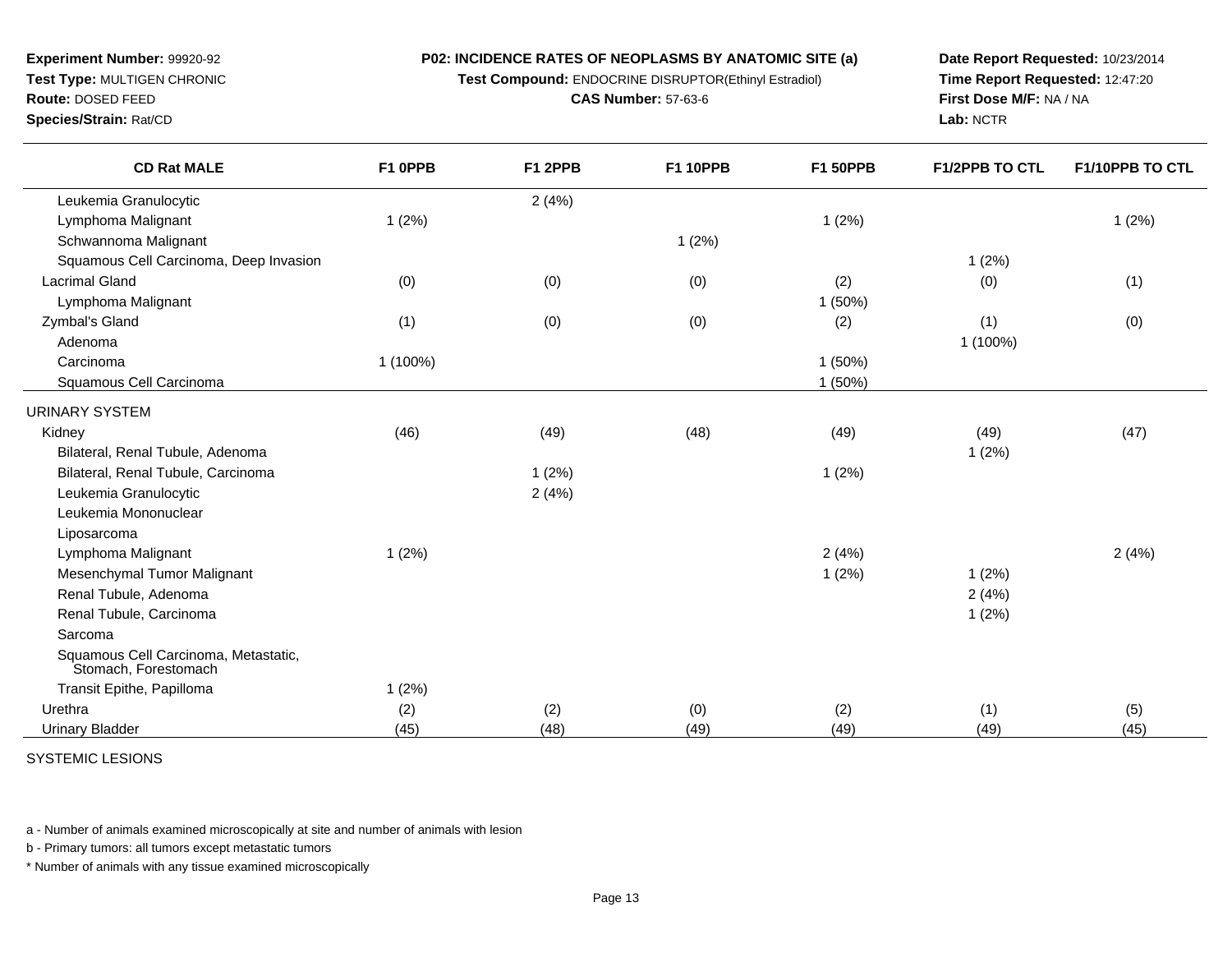**Experiment Number:** 99920-92
**Test Type:** MULTIGEN CHRONIC
**Route:** DOSED FEED
**Species/Strain:** Rat/CD

**P02: INCIDENCE RATES OF NEOPLASMS BY ANATOMIC SITE (a)**
**Test Compound:** ENDOCRINE DISRUPTOR(Ethinyl Estradiol)
**CAS Number:** 57-63-6

**Date Report Requested:** 10/23/2014
**Time Report Requested:** 12:47:20
**First Dose M/F:** NA / NA
**Lab:** NCTR

| CD Rat MALE | F1 0PPB | F1 2PPB | F1 10PPB | F1 50PPB | F1/2PPB TO CTL | F1/10PPB TO CTL |
|---|---|---|---|---|---|---|
| Leukemia Granulocytic | | 2 (4%) | | | | |
| Lymphoma Malignant | 1 (2%) | | | 1 (2%) | | 1 (2%) |
| Schwannoma Malignant | | | 1 (2%) | | | |
| Squamous Cell Carcinoma, Deep Invasion | | | | | 1 (2%) | |
| Lacrimal Gland | (0) | (0) | (0) | (2) | (0) | (1) |
| Lymphoma Malignant | | | | 1 (50%) | | |
| Zymbal's Gland | (1) | (0) | (0) | (2) | (1) | (0) |
| Adenoma | | | | | 1 (100%) | |
| Carcinoma | 1 (100%) | | | 1 (50%) | | |
| Squamous Cell Carcinoma | | | | 1 (50%) | | |
| URINARY SYSTEM | | | | | | |
| Kidney | (46) | (49) | (48) | (49) | (49) | (47) |
| Bilateral, Renal Tubule, Adenoma | | | | | 1 (2%) | |
| Bilateral, Renal Tubule, Carcinoma | | 1 (2%) | | 1 (2%) | | |
| Leukemia Granulocytic | | 2 (4%) | | | | |
| Leukemia Mononuclear | | | | | | |
| Liposarcoma | | | | | | |
| Lymphoma Malignant | 1 (2%) | | | 2 (4%) | | 2 (4%) |
| Mesenchymal Tumor Malignant | | | | 1 (2%) | 1 (2%) | |
| Renal Tubule, Adenoma | | | | | 2 (4%) | |
| Renal Tubule, Carcinoma | | | | | 1 (2%) | |
| Sarcoma | | | | | | |
| Squamous Cell Carcinoma, Metastatic, Stomach, Forestomach | | | | | | |
| Transit Epithe, Papilloma | 1 (2%) | | | | | |
| Urethra | (2) | (2) | (0) | (2) | (1) | (5) |
| Urinary Bladder | (45) | (48) | (49) | (49) | (49) | (45) |

SYSTEMIC LESIONS

a - Number of animals examined microscopically at site and number of animals with lesion

b - Primary tumors: all tumors except metastatic tumors

* Number of animals with any tissue examined microscopically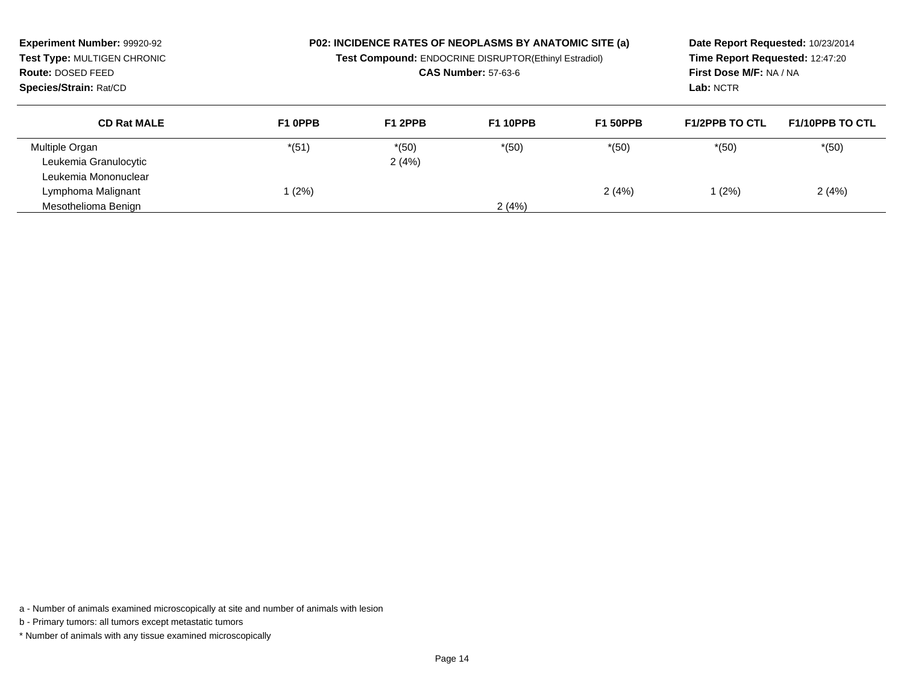**Experiment Number:** 99920-92
**Test Type:** MULTIGEN CHRONIC
**Route:** DOSED FEED
**Species/Strain:** Rat/CD

**P02: INCIDENCE RATES OF NEOPLASMS BY ANATOMIC SITE (a)**
**Test Compound:** ENDOCRINE DISRUPTOR(Ethinyl Estradiol)
**CAS Number:** 57-63-6

**Date Report Requested:** 10/23/2014
**Time Report Requested:** 12:47:20
**First Dose M/F:** NA / NA
**Lab:** NCTR

| CD Rat MALE | F1 0PPB | F1 2PPB | F1 10PPB | F1 50PPB | F1/2PPB TO CTL | F1/10PPB TO CTL |
|---|---|---|---|---|---|---|
| Multiple Organ | *(51) | *(50) | *(50) | *(50) | *(50) | *(50) |
| Leukemia Granulocytic | | 2 (4%) | | | | |
| Leukemia Mononuclear | | | | | | |
| Lymphoma Malignant | 1 (2%) | | | 2 (4%) | 1 (2%) | 2 (4%) |
| Mesothelioma Benign | | | 2 (4%) | | | |

a - Number of animals examined microscopically at site and number of animals with lesion

b - Primary tumors: all tumors except metastatic tumors

* Number of animals with any tissue examined microscopically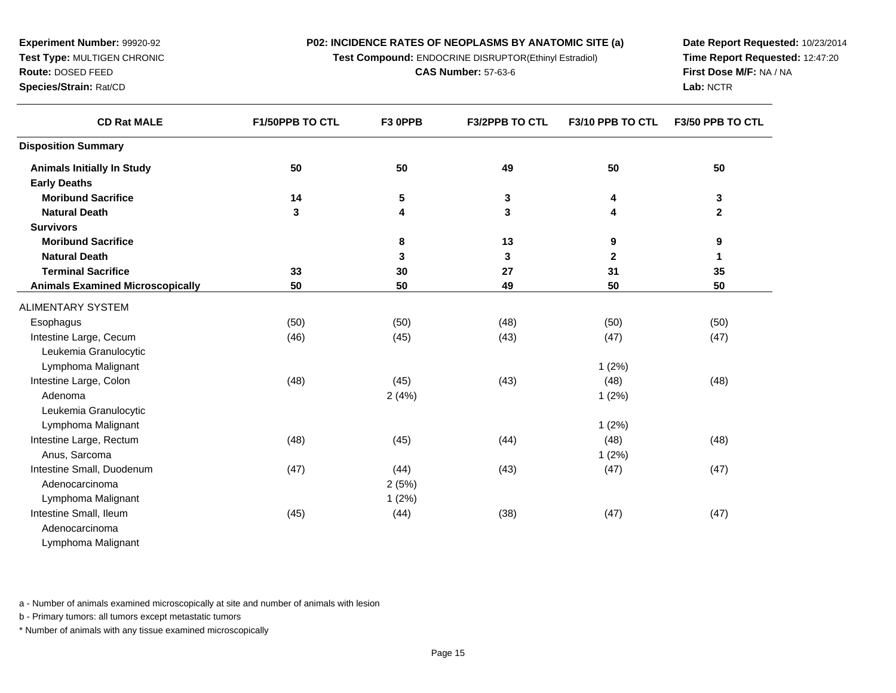**Experiment Number:** 99920-92
**Test Type:** MULTIGEN CHRONIC
**Route:** DOSED FEED
**Species/Strain:** Rat/CD

**P02: INCIDENCE RATES OF NEOPLASMS BY ANATOMIC SITE (a)**
**Test Compound:** ENDOCRINE DISRUPTOR(Ethinyl Estradiol)
**CAS Number:** 57-63-6

**Date Report Requested:** 10/23/2014
**Time Report Requested:** 12:47:20
**First Dose M/F:** NA / NA
**Lab:** NCTR

| CD Rat MALE | F1/50PPB TO CTL | F3 0PPB | F3/2PPB TO CTL | F3/10 PPB TO CTL | F3/50 PPB TO CTL |
|---|---|---|---|---|---|
| **Disposition Summary** | | | | | |
| **Animals Initially In Study** | **50** | **50** | **49** | **50** | **50** |
| **Early Deaths** | | | | | |
| **Moribund Sacrifice** | **14** | **5** | **3** | **4** | **3** |
| **Natural Death** | **3** | **4** | **3** | **4** | **2** |
| **Survivors** | | | | | |
| **Moribund Sacrifice** | | **8** | **13** | **9** | **9** |
| **Natural Death** | | **3** | **3** | **2** | **1** |
| **Terminal Sacrifice** | **33** | **30** | **27** | **31** | **35** |
| **Animals Examined Microscopically** | **50** | **50** | **49** | **50** | **50** |
| ALIMENTARY SYSTEM | | | | | |
| Esophagus | (50) | (50) | (48) | (50) | (50) |
| Intestine Large, Cecum | (46) | (45) | (43) | (47) | (47) |
| Leukemia Granulocytic | | | | | |
| Lymphoma Malignant | | | | 1 (2%) | |
| Intestine Large, Colon | (48) | (45) | (43) | (48) | (48) |
| Adenoma | | 2 (4%) | | 1 (2%) | |
| Leukemia Granulocytic | | | | | |
| Lymphoma Malignant | | | | 1 (2%) | |
| Intestine Large, Rectum | (48) | (45) | (44) | (48) | (48) |
| Anus, Sarcoma | | | | 1 (2%) | |
| Intestine Small, Duodenum | (47) | (44) | (43) | (47) | (47) |
| Adenocarcinoma | | 2 (5%) | | | |
| Lymphoma Malignant | | 1 (2%) | | | |
| Intestine Small, Ileum | (45) | (44) | (38) | (47) | (47) |
| Adenocarcinoma | | | | | |
| Lymphoma Malignant | | | | | |

a - Number of animals examined microscopically at site and number of animals with lesion

b - Primary tumors: all tumors except metastatic tumors

* Number of animals with any tissue examined microscopically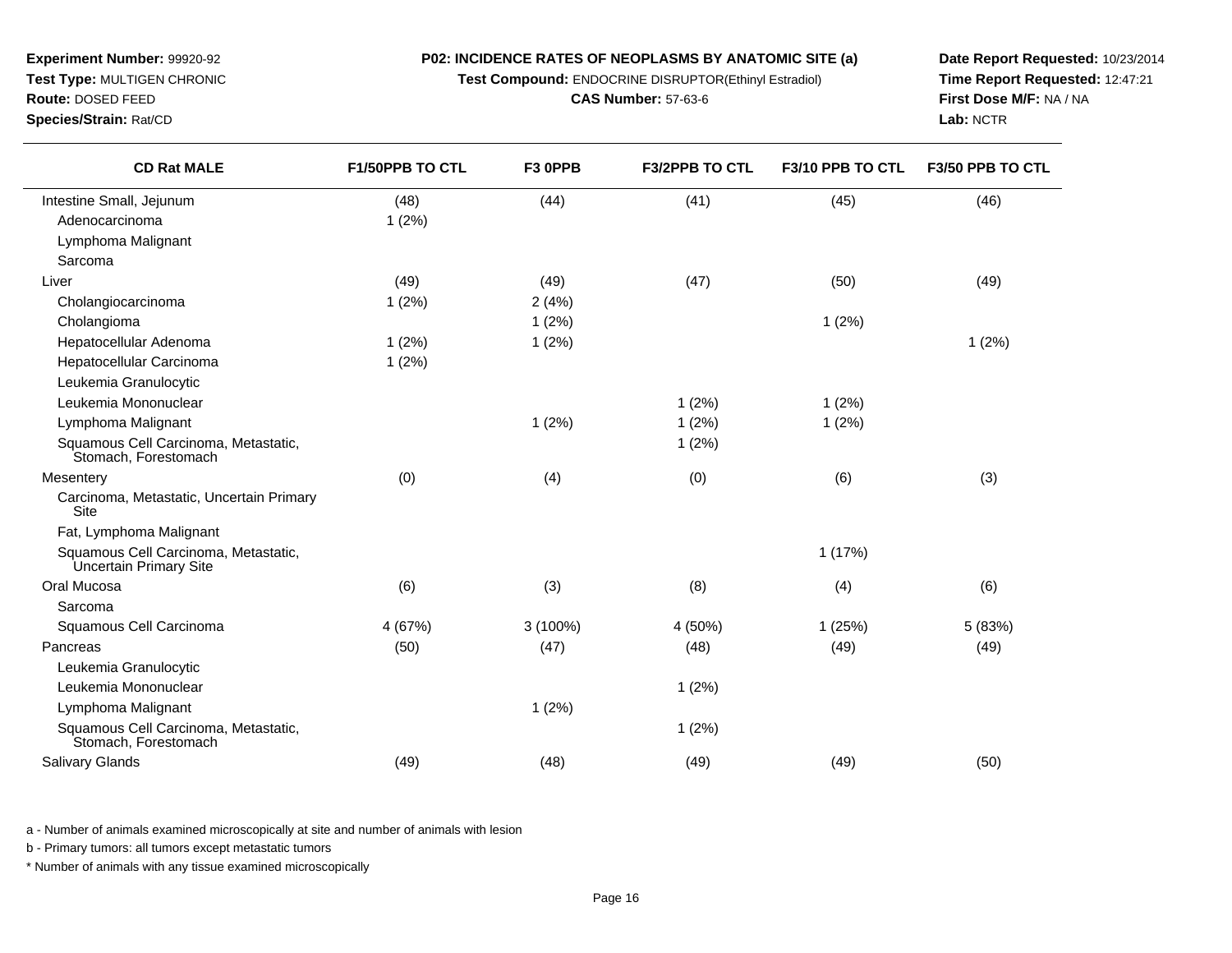**Experiment Number:** 99920-92
**Test Type:** MULTIGEN CHRONIC
**Route:** DOSED FEED
**Species/Strain:** Rat/CD

**P02: INCIDENCE RATES OF NEOPLASMS BY ANATOMIC SITE (a)**
**Test Compound:** ENDOCRINE DISRUPTOR(Ethinyl Estradiol)
**CAS Number:** 57-63-6

**Date Report Requested:** 10/23/2014
**Time Report Requested:** 12:47:21
**First Dose M/F:** NA / NA
**Lab:** NCTR

| CD Rat MALE | F1/50PPB TO CTL | F3 0PPB | F3/2PPB TO CTL | F3/10 PPB TO CTL | F3/50 PPB TO CTL |
|---|---|---|---|---|---|
| Intestine Small, Jejunum | (48) | (44) | (41) | (45) | (46) |
| Adenocarcinoma | 1 (2%) | | | | |
| Lymphoma Malignant | | | | | |
| Sarcoma | | | | | |
| Liver | (49) | (49) | (47) | (50) | (49) |
| Cholangiocarcinoma | 1 (2%) | 2 (4%) | | | |
| Cholangioma | | 1 (2%) | | 1 (2%) | |
| Hepatocellular Adenoma | 1 (2%) | 1 (2%) | | | 1 (2%) |
| Hepatocellular Carcinoma | 1 (2%) | | | | |
| Leukemia Granulocytic | | | | | |
| Leukemia Mononuclear | | | 1 (2%) | 1 (2%) | |
| Lymphoma Malignant | | 1 (2%) | 1 (2%) | 1 (2%) | |
| Squamous Cell Carcinoma, Metastatic, Stomach, Forestomach | | | 1 (2%) | | |
| Mesentery | (0) | (4) | (0) | (6) | (3) |
| Carcinoma, Metastatic, Uncertain Primary Site | | | | | |
| Fat, Lymphoma Malignant | | | | | |
| Squamous Cell Carcinoma, Metastatic, Uncertain Primary Site | | | | 1 (17%) | |
| Oral Mucosa | (6) | (3) | (8) | (4) | (6) |
| Sarcoma | | | | | |
| Squamous Cell Carcinoma | 4 (67%) | 3 (100%) | 4 (50%) | 1 (25%) | 5 (83%) |
| Pancreas | (50) | (47) | (48) | (49) | (49) |
| Leukemia Granulocytic | | | | | |
| Leukemia Mononuclear | | | 1 (2%) | | |
| Lymphoma Malignant | | 1 (2%) | | | |
| Squamous Cell Carcinoma, Metastatic, Stomach, Forestomach | | | 1 (2%) | | |
| Salivary Glands | (49) | (48) | (49) | (49) | (50) |

a - Number of animals examined microscopically at site and number of animals with lesion

b - Primary tumors: all tumors except metastatic tumors

* Number of animals with any tissue examined microscopically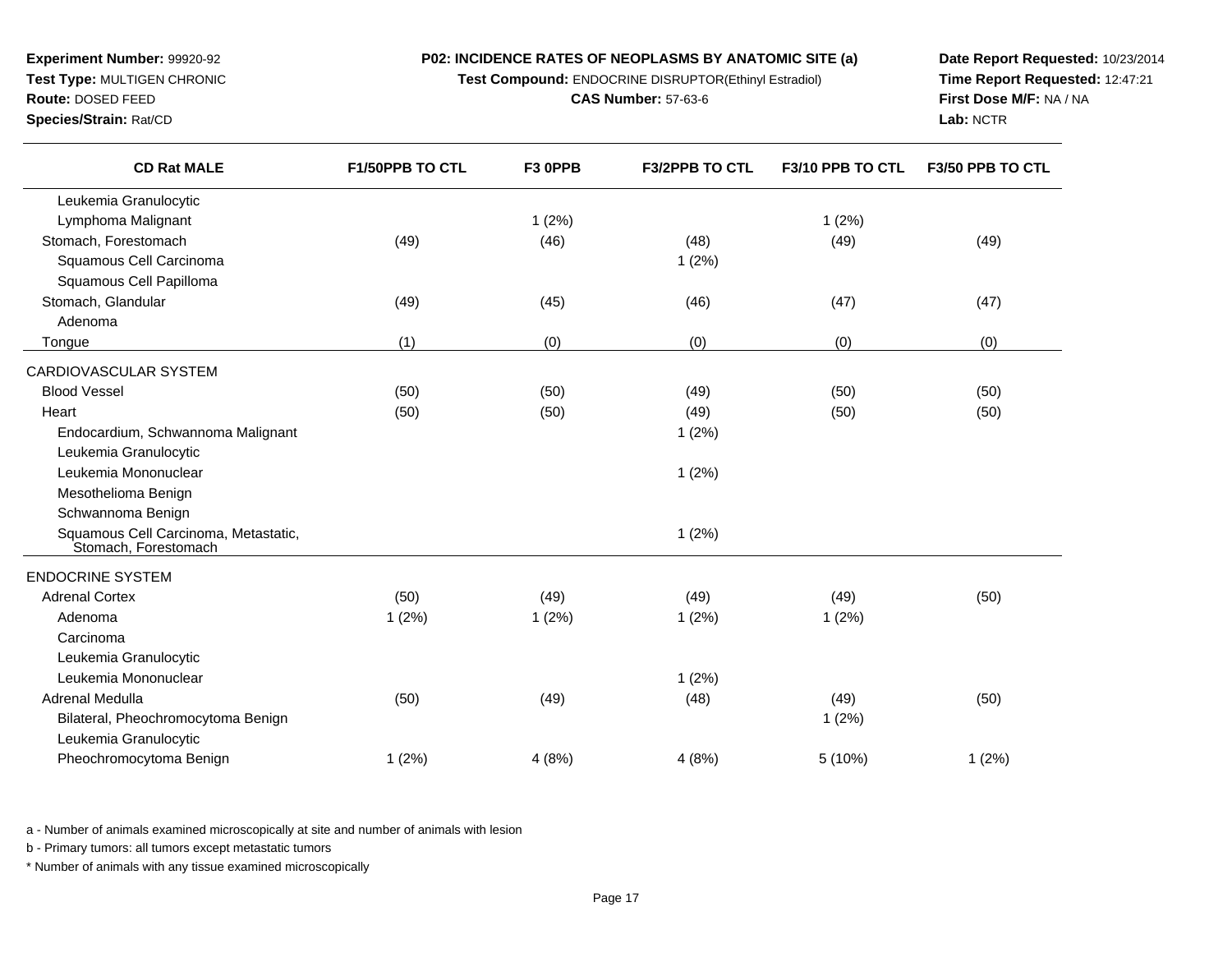**Experiment Number:** 99920-92
**Test Type:** MULTIGEN CHRONIC
**Route:** DOSED FEED
**Species/Strain:** Rat/CD

**P02: INCIDENCE RATES OF NEOPLASMS BY ANATOMIC SITE (a)**
**Test Compound:** ENDOCRINE DISRUPTOR(Ethinyl Estradiol)
**CAS Number:** 57-63-6

**Date Report Requested:** 10/23/2014
**Time Report Requested:** 12:47:21
**First Dose M/F:** NA / NA
**Lab:** NCTR

| CD Rat MALE | F1/50PPB TO CTL | F3 0PPB | F3/2PPB TO CTL | F3/10 PPB TO CTL | F3/50 PPB TO CTL |
|---|---|---|---|---|---|
| Leukemia Granulocytic | | | | | |
| Lymphoma Malignant | | 1 (2%) | | 1 (2%) | |
| Stomach, Forestomach | (49) | (46) | (48) | (49) | (49) |
| Squamous Cell Carcinoma | | | 1 (2%) | | |
| Squamous Cell Papilloma | | | | | |
| Stomach, Glandular | (49) | (45) | (46) | (47) | (47) |
| Adenoma | | | | | |
| Tongue | (1) | (0) | (0) | (0) | (0) |
| CARDIOVASCULAR SYSTEM | | | | | |
| Blood Vessel | (50) | (50) | (49) | (50) | (50) |
| Heart | (50) | (50) | (49) | (50) | (50) |
| Endocardium, Schwannoma Malignant | | | 1 (2%) | | |
| Leukemia Granulocytic | | | | | |
| Leukemia Mononuclear | | | 1 (2%) | | |
| Mesothelioma Benign | | | | | |
| Schwannoma Benign | | | | | |
| Squamous Cell Carcinoma, Metastatic, Stomach, Forestomach | | | 1 (2%) | | |
| ENDOCRINE SYSTEM | | | | | |
| Adrenal Cortex | (50) | (49) | (49) | (49) | (50) |
| Adenoma | 1 (2%) | 1 (2%) | 1 (2%) | 1 (2%) | |
| Carcinoma | | | | | |
| Leukemia Granulocytic | | | | | |
| Leukemia Mononuclear | | | 1 (2%) | | |
| Adrenal Medulla | (50) | (49) | (48) | (49) | (50) |
| Bilateral, Pheochromocytoma Benign | | | | 1 (2%) | |
| Leukemia Granulocytic | | | | | |
| Pheochromocytoma Benign | 1 (2%) | 4 (8%) | 4 (8%) | 5 (10%) | 1 (2%) |

a - Number of animals examined microscopically at site and number of animals with lesion

b - Primary tumors: all tumors except metastatic tumors

* Number of animals with any tissue examined microscopically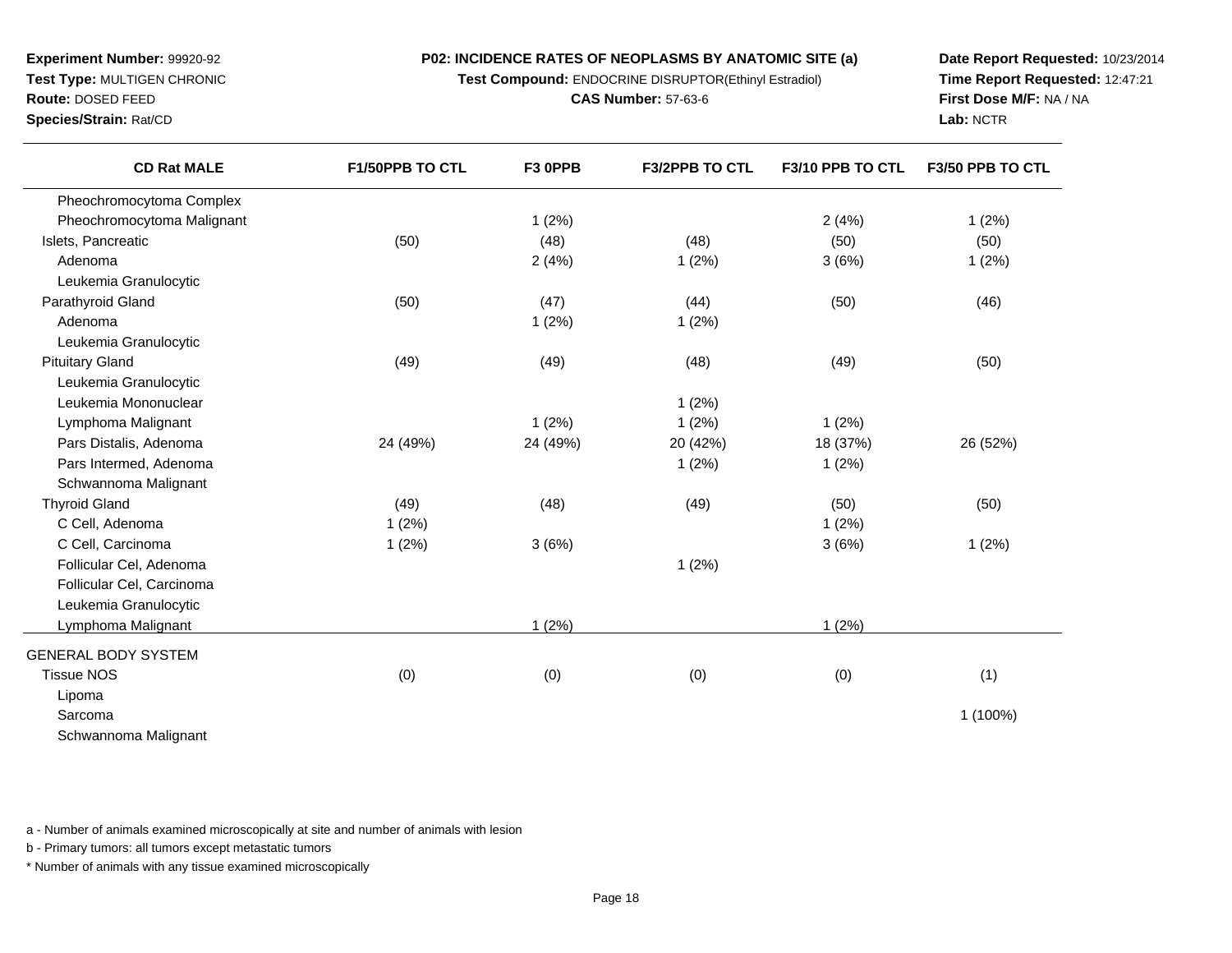**Experiment Number:** 99920-92
**Test Type:** MULTIGEN CHRONIC
**Route:** DOSED FEED
**Species/Strain:** Rat/CD

**P02: INCIDENCE RATES OF NEOPLASMS BY ANATOMIC SITE (a)**
**Test Compound:** ENDOCRINE DISRUPTOR(Ethinyl Estradiol)
**CAS Number:** 57-63-6

**Date Report Requested:** 10/23/2014
**Time Report Requested:** 12:47:21
**First Dose M/F:** NA / NA
**Lab:** NCTR

| CD Rat MALE | F1/50PPB TO CTL | F3 0PPB | F3/2PPB TO CTL | F3/10 PPB TO CTL | F3/50 PPB TO CTL |
|---|---|---|---|---|---|
| Pheochromocytoma Complex | | | | | |
| Pheochromocytoma Malignant | | 1 (2%) | | 2 (4%) | 1 (2%) |
| Islets, Pancreatic | (50) | (48) | (48) | (50) | (50) |
| Adenoma | | 2 (4%) | 1 (2%) | 3 (6%) | 1 (2%) |
| Leukemia Granulocytic | | | | | |
| Parathyroid Gland | (50) | (47) | (44) | (50) | (46) |
| Adenoma | | 1 (2%) | 1 (2%) | | |
| Leukemia Granulocytic | | | | | |
| Pituitary Gland | (49) | (49) | (48) | (49) | (50) |
| Leukemia Granulocytic | | | | | |
| Leukemia Mononuclear | | | 1 (2%) | | |
| Lymphoma Malignant | | 1 (2%) | 1 (2%) | 1 (2%) | |
| Pars Distalis, Adenoma | 24 (49%) | 24 (49%) | 20 (42%) | 18 (37%) | 26 (52%) |
| Pars Intermed, Adenoma | | | 1 (2%) | 1 (2%) | |
| Schwannoma Malignant | | | | | |
| Thyroid Gland | (49) | (48) | (49) | (50) | (50) |
| C Cell, Adenoma | 1 (2%) | | | 1 (2%) | |
| C Cell, Carcinoma | 1 (2%) | 3 (6%) | | 3 (6%) | 1 (2%) |
| Follicular Cel, Adenoma | | | 1 (2%) | | |
| Follicular Cel, Carcinoma | | | | | |
| Leukemia Granulocytic | | | | | |
| Lymphoma Malignant | | 1 (2%) | | 1 (2%) | |
| GENERAL BODY SYSTEM | | | | | |
| Tissue NOS | (0) | (0) | (0) | (0) | (1) |
| Lipoma | | | | | |
| Sarcoma | | | | | 1 (100%) |
| Schwannoma Malignant | | | | | |

a - Number of animals examined microscopically at site and number of animals with lesion

b - Primary tumors: all tumors except metastatic tumors

* Number of animals with any tissue examined microscopically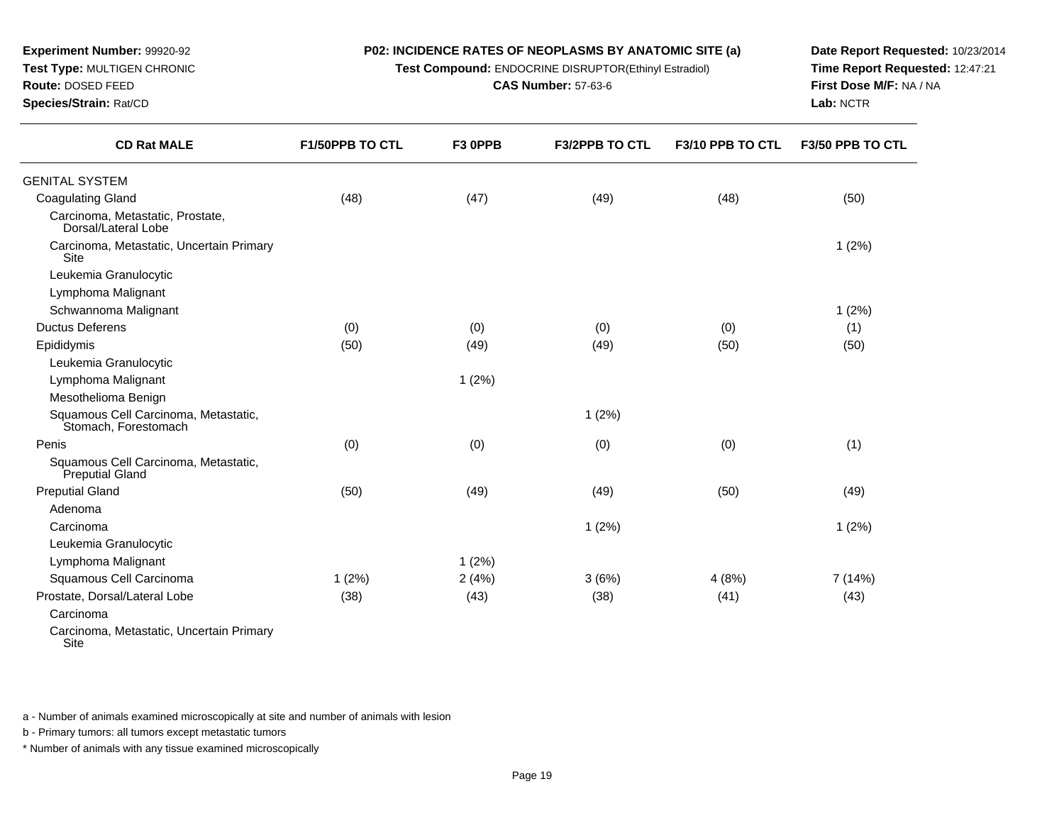**Experiment Number:** 99920-92
**Test Type:** MULTIGEN CHRONIC
**Route:** DOSED FEED
**Species/Strain:** Rat/CD

**P02: INCIDENCE RATES OF NEOPLASMS BY ANATOMIC SITE (a)**
**Test Compound:** ENDOCRINE DISRUPTOR(Ethinyl Estradiol)
**CAS Number:** 57-63-6

**Date Report Requested:** 10/23/2014
**Time Report Requested:** 12:47:21
**First Dose M/F:** NA / NA
**Lab:** NCTR

| CD Rat MALE | F1/50PPB TO CTL | F3 0PPB | F3/2PPB TO CTL | F3/10 PPB TO CTL | F3/50 PPB TO CTL |
|---|---|---|---|---|---|
| GENITAL SYSTEM | | | | | |
| Coagulating Gland | (48) | (47) | (49) | (48) | (50) |
| Carcinoma, Metastatic, Prostate, Dorsal/Lateral Lobe | | | | | |
| Carcinoma, Metastatic, Uncertain Primary Site | | | | | 1 (2%) |
| Leukemia Granulocytic | | | | | |
| Lymphoma Malignant | | | | | |
| Schwannoma Malignant | | | | | 1 (2%) |
| Ductus Deferens | (0) | (0) | (0) | (0) | (1) |
| Epididymis | (50) | (49) | (49) | (50) | (50) |
| Leukemia Granulocytic | | | | | |
| Lymphoma Malignant | | 1 (2%) | | | |
| Mesothelioma Benign | | | | | |
| Squamous Cell Carcinoma, Metastatic, Stomach, Forestomach | | | 1 (2%) | | |
| Penis | (0) | (0) | (0) | (0) | (1) |
| Squamous Cell Carcinoma, Metastatic, Preputial Gland | | | | | |
| Preputial Gland | (50) | (49) | (49) | (50) | (49) |
| Adenoma | | | | | |
| Carcinoma | | | 1 (2%) | | 1 (2%) |
| Leukemia Granulocytic | | | | | |
| Lymphoma Malignant | | 1 (2%) | | | |
| Squamous Cell Carcinoma | 1 (2%) | 2 (4%) | 3 (6%) | 4 (8%) | 7 (14%) |
| Prostate, Dorsal/Lateral Lobe | (38) | (43) | (38) | (41) | (43) |
| Carcinoma | | | | | |
| Carcinoma, Metastatic, Uncertain Primary Site | | | | | |

a - Number of animals examined microscopically at site and number of animals with lesion

b - Primary tumors: all tumors except metastatic tumors

* Number of animals with any tissue examined microscopically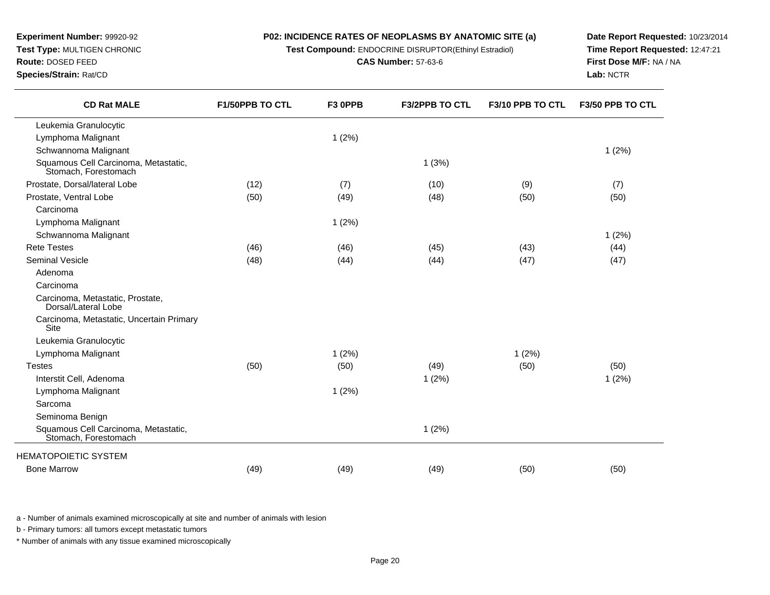**Experiment Number:** 99920-92
**Test Type:** MULTIGEN CHRONIC
**Route:** DOSED FEED
**Species/Strain:** Rat/CD

**P02: INCIDENCE RATES OF NEOPLASMS BY ANATOMIC SITE (a)**
**Test Compound:** ENDOCRINE DISRUPTOR(Ethinyl Estradiol)
**CAS Number:** 57-63-6

**Date Report Requested:** 10/23/2014
**Time Report Requested:** 12:47:21
**First Dose M/F:** NA / NA
**Lab:** NCTR

| CD Rat MALE | F1/50PPB TO CTL | F3 0PPB | F3/2PPB TO CTL | F3/10 PPB TO CTL | F3/50 PPB TO CTL |
|---|---|---|---|---|---|
| Leukemia Granulocytic | | | | | |
| Lymphoma Malignant | | 1 (2%) | | | |
| Schwannoma Malignant | | | | | 1 (2%) |
| Squamous Cell Carcinoma, Metastatic, Stomach, Forestomach | | | 1 (3%) | | |
| Prostate, Dorsal/lateral Lobe | (12) | (7) | (10) | (9) | (7) |
| Prostate, Ventral Lobe | (50) | (49) | (48) | (50) | (50) |
| Carcinoma | | | | | |
| Lymphoma Malignant | | 1 (2%) | | | |
| Schwannoma Malignant | | | | | 1 (2%) |
| Rete Testes | (46) | (46) | (45) | (43) | (44) |
| Seminal Vesicle | (48) | (44) | (44) | (47) | (47) |
| Adenoma | | | | | |
| Carcinoma | | | | | |
| Carcinoma, Metastatic, Prostate, Dorsal/Lateral Lobe | | | | | |
| Carcinoma, Metastatic, Uncertain Primary Site | | | | | |
| Leukemia Granulocytic | | | | | |
| Lymphoma Malignant | | 1 (2%) | | 1 (2%) | |
| Testes | (50) | (50) | (49) | (50) | (50) |
| Interstit Cell, Adenoma | | | 1 (2%) | | 1 (2%) |
| Lymphoma Malignant | | 1 (2%) | | | |
| Sarcoma | | | | | |
| Seminoma Benign | | | | | |
| Squamous Cell Carcinoma, Metastatic, Stomach, Forestomach | | | 1 (2%) | | |
| HEMATOPOIETIC SYSTEM | | | | | |
| Bone Marrow | (49) | (49) | (49) | (50) | (50) |

a - Number of animals examined microscopically at site and number of animals with lesion

b - Primary tumors: all tumors except metastatic tumors

* Number of animals with any tissue examined microscopically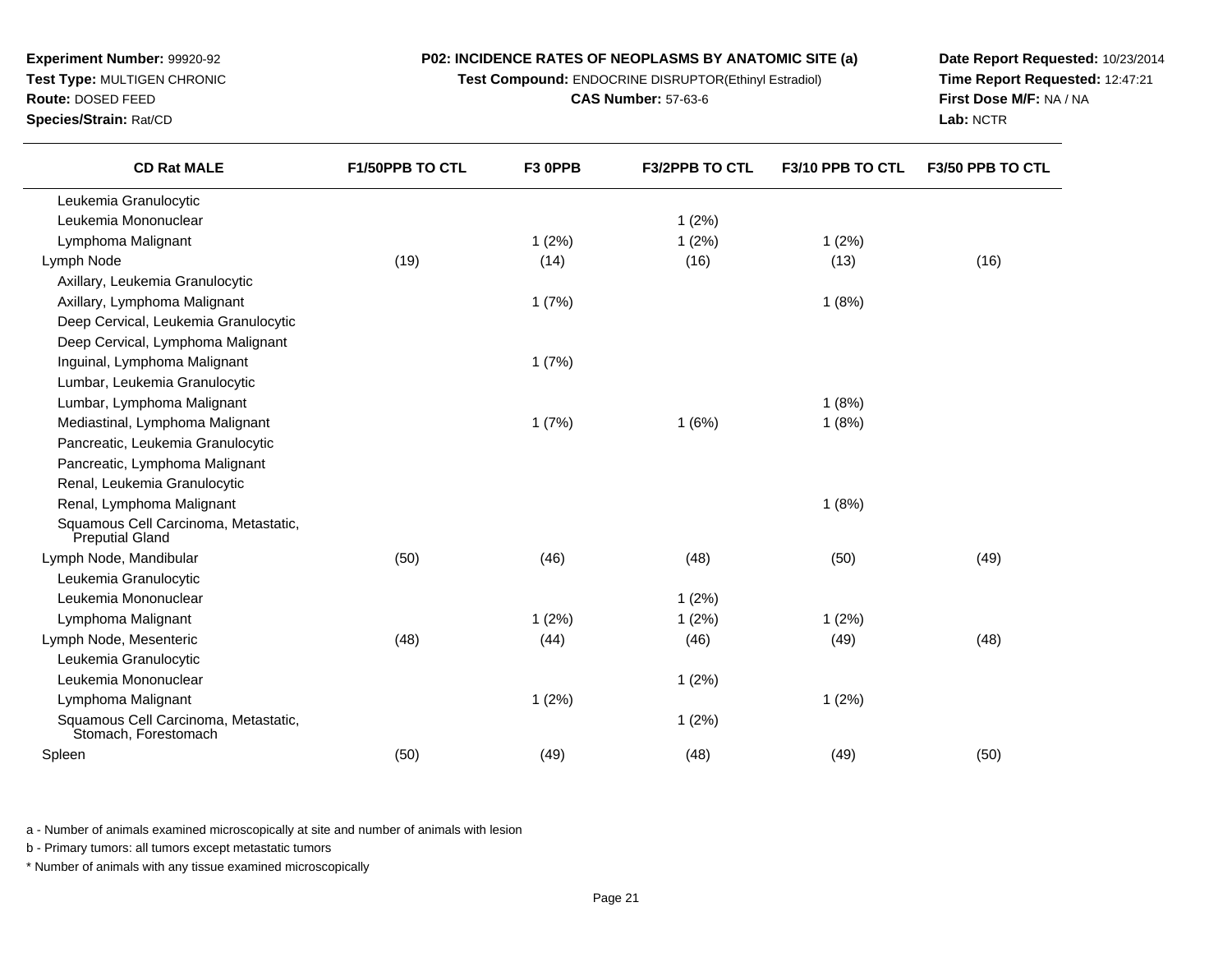**Experiment Number:** 99920-92
**Test Type:** MULTIGEN CHRONIC
**Route:** DOSED FEED
**Species/Strain:** Rat/CD

**P02: INCIDENCE RATES OF NEOPLASMS BY ANATOMIC SITE (a)**
**Test Compound:** ENDOCRINE DISRUPTOR(Ethinyl Estradiol)
**CAS Number:** 57-63-6

**Date Report Requested:** 10/23/2014
**Time Report Requested:** 12:47:21
**First Dose M/F:** NA / NA
**Lab:** NCTR

| CD Rat MALE | F1/50PPB TO CTL | F3 0PPB | F3/2PPB TO CTL | F3/10 PPB TO CTL | F3/50 PPB TO CTL |
|---|---|---|---|---|---|
| Leukemia Granulocytic | | | | | |
| Leukemia Mononuclear | | | 1 (2%) | | |
| Lymphoma Malignant | | 1 (2%) | 1 (2%) | 1 (2%) | |
| Lymph Node | (19) | (14) | (16) | (13) | (16) |
| Axillary, Leukemia Granulocytic | | | | | |
| Axillary, Lymphoma Malignant | | 1 (7%) | | 1 (8%) | |
| Deep Cervical, Leukemia Granulocytic | | | | | |
| Deep Cervical, Lymphoma Malignant | | | | | |
| Inguinal, Lymphoma Malignant | | 1 (7%) | | | |
| Lumbar, Leukemia Granulocytic | | | | | |
| Lumbar, Lymphoma Malignant | | | | 1 (8%) | |
| Mediastinal, Lymphoma Malignant | | 1 (7%) | 1 (6%) | 1 (8%) | |
| Pancreatic, Leukemia Granulocytic | | | | | |
| Pancreatic, Lymphoma Malignant | | | | | |
| Renal, Leukemia Granulocytic | | | | | |
| Renal, Lymphoma Malignant | | | | 1 (8%) | |
| Squamous Cell Carcinoma, Metastatic, Preputial Gland | | | | | |
| Lymph Node, Mandibular | (50) | (46) | (48) | (50) | (49) |
| Leukemia Granulocytic | | | | | |
| Leukemia Mononuclear | | | 1 (2%) | | |
| Lymphoma Malignant | | 1 (2%) | 1 (2%) | 1 (2%) | |
| Lymph Node, Mesenteric | (48) | (44) | (46) | (49) | (48) |
| Leukemia Granulocytic | | | | | |
| Leukemia Mononuclear | | | 1 (2%) | | |
| Lymphoma Malignant | | 1 (2%) | | 1 (2%) | |
| Squamous Cell Carcinoma, Metastatic, Stomach, Forestomach | | | 1 (2%) | | |
| Spleen | (50) | (49) | (48) | (49) | (50) |

a - Number of animals examined microscopically at site and number of animals with lesion

b - Primary tumors: all tumors except metastatic tumors

* Number of animals with any tissue examined microscopically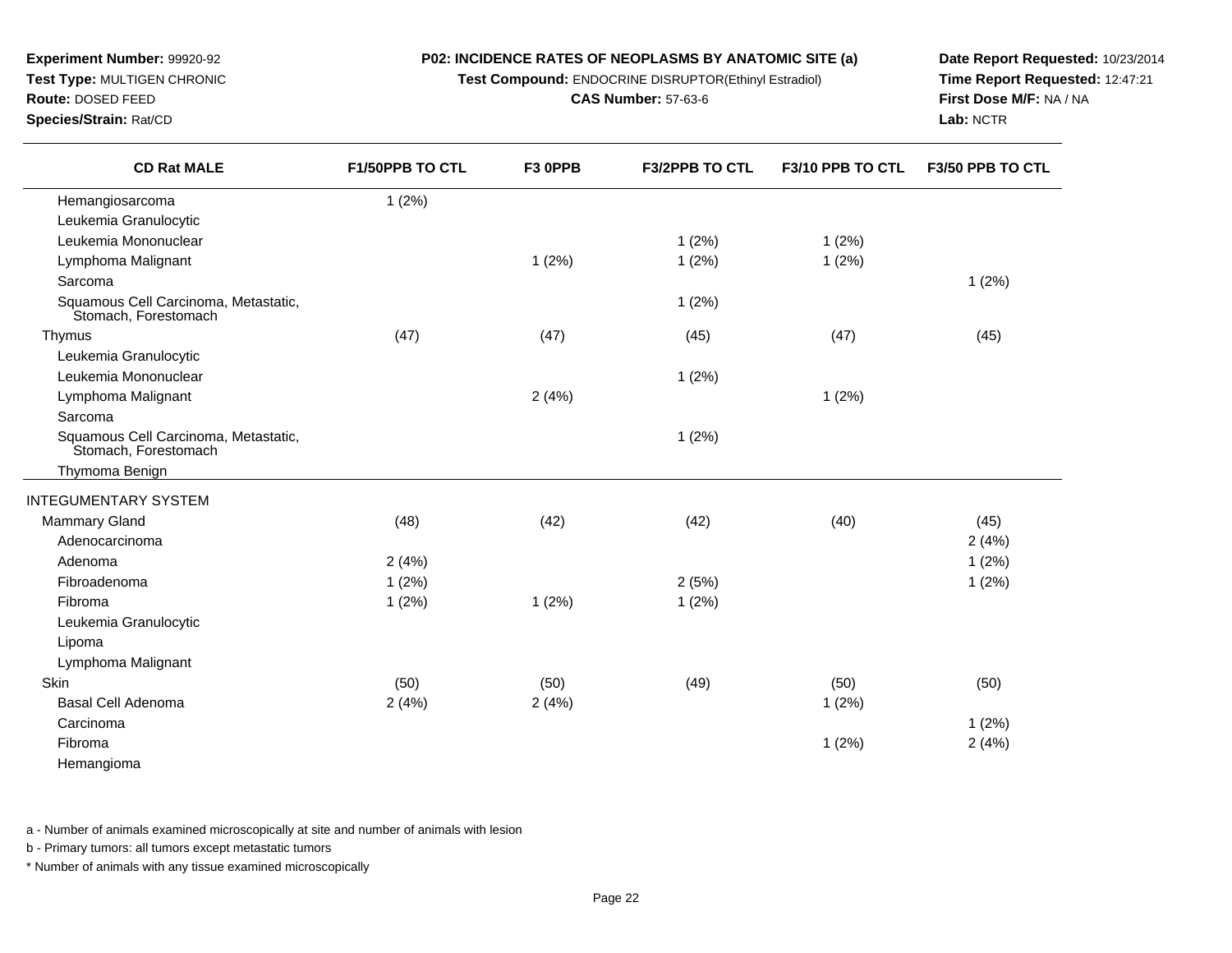**Experiment Number:** 99920-92
**Test Type:** MULTIGEN CHRONIC
**Route:** DOSED FEED
**Species/Strain:** Rat/CD

**P02: INCIDENCE RATES OF NEOPLASMS BY ANATOMIC SITE (a)**
**Test Compound:** ENDOCRINE DISRUPTOR(Ethinyl Estradiol)
**CAS Number:** 57-63-6

**Date Report Requested:** 10/23/2014
**Time Report Requested:** 12:47:21
**First Dose M/F:** NA / NA
**Lab:** NCTR

| CD Rat MALE | F1/50PPB TO CTL | F3 0PPB | F3/2PPB TO CTL | F3/10 PPB TO CTL | F3/50 PPB TO CTL |
|---|---|---|---|---|---|
| Hemangiosarcoma | 1 (2%) | | | | |
| Leukemia Granulocytic | | | | | |
| Leukemia Mononuclear | | | 1 (2%) | 1 (2%) | |
| Lymphoma Malignant | | 1 (2%) | 1 (2%) | 1 (2%) | |
| Sarcoma | | | | | 1 (2%) |
| Squamous Cell Carcinoma, Metastatic, Stomach, Forestomach | | | 1 (2%) | | |
| Thymus | (47) | (47) | (45) | (47) | (45) |
| Leukemia Granulocytic | | | | | |
| Leukemia Mononuclear | | | 1 (2%) | | |
| Lymphoma Malignant | | 2 (4%) | | 1 (2%) | |
| Sarcoma | | | | | |
| Squamous Cell Carcinoma, Metastatic, Stomach, Forestomach | | | 1 (2%) | | |
| Thymoma Benign | | | | | |
| INTEGUMENTARY SYSTEM | | | | | |
| Mammary Gland | (48) | (42) | (42) | (40) | (45) |
| Adenocarcinoma | | | | | 2 (4%) |
| Adenoma | 2 (4%) | | | | 1 (2%) |
| Fibroadenoma | 1 (2%) | | 2 (5%) | | 1 (2%) |
| Fibroma | 1 (2%) | 1 (2%) | 1 (2%) | | |
| Leukemia Granulocytic | | | | | |
| Lipoma | | | | | |
| Lymphoma Malignant | | | | | |
| Skin | (50) | (50) | (49) | (50) | (50) |
| Basal Cell Adenoma | 2 (4%) | 2 (4%) | | 1 (2%) | |
| Carcinoma | | | | | 1 (2%) |
| Fibroma | | | | 1 (2%) | 2 (4%) |
| Hemangioma | | | | | |

a - Number of animals examined microscopically at site and number of animals with lesion

b - Primary tumors: all tumors except metastatic tumors

* Number of animals with any tissue examined microscopically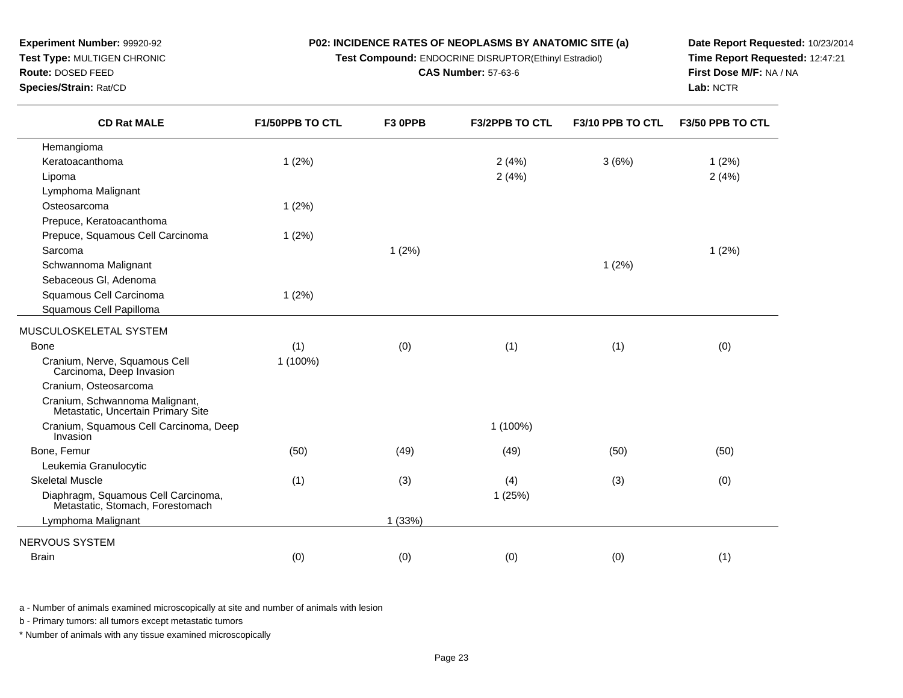**Experiment Number:** 99920-92
**Test Type:** MULTIGEN CHRONIC
**Route:** DOSED FEED
**Species/Strain:** Rat/CD

**P02: INCIDENCE RATES OF NEOPLASMS BY ANATOMIC SITE (a)**
**Test Compound:** ENDOCRINE DISRUPTOR(Ethinyl Estradiol)
**CAS Number:** 57-63-6

**Date Report Requested:** 10/23/2014
**Time Report Requested:** 12:47:21
**First Dose M/F:** NA / NA
**Lab:** NCTR

| CD Rat MALE | F1/50PPB TO CTL | F3 0PPB | F3/2PPB TO CTL | F3/10 PPB TO CTL | F3/50 PPB TO CTL |
|---|---|---|---|---|---|
| Hemangioma | | | | | |
| Keratoacanthoma | 1 (2%) | | 2 (4%) | 3 (6%) | 1 (2%) |
| Lipoma | | | 2 (4%) | | 2 (4%) |
| Lymphoma Malignant | | | | | |
| Osteosarcoma | 1 (2%) | | | | |
| Prepuce, Keratoacanthoma | | | | | |
| Prepuce, Squamous Cell Carcinoma | 1 (2%) | | | | |
| Sarcoma | | 1 (2%) | | | 1 (2%) |
| Schwannoma Malignant | | | | 1 (2%) | |
| Sebaceous Gl, Adenoma | | | | | |
| Squamous Cell Carcinoma | 1 (2%) | | | | |
| Squamous Cell Papilloma | | | | | |
| MUSCULOSKELETAL SYSTEM | | | | | |
| Bone | (1) | (0) | (1) | (1) | (0) |
| Cranium, Nerve, Squamous Cell Carcinoma, Deep Invasion | 1 (100%) | | | | |
| Cranium, Osteosarcoma | | | | | |
| Cranium, Schwannoma Malignant, Metastatic, Uncertain Primary Site | | | | | |
| Cranium, Squamous Cell Carcinoma, Deep Invasion | | | 1 (100%) | | |
| Bone, Femur | (50) | (49) | (49) | (50) | (50) |
| Leukemia Granulocytic | | | | | |
| Skeletal Muscle | (1) | (3) | (4) | (3) | (0) |
| Diaphragm, Squamous Cell Carcinoma, Metastatic, Stomach, Forestomach | | | 1 (25%) | | |
| Lymphoma Malignant | | 1 (33%) | | | |
| NERVOUS SYSTEM | | | | | |
| Brain | (0) | (0) | (0) | (0) | (1) |

a - Number of animals examined microscopically at site and number of animals with lesion

b - Primary tumors: all tumors except metastatic tumors

* Number of animals with any tissue examined microscopically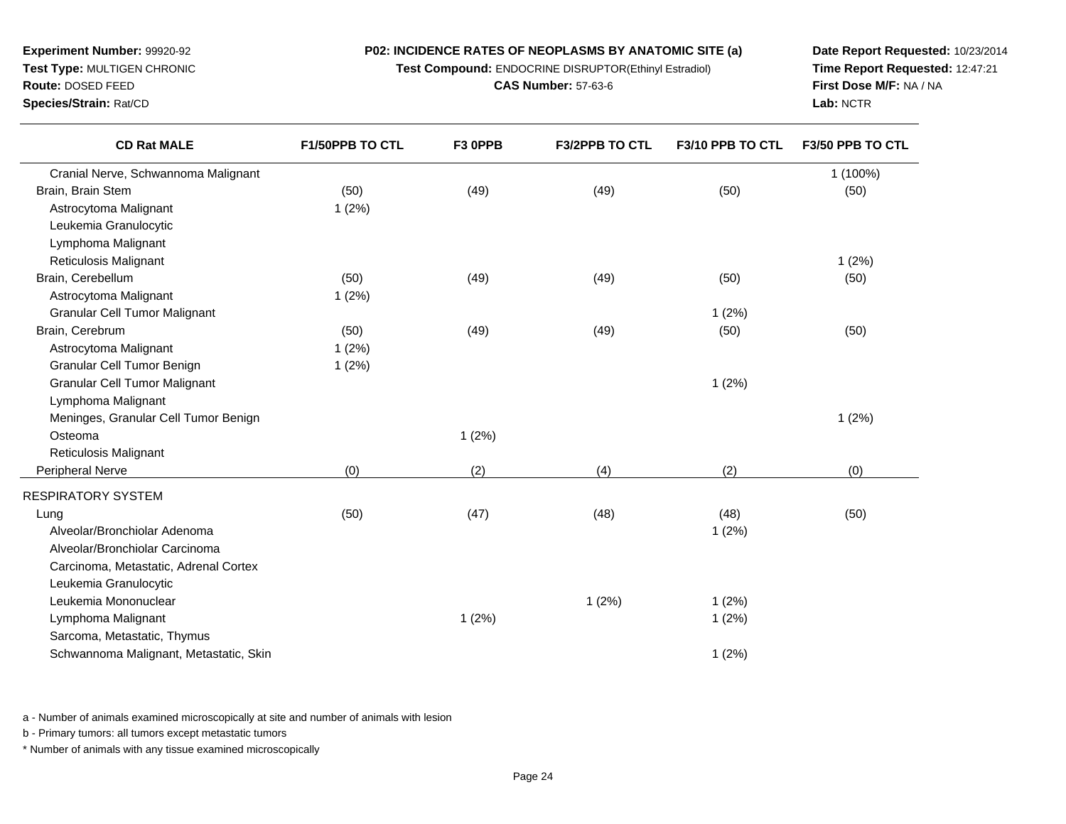**Experiment Number:** 99920-92
**Test Type:** MULTIGEN CHRONIC
**Route:** DOSED FEED
**Species/Strain:** Rat/CD

**P02: INCIDENCE RATES OF NEOPLASMS BY ANATOMIC SITE (a)**
**Test Compound:** ENDOCRINE DISRUPTOR(Ethinyl Estradiol)
**CAS Number:** 57-63-6

**Date Report Requested:** 10/23/2014
**Time Report Requested:** 12:47:21
**First Dose M/F:** NA / NA
**Lab:** NCTR

| CD Rat MALE | F1/50PPB TO CTL | F3 0PPB | F3/2PPB TO CTL | F3/10 PPB TO CTL | F3/50 PPB TO CTL |
|---|---|---|---|---|---|
| Cranial Nerve, Schwannoma Malignant | | | | | 1 (100%) |
| Brain, Brain Stem | (50) | (49) | (49) | (50) | (50) |
| Astrocytoma Malignant | 1 (2%) | | | | |
| Leukemia Granulocytic | | | | | |
| Lymphoma Malignant | | | | | |
| Reticulosis Malignant | | | | | 1 (2%) |
| Brain, Cerebellum | (50) | (49) | (49) | (50) | (50) |
| Astrocytoma Malignant | 1 (2%) | | | | |
| Granular Cell Tumor Malignant | | | | 1 (2%) | |
| Brain, Cerebrum | (50) | (49) | (49) | (50) | (50) |
| Astrocytoma Malignant | 1 (2%) | | | | |
| Granular Cell Tumor Benign | 1 (2%) | | | | |
| Granular Cell Tumor Malignant | | | | 1 (2%) | |
| Lymphoma Malignant | | | | | |
| Meninges, Granular Cell Tumor Benign | | | | | 1 (2%) |
| Osteoma | | 1 (2%) | | | |
| Reticulosis Malignant | | | | | |
| Peripheral Nerve | (0) | (2) | (4) | (2) | (0) |
| RESPIRATORY SYSTEM | | | | | |
| Lung | (50) | (47) | (48) | (48) | (50) |
| Alveolar/Bronchiolar Adenoma | | | | 1 (2%) | |
| Alveolar/Bronchiolar Carcinoma | | | | | |
| Carcinoma, Metastatic, Adrenal Cortex | | | | | |
| Leukemia Granulocytic | | | | | |
| Leukemia Mononuclear | | | 1 (2%) | 1 (2%) | |
| Lymphoma Malignant | | 1 (2%) | | 1 (2%) | |
| Sarcoma, Metastatic, Thymus | | | | | |
| Schwannoma Malignant, Metastatic, Skin | | | | 1 (2%) | |

a - Number of animals examined microscopically at site and number of animals with lesion

b - Primary tumors: all tumors except metastatic tumors

* Number of animals with any tissue examined microscopically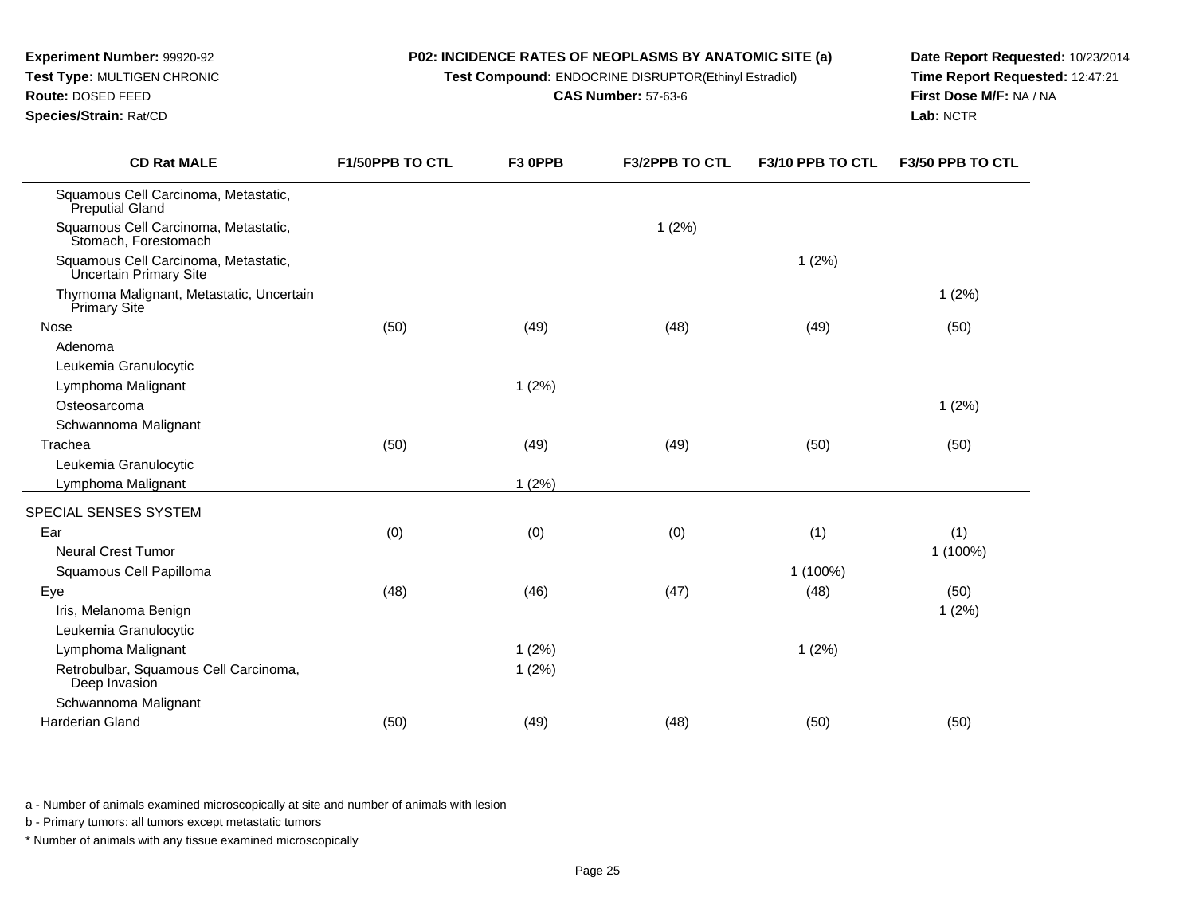**Experiment Number:** 99920-92
**Test Type:** MULTIGEN CHRONIC
**Route:** DOSED FEED
**Species/Strain:** Rat/CD

**P02: INCIDENCE RATES OF NEOPLASMS BY ANATOMIC SITE (a)**
**Test Compound:** ENDOCRINE DISRUPTOR(Ethinyl Estradiol)
**CAS Number:** 57-63-6

**Date Report Requested:** 10/23/2014
**Time Report Requested:** 12:47:21
**First Dose M/F:** NA / NA
**Lab:** NCTR

| CD Rat MALE | F1/50PPB TO CTL | F3 0PPB | F3/2PPB TO CTL | F3/10 PPB TO CTL | F3/50 PPB TO CTL |
|---|---|---|---|---|---|
| Squamous Cell Carcinoma, Metastatic, Preputial Gland | | | | | |
| Squamous Cell Carcinoma, Metastatic, Stomach, Forestomach | | | 1 (2%) | | |
| Squamous Cell Carcinoma, Metastatic, Uncertain Primary Site | | | | 1 (2%) | |
| Thymoma Malignant, Metastatic, Uncertain Primary Site | | | | | 1 (2%) |
| Nose | (50) | (49) | (48) | (49) | (50) |
| Adenoma | | | | | |
| Leukemia Granulocytic | | | | | |
| Lymphoma Malignant | | 1 (2%) | | | |
| Osteosarcoma | | | | | 1 (2%) |
| Schwannoma Malignant | | | | | |
| Trachea | (50) | (49) | (49) | (50) | (50) |
| Leukemia Granulocytic | | | | | |
| Lymphoma Malignant | | 1 (2%) | | | |
| SPECIAL SENSES SYSTEM | | | | | |
| Ear | (0) | (0) | (0) | (1) | (1) |
| Neural Crest Tumor | | | | | 1 (100%) |
| Squamous Cell Papilloma | | | | 1 (100%) | |
| Eye | (48) | (46) | (47) | (48) | (50) |
| Iris, Melanoma Benign | | | | | 1 (2%) |
| Leukemia Granulocytic | | | | | |
| Lymphoma Malignant | | 1 (2%) | | 1 (2%) | |
| Retrobulbar, Squamous Cell Carcinoma, Deep Invasion | | 1 (2%) | | | |
| Schwannoma Malignant | | | | | |
| Harderian Gland | (50) | (49) | (48) | (50) | (50) |

a - Number of animals examined microscopically at site and number of animals with lesion

b - Primary tumors: all tumors except metastatic tumors

\* Number of animals with any tissue examined microscopically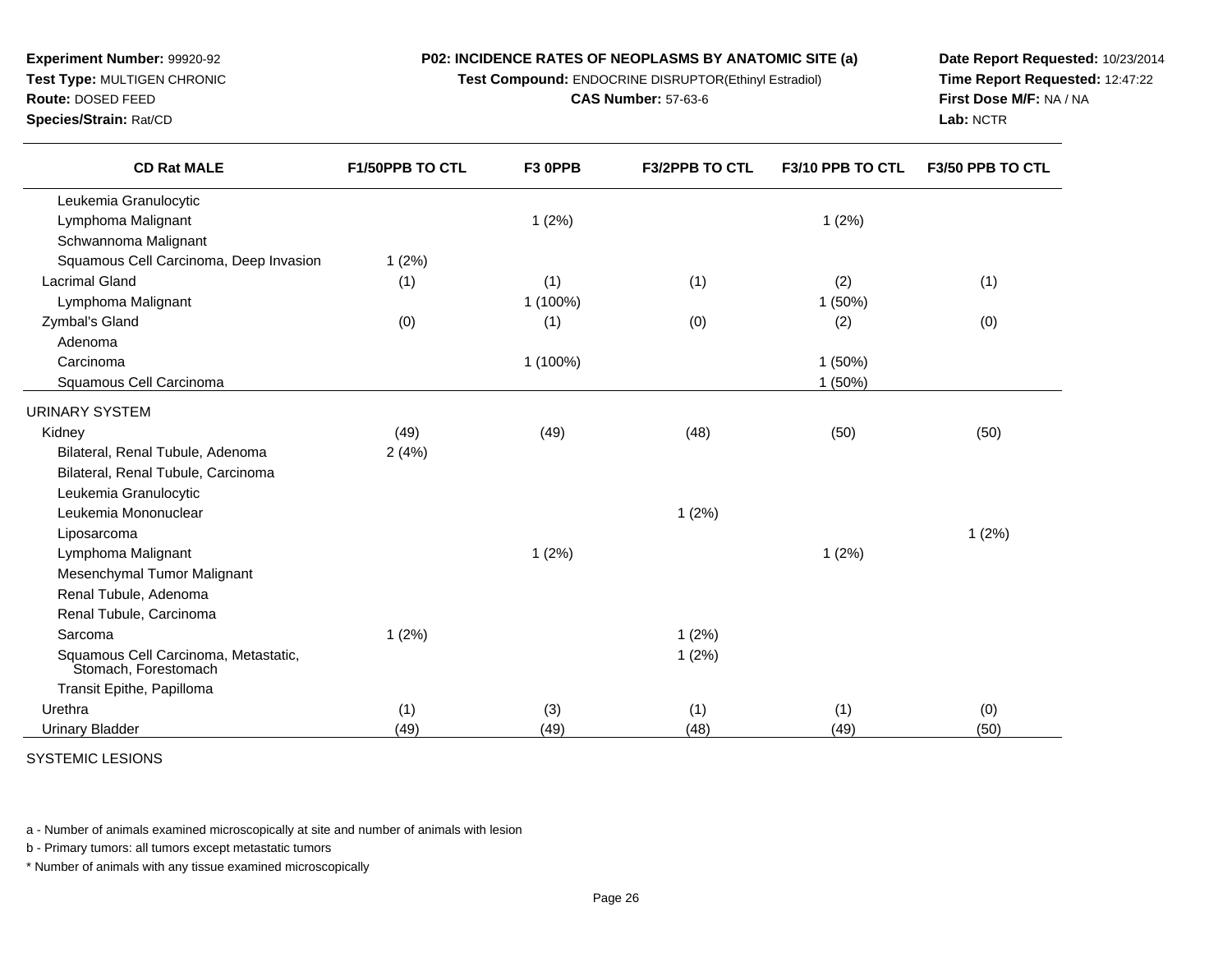**Experiment Number:** 99920-92
**Test Type:** MULTIGEN CHRONIC
**Route:** DOSED FEED
**Species/Strain:** Rat/CD

**P02: INCIDENCE RATES OF NEOPLASMS BY ANATOMIC SITE (a)**
**Test Compound:** ENDOCRINE DISRUPTOR(Ethinyl Estradiol)
**CAS Number:** 57-63-6

**Date Report Requested:** 10/23/2014
**Time Report Requested:** 12:47:22
**First Dose M/F:** NA / NA
**Lab:** NCTR

| CD Rat MALE | F1/50PPB TO CTL | F3 0PPB | F3/2PPB TO CTL | F3/10 PPB TO CTL | F3/50 PPB TO CTL |
|---|---|---|---|---|---|
| Leukemia Granulocytic | | | | | |
| Lymphoma Malignant | | 1 (2%) | | 1 (2%) | |
| Schwannoma Malignant | | | | | |
| Squamous Cell Carcinoma, Deep Invasion | 1 (2%) | | | | |
| Lacrimal Gland | (1) | (1) | (1) | (2) | (1) |
| Lymphoma Malignant | | 1 (100%) | | 1 (50%) | |
| Zymbal's Gland | (0) | (1) | (0) | (2) | (0) |
| Adenoma | | | | | |
| Carcinoma | | 1 (100%) | | 1 (50%) | |
| Squamous Cell Carcinoma | | | | 1 (50%) | |
| URINARY SYSTEM | | | | | |
| Kidney | (49) | (49) | (48) | (50) | (50) |
| Bilateral, Renal Tubule, Adenoma | 2 (4%) | | | | |
| Bilateral, Renal Tubule, Carcinoma | | | | | |
| Leukemia Granulocytic | | | | | |
| Leukemia Mononuclear | | | 1 (2%) | | |
| Liposarcoma | | | | | 1 (2%) |
| Lymphoma Malignant | | 1 (2%) | | 1 (2%) | |
| Mesenchymal Tumor Malignant | | | | | |
| Renal Tubule, Adenoma | | | | | |
| Renal Tubule, Carcinoma | | | | | |
| Sarcoma | 1 (2%) | | 1 (2%) | | |
| Squamous Cell Carcinoma, Metastatic, Stomach, Forestomach | | | 1 (2%) | | |
| Transit Epithe, Papilloma | | | | | |
| Urethra | (1) | (3) | (1) | (1) | (0) |
| Urinary Bladder | (49) | (49) | (48) | (49) | (50) |

SYSTEMIC LESIONS

a - Number of animals examined microscopically at site and number of animals with lesion

b - Primary tumors: all tumors except metastatic tumors

* Number of animals with any tissue examined microscopically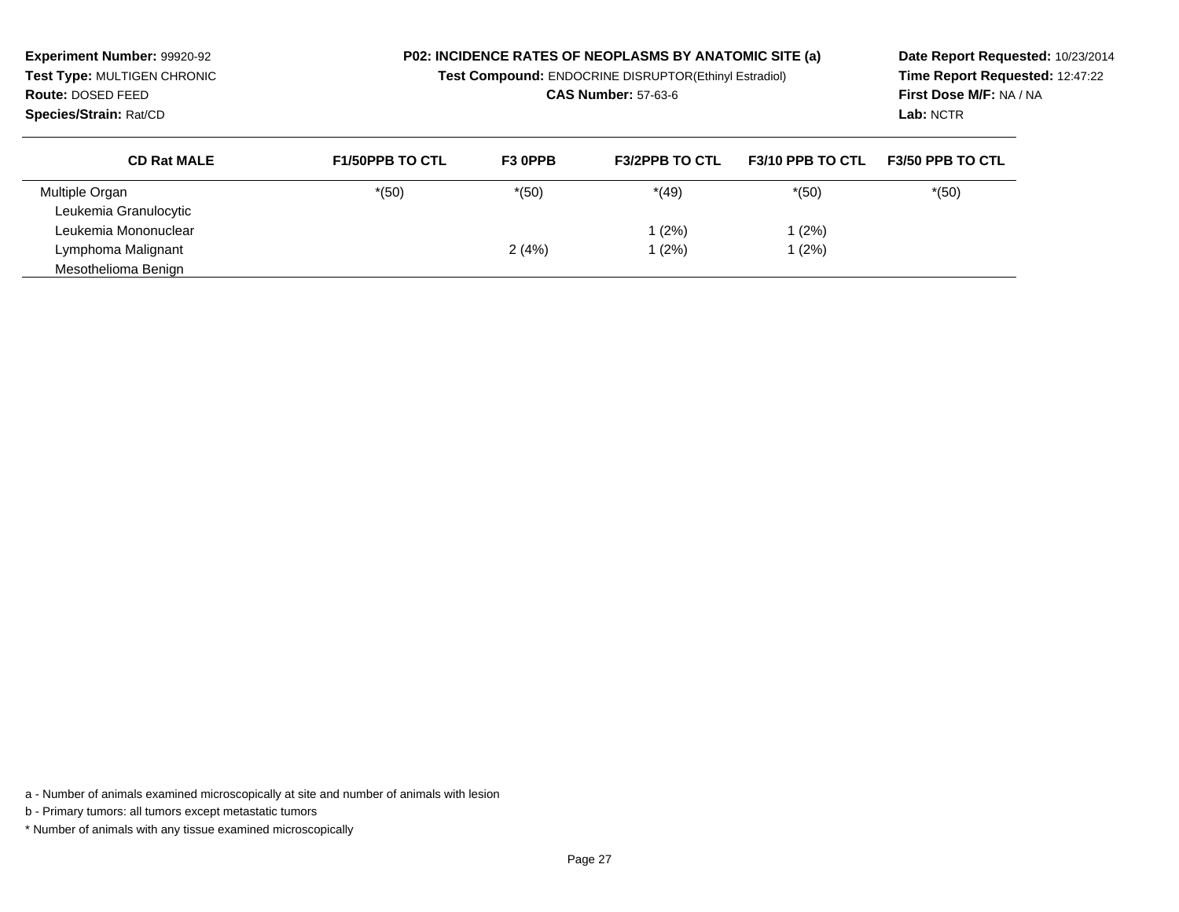**Experiment Number:** 99920-92
**Test Type:** MULTIGEN CHRONIC
**Route:** DOSED FEED
**Species/Strain:** Rat/CD

**P02: INCIDENCE RATES OF NEOPLASMS BY ANATOMIC SITE (a)**
**Test Compound:** ENDOCRINE DISRUPTOR(Ethinyl Estradiol)
**CAS Number:** 57-63-6

**Date Report Requested:** 10/23/2014
**Time Report Requested:** 12:47:22
**First Dose M/F:** NA / NA
**Lab:** NCTR

| CD Rat MALE | F1/50PPB TO CTL | F3 0PPB | F3/2PPB TO CTL | F3/10 PPB TO CTL | F3/50 PPB TO CTL |
|---|---|---|---|---|---|
| Multiple Organ | *(50) | *(50) | *(49) | *(50) | *(50) |
| Leukemia Granulocytic | | | | | |
| Leukemia Mononuclear | | | 1 (2%) | 1 (2%) | |
| Lymphoma Malignant | | 2 (4%) | 1 (2%) | 1 (2%) | |
| Mesothelioma Benign | | | | | |

a - Number of animals examined microscopically at site and number of animals with lesion

b - Primary tumors: all tumors except metastatic tumors

* Number of animals with any tissue examined microscopically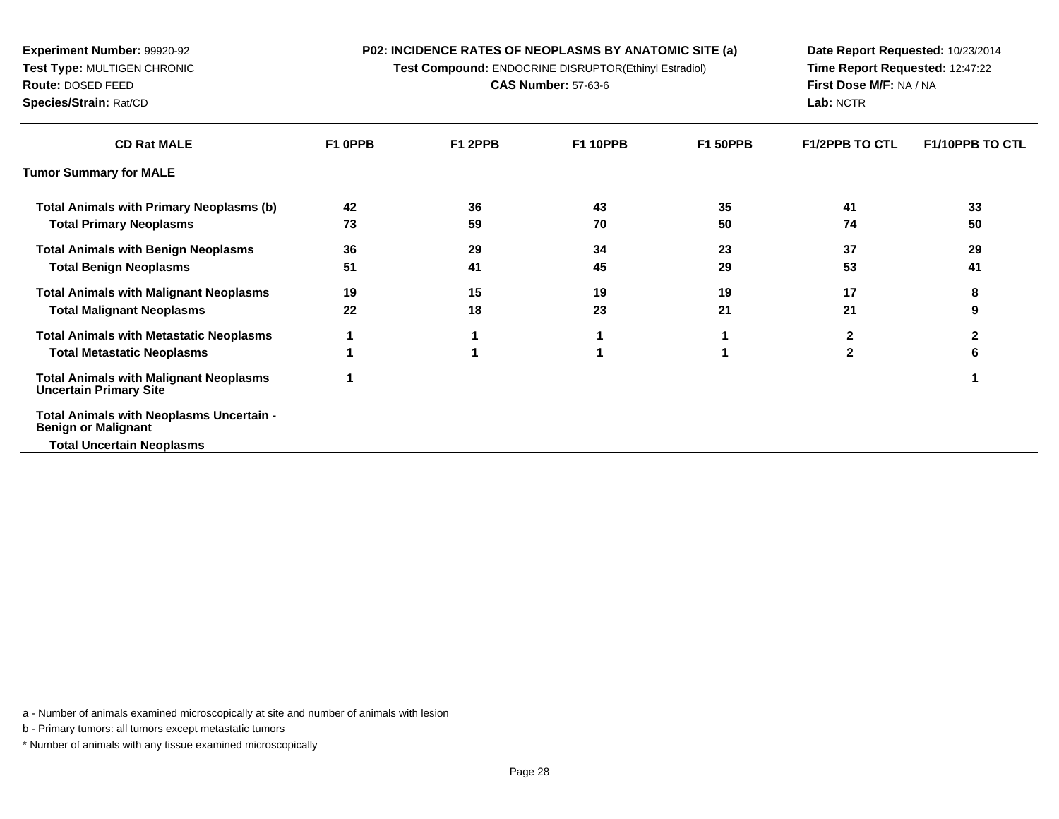**Experiment Number:** 99920-92
**Test Type:** MULTIGEN CHRONIC
**Route:** DOSED FEED
**Species/Strain:** Rat/CD

**P02: INCIDENCE RATES OF NEOPLASMS BY ANATOMIC SITE (a)**
**Test Compound:** ENDOCRINE DISRUPTOR(Ethinyl Estradiol)
**CAS Number:** 57-63-6

**Date Report Requested:** 10/23/2014
**Time Report Requested:** 12:47:22
**First Dose M/F:** NA / NA
**Lab:** NCTR

| CD Rat MALE | F1 0PPB | F1 2PPB | F1 10PPB | F1 50PPB | F1/2PPB TO CTL | F1/10PPB TO CTL |
|---|---|---|---|---|---|---|
| **Tumor Summary for MALE** | | | | | | |
| Total Animals with Primary Neoplasms (b) | 42 | 36 | 43 | 35 | 41 | 33 |
| Total Primary Neoplasms | 73 | 59 | 70 | 50 | 74 | 50 |
| Total Animals with Benign Neoplasms | 36 | 29 | 34 | 23 | 37 | 29 |
| Total Benign Neoplasms | 51 | 41 | 45 | 29 | 53 | 41 |
| Total Animals with Malignant Neoplasms | 19 | 15 | 19 | 19 | 17 | 8 |
| Total Malignant Neoplasms | 22 | 18 | 23 | 21 | 21 | 9 |
| Total Animals with Metastatic Neoplasms | 1 | 1 | 1 | 1 | 2 | 2 |
| Total Metastatic Neoplasms | 1 | 1 | 1 | 1 | 2 | 6 |
| Total Animals with Malignant Neoplasms Uncertain Primary Site | 1 | | | | | 1 |
| Total Animals with Neoplasms Uncertain - Benign or Malignant | | | | | | |
| Total Uncertain Neoplasms | | | | | | |

a - Number of animals examined microscopically at site and number of animals with lesion

b - Primary tumors: all tumors except metastatic tumors

* Number of animals with any tissue examined microscopically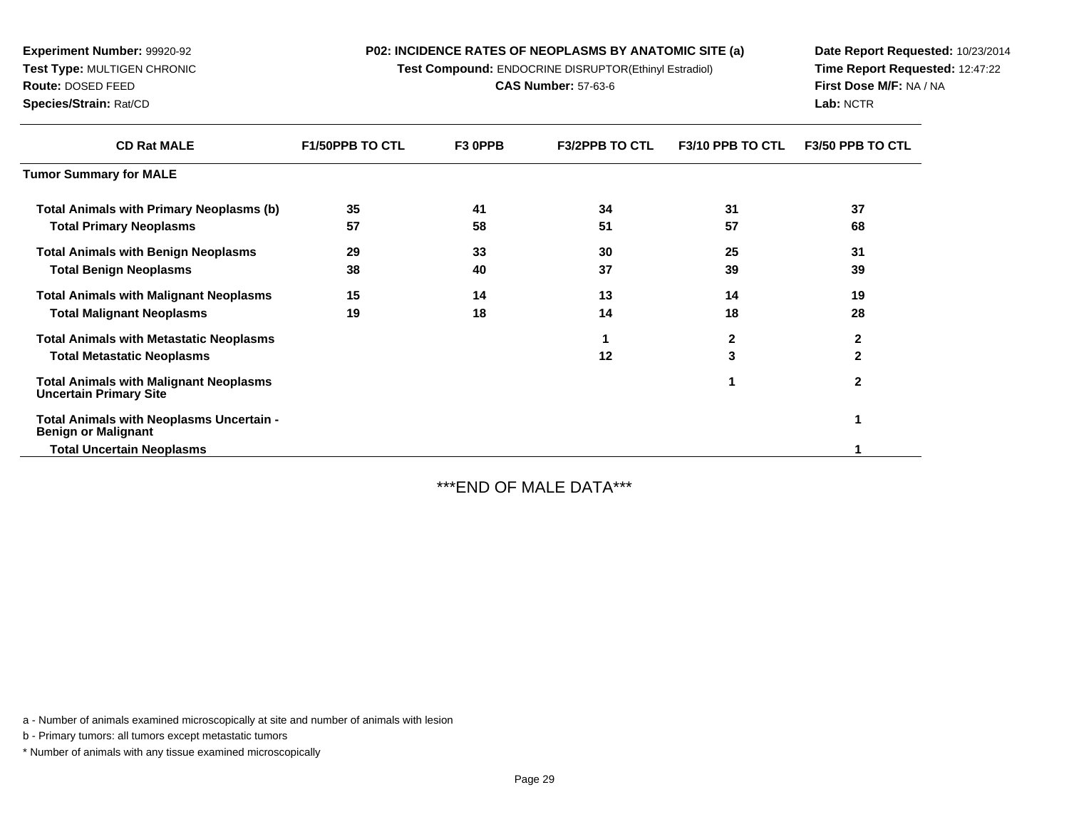**Experiment Number:** 99920-92
**Test Type:** MULTIGEN CHRONIC
**Route:** DOSED FEED
**Species/Strain:** Rat/CD

**P02: INCIDENCE RATES OF NEOPLASMS BY ANATOMIC SITE (a)**
**Test Compound:** ENDOCRINE DISRUPTOR(Ethinyl Estradiol)
**CAS Number:** 57-63-6

**Date Report Requested:** 10/23/2014
**Time Report Requested:** 12:47:22
**First Dose M/F:** NA / NA
**Lab:** NCTR

| CD Rat MALE | F1/50PPB TO CTL | F3 0PPB | F3/2PPB TO CTL | F3/10 PPB TO CTL | F3/50 PPB TO CTL |
|---|---|---|---|---|---|
| **Tumor Summary for MALE** | | | | | |
| **Total Animals with Primary Neoplasms (b)** | 35 | 41 | 34 | 31 | 37 |
| **Total Primary Neoplasms** | 57 | 58 | 51 | 57 | 68 |
| **Total Animals with Benign Neoplasms** | 29 | 33 | 30 | 25 | 31 |
| **Total Benign Neoplasms** | 38 | 40 | 37 | 39 | 39 |
| **Total Animals with Malignant Neoplasms** | 15 | 14 | 13 | 14 | 19 |
| **Total Malignant Neoplasms** | 19 | 18 | 14 | 18 | 28 |
| **Total Animals with Metastatic Neoplasms** | | | 1 | 2 | 2 |
| **Total Metastatic Neoplasms** | | | 12 | 3 | 2 |
| **Total Animals with Malignant Neoplasms Uncertain Primary Site** | | | | 1 | 2 |
| **Total Animals with Neoplasms Uncertain - Benign or Malignant** | | | | | 1 |
| **Total Uncertain Neoplasms** | | | | | 1 |

***END OF MALE DATA***

a - Number of animals examined microscopically at site and number of animals with lesion

b - Primary tumors: all tumors except metastatic tumors

* Number of animals with any tissue examined microscopically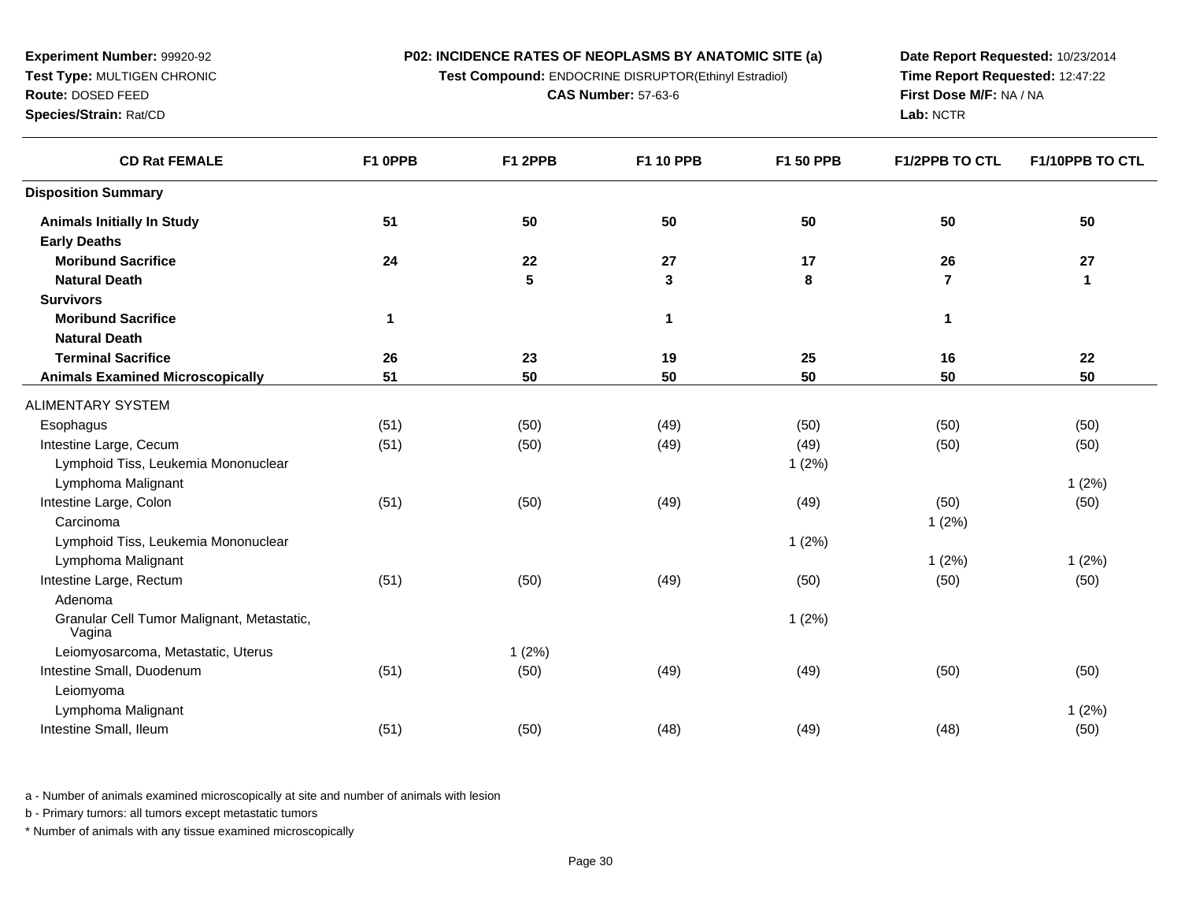**Experiment Number:** 99920-92
**Test Type:** MULTIGEN CHRONIC
**Route:** DOSED FEED
**Species/Strain:** Rat/CD

**P02: INCIDENCE RATES OF NEOPLASMS BY ANATOMIC SITE (a)**
**Test Compound:** ENDOCRINE DISRUPTOR(Ethinyl Estradiol)
**CAS Number:** 57-63-6

**Date Report Requested:** 10/23/2014
**Time Report Requested:** 12:47:22
**First Dose M/F:** NA / NA
**Lab:** NCTR

| CD Rat FEMALE | F1 0PPB | F1 2PPB | F1 10 PPB | F1 50 PPB | F1/2PPB TO CTL | F1/10PPB TO CTL |
|---|---|---|---|---|---|---|
| **Disposition Summary** | | | | | | |
| **Animals Initially In Study** | **51** | **50** | **50** | **50** | **50** | **50** |
| **Early Deaths** | | | | | | |
| **Moribund Sacrifice** | **24** | **22** | **27** | **17** | **26** | **27** |
| **Natural Death** | | **5** | **3** | **8** | **7** | **1** |
| **Survivors** | | | | | | |
| **Moribund Sacrifice** | **1** | | **1** | | **1** | |
| **Natural Death** | | | | | | |
| **Terminal Sacrifice** | **26** | **23** | **19** | **25** | **16** | **22** |
| **Animals Examined Microscopically** | **51** | **50** | **50** | **50** | **50** | **50** |
| ALIMENTARY SYSTEM | | | | | | |
| Esophagus | (51) | (50) | (49) | (50) | (50) | (50) |
| Intestine Large, Cecum | (51) | (50) | (49) | (49) | (50) | (50) |
| Lymphoid Tiss, Leukemia Mononuclear | | | | 1 (2%) | | |
| Lymphoma Malignant | | | | | | 1 (2%) |
| Intestine Large, Colon | (51) | (50) | (49) | (49) | (50) | (50) |
| Carcinoma | | | | | 1 (2%) | |
| Lymphoid Tiss, Leukemia Mononuclear | | | | 1 (2%) | | |
| Lymphoma Malignant | | | | | 1 (2%) | 1 (2%) |
| Intestine Large, Rectum | (51) | (50) | (49) | (50) | (50) | (50) |
| Adenoma | | | | | | |
| Granular Cell Tumor Malignant, Metastatic, Vagina | | | | 1 (2%) | | |
| Leiomyosarcoma, Metastatic, Uterus | | 1 (2%) | | | | |
| Intestine Small, Duodenum | (51) | (50) | (49) | (49) | (50) | (50) |
| Leiomyoma | | | | | | |
| Lymphoma Malignant | | | | | | 1 (2%) |
| Intestine Small, Ileum | (51) | (50) | (48) | (49) | (48) | (50) |

a - Number of animals examined microscopically at site and number of animals with lesion

b - Primary tumors: all tumors except metastatic tumors

* Number of animals with any tissue examined microscopically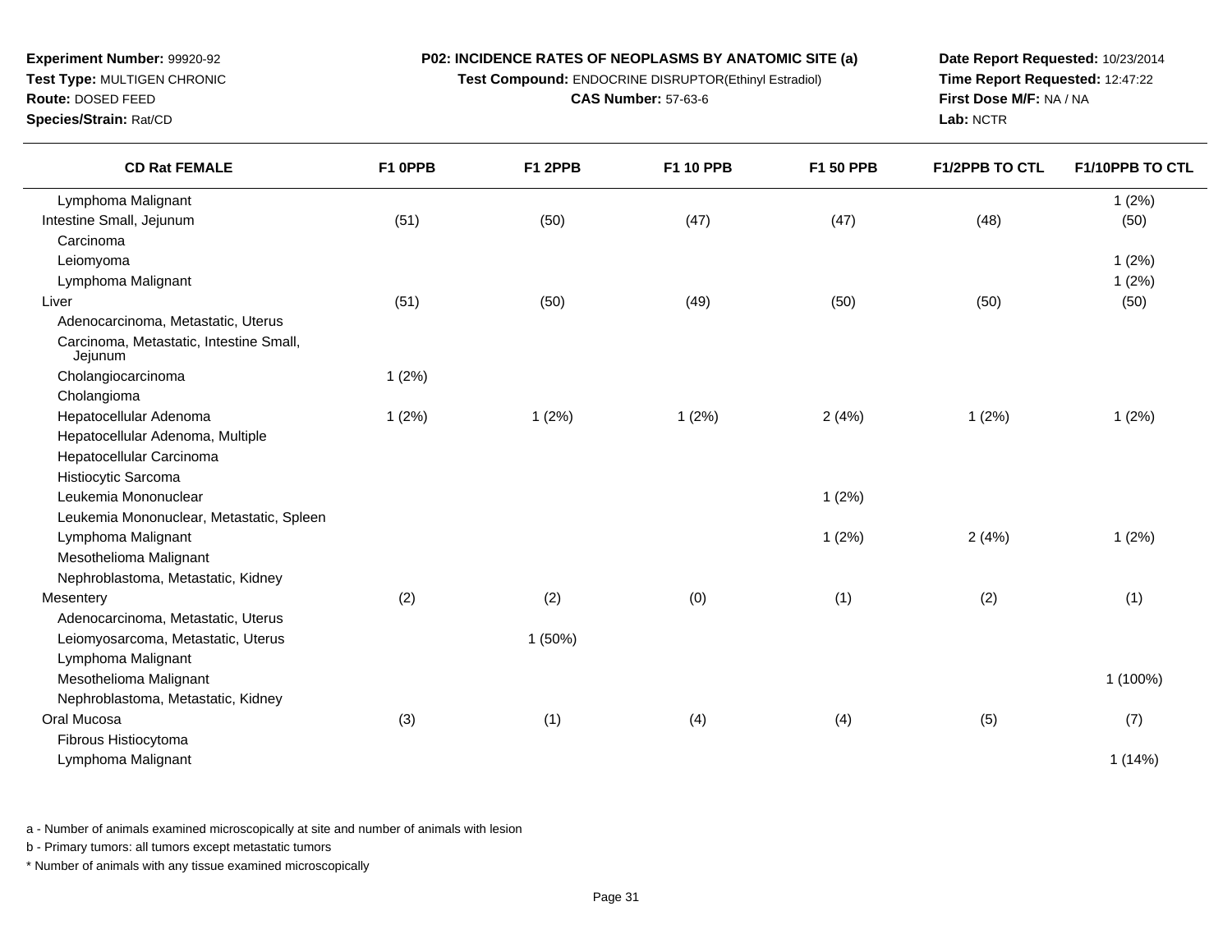**Experiment Number:** 99920-92
**Test Type:** MULTIGEN CHRONIC
**Route:** DOSED FEED
**Species/Strain:** Rat/CD

**P02: INCIDENCE RATES OF NEOPLASMS BY ANATOMIC SITE (a)**
**Test Compound:** ENDOCRINE DISRUPTOR(Ethinyl Estradiol)
**CAS Number:** 57-63-6

**Date Report Requested:** 10/23/2014
**Time Report Requested:** 12:47:22
**First Dose M/F:** NA / NA
**Lab:** NCTR

| CD Rat FEMALE | F1 0PPB | F1 2PPB | F1 10 PPB | F1 50 PPB | F1/2PPB TO CTL | F1/10PPB TO CTL |
|---|---|---|---|---|---|---|
| Lymphoma Malignant | | | | | | 1 (2%) |
| Intestine Small, Jejunum | (51) | (50) | (47) | (47) | (48) | (50) |
| Carcinoma | | | | | | |
| Leiomyoma | | | | | | 1 (2%) |
| Lymphoma Malignant | | | | | | 1 (2%) |
| Liver | (51) | (50) | (49) | (50) | (50) | (50) |
| Adenocarcinoma, Metastatic, Uterus | | | | | | |
| Carcinoma, Metastatic, Intestine Small, Jejunum | | | | | | |
| Cholangiocarcinoma | 1 (2%) | | | | | |
| Cholangioma | | | | | | |
| Hepatocellular Adenoma | 1 (2%) | 1 (2%) | 1 (2%) | 2 (4%) | 1 (2%) | 1 (2%) |
| Hepatocellular Adenoma, Multiple | | | | | | |
| Hepatocellular Carcinoma | | | | | | |
| Histiocytic Sarcoma | | | | | | |
| Leukemia Mononuclear | | | | 1 (2%) | | |
| Leukemia Mononuclear, Metastatic, Spleen | | | | | | |
| Lymphoma Malignant | | | | 1 (2%) | 2 (4%) | 1 (2%) |
| Mesothelioma Malignant | | | | | | |
| Nephroblastoma, Metastatic, Kidney | | | | | | |
| Mesentery | (2) | (2) | (0) | (1) | (2) | (1) |
| Adenocarcinoma, Metastatic, Uterus | | | | | | |
| Leiomyosarcoma, Metastatic, Uterus | | 1 (50%) | | | | |
| Lymphoma Malignant | | | | | | |
| Mesothelioma Malignant | | | | | | 1 (100%) |
| Nephroblastoma, Metastatic, Kidney | | | | | | |
| Oral Mucosa | (3) | (1) | (4) | (4) | (5) | (7) |
| Fibrous Histiocytoma | | | | | | |
| Lymphoma Malignant | | | | | | 1 (14%) |

a - Number of animals examined microscopically at site and number of animals with lesion

b - Primary tumors: all tumors except metastatic tumors

* Number of animals with any tissue examined microscopically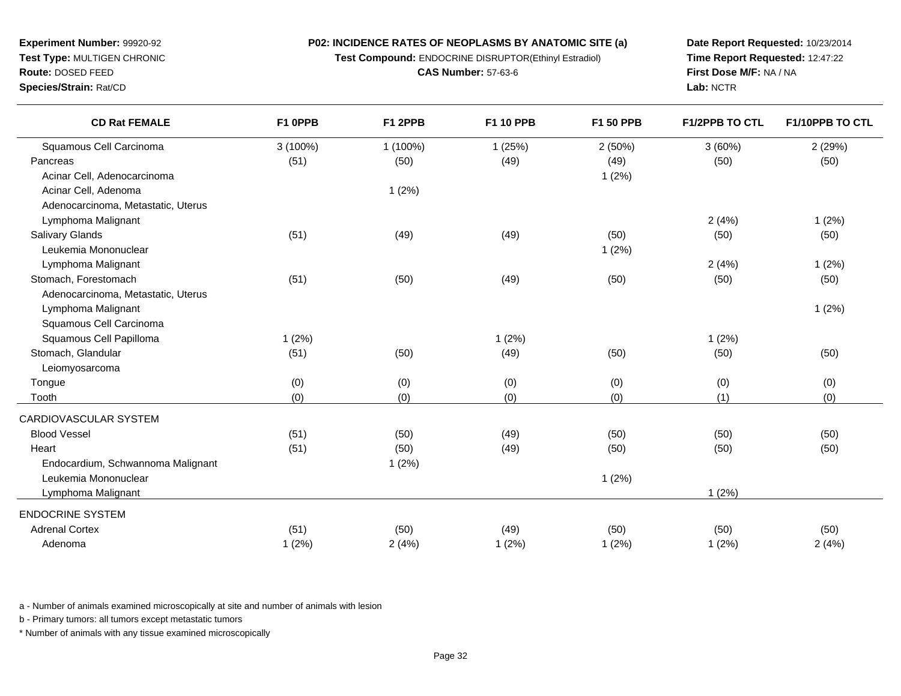**Experiment Number:** 99920-92
**Test Type:** MULTIGEN CHRONIC
**Route:** DOSED FEED
**Species/Strain:** Rat/CD

**P02: INCIDENCE RATES OF NEOPLASMS BY ANATOMIC SITE (a)**
**Test Compound:** ENDOCRINE DISRUPTOR(Ethinyl Estradiol)
**CAS Number:** 57-63-6

**Date Report Requested:** 10/23/2014
**Time Report Requested:** 12:47:22
**First Dose M/F:** NA / NA
**Lab:** NCTR

| CD Rat FEMALE | F1 0PPB | F1 2PPB | F1 10 PPB | F1 50 PPB | F1/2PPB TO CTL | F1/10PPB TO CTL |
|---|---|---|---|---|---|---|
| Squamous Cell Carcinoma | 3 (100%) | 1 (100%) | 1 (25%) | 2 (50%) | 3 (60%) | 2 (29%) |
| Pancreas | (51) | (50) | (49) | (49) | (50) | (50) |
| Acinar Cell, Adenocarcinoma | | | | 1 (2%) | | |
| Acinar Cell, Adenoma | | 1 (2%) | | | | |
| Adenocarcinoma, Metastatic, Uterus | | | | | | |
| Lymphoma Malignant | | | | | 2 (4%) | 1 (2%) |
| Salivary Glands | (51) | (49) | (49) | (50) | (50) | (50) |
| Leukemia Mononuclear | | | | 1 (2%) | | |
| Lymphoma Malignant | | | | | 2 (4%) | 1 (2%) |
| Stomach, Forestomach | (51) | (50) | (49) | (50) | (50) | (50) |
| Adenocarcinoma, Metastatic, Uterus | | | | | | |
| Lymphoma Malignant | | | | | | 1 (2%) |
| Squamous Cell Carcinoma | | | | | | |
| Squamous Cell Papilloma | 1 (2%) | | 1 (2%) | | 1 (2%) | |
| Stomach, Glandular | (51) | (50) | (49) | (50) | (50) | (50) |
| Leiomyosarcoma | | | | | | |
| Tongue | (0) | (0) | (0) | (0) | (0) | (0) |
| Tooth | (0) | (0) | (0) | (0) | (1) | (0) |
| CARDIOVASCULAR SYSTEM | | | | | | |
| Blood Vessel | (51) | (50) | (49) | (50) | (50) | (50) |
| Heart | (51) | (50) | (49) | (50) | (50) | (50) |
| Endocardium, Schwannoma Malignant | | 1 (2%) | | | | |
| Leukemia Mononuclear | | | | 1 (2%) | | |
| Lymphoma Malignant | | | | | 1 (2%) | |
| ENDOCRINE SYSTEM | | | | | | |
| Adrenal Cortex | (51) | (50) | (49) | (50) | (50) | (50) |
| Adenoma | 1 (2%) | 2 (4%) | 1 (2%) | 1 (2%) | 1 (2%) | 2 (4%) |

a - Number of animals examined microscopically at site and number of animals with lesion

b - Primary tumors: all tumors except metastatic tumors

* Number of animals with any tissue examined microscopically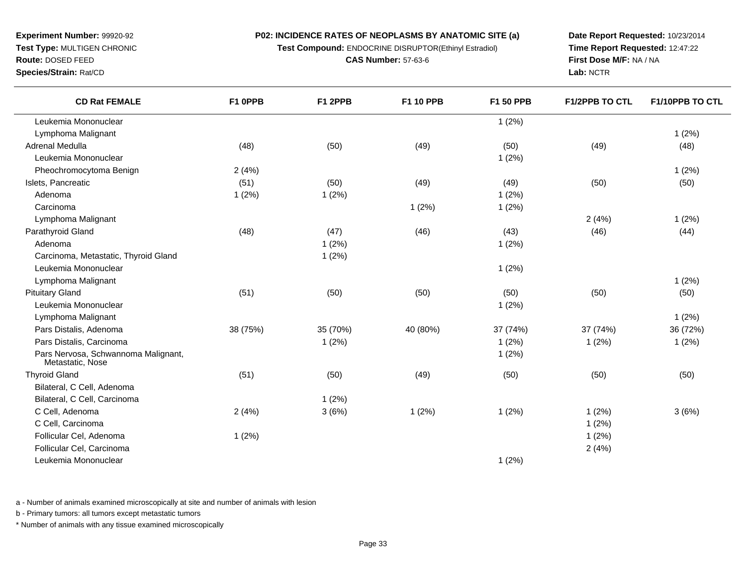**Experiment Number:** 99920-92
**Test Type:** MULTIGEN CHRONIC
**Route:** DOSED FEED
**Species/Strain:** Rat/CD

**P02: INCIDENCE RATES OF NEOPLASMS BY ANATOMIC SITE (a)**
**Test Compound:** ENDOCRINE DISRUPTOR(Ethinyl Estradiol)
**CAS Number:** 57-63-6

**Date Report Requested:** 10/23/2014
**Time Report Requested:** 12:47:22
**First Dose M/F:** NA / NA
**Lab:** NCTR

| CD Rat FEMALE | F1 0PPB | F1 2PPB | F1 10 PPB | F1 50 PPB | F1/2PPB TO CTL | F1/10PPB TO CTL |
|---|---|---|---|---|---|---|
| Leukemia Mononuclear | | | | 1 (2%) | | |
| Lymphoma Malignant | | | | | | 1 (2%) |
| Adrenal Medulla | (48) | (50) | (49) | (50) | (49) | (48) |
| Leukemia Mononuclear | | | | 1 (2%) | | |
| Pheochromocytoma Benign | 2 (4%) | | | | | 1 (2%) |
| Islets, Pancreatic | (51) | (50) | (49) | (49) | (50) | (50) |
| Adenoma | 1 (2%) | 1 (2%) | | 1 (2%) | | |
| Carcinoma | | | 1 (2%) | 1 (2%) | | |
| Lymphoma Malignant | | | | | 2 (4%) | 1 (2%) |
| Parathyroid Gland | (48) | (47) | (46) | (43) | (46) | (44) |
| Adenoma | | 1 (2%) | | 1 (2%) | | |
| Carcinoma, Metastatic, Thyroid Gland | | 1 (2%) | | | | |
| Leukemia Mononuclear | | | | 1 (2%) | | |
| Lymphoma Malignant | | | | | | 1 (2%) |
| Pituitary Gland | (51) | (50) | (50) | (50) | (50) | (50) |
| Leukemia Mononuclear | | | | 1 (2%) | | |
| Lymphoma Malignant | | | | | | 1 (2%) |
| Pars Distalis, Adenoma | 38 (75%) | 35 (70%) | 40 (80%) | 37 (74%) | 37 (74%) | 36 (72%) |
| Pars Distalis, Carcinoma | | 1 (2%) | | 1 (2%) | 1 (2%) | 1 (2%) |
| Pars Nervosa, Schwannoma Malignant, Metastatic, Nose | | | | 1 (2%) | | |
| Thyroid Gland | (51) | (50) | (49) | (50) | (50) | (50) |
| Bilateral, C Cell, Adenoma | | | | | | |
| Bilateral, C Cell, Carcinoma | | 1 (2%) | | | | |
| C Cell, Adenoma | 2 (4%) | 3 (6%) | 1 (2%) | 1 (2%) | 1 (2%) | 3 (6%) |
| C Cell, Carcinoma | | | | | 1 (2%) | |
| Follicular Cel, Adenoma | 1 (2%) | | | | 1 (2%) | |
| Follicular Cel, Carcinoma | | | | | 2 (4%) | |
| Leukemia Mononuclear | | | | 1 (2%) | | |

a - Number of animals examined microscopically at site and number of animals with lesion

b - Primary tumors: all tumors except metastatic tumors

* Number of animals with any tissue examined microscopically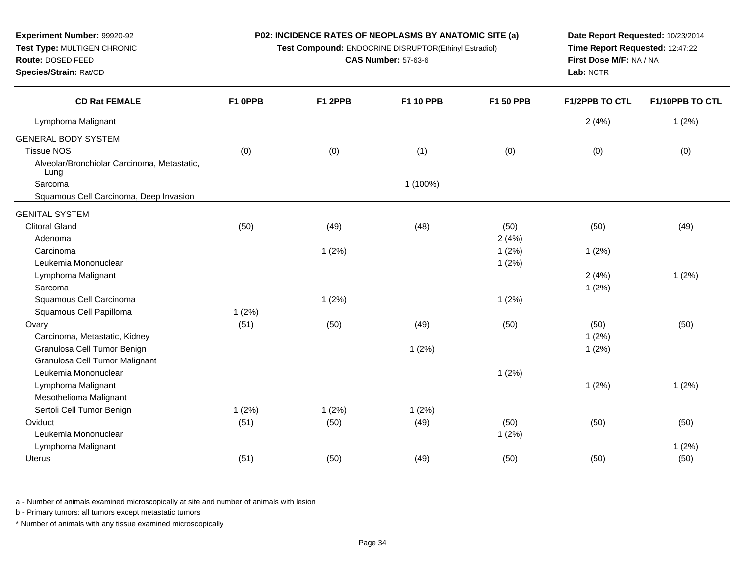**Experiment Number:** 99920-92
**Test Type:** MULTIGEN CHRONIC
**Route:** DOSED FEED
**Species/Strain:** Rat/CD

**P02: INCIDENCE RATES OF NEOPLASMS BY ANATOMIC SITE (a)**
**Test Compound:** ENDOCRINE DISRUPTOR(Ethinyl Estradiol)
**CAS Number:** 57-63-6

**Date Report Requested:** 10/23/2014
**Time Report Requested:** 12:47:22
**First Dose M/F:** NA / NA
**Lab:** NCTR

| CD Rat FEMALE | F1 0PPB | F1 2PPB | F1 10 PPB | F1 50 PPB | F1/2PPB TO CTL | F1/10PPB TO CTL |
|---|---|---|---|---|---|---|
| Lymphoma Malignant | | | | | 2 (4%) | 1 (2%) |
| GENERAL BODY SYSTEM | | | | | | |
| Tissue NOS | (0) | (0) | (1) | (0) | (0) | (0) |
| Alveolar/Bronchiolar Carcinoma, Metastatic, Lung | | | | | | |
| Sarcoma | | | 1 (100%) | | | |
| Squamous Cell Carcinoma, Deep Invasion | | | | | | |
| GENITAL SYSTEM | | | | | | |
| Clitoral Gland | (50) | (49) | (48) | (50) | (50) | (49) |
| Adenoma | | | | 2 (4%) | | |
| Carcinoma | | 1 (2%) | | 1 (2%) | 1 (2%) | |
| Leukemia Mononuclear | | | | 1 (2%) | | |
| Lymphoma Malignant | | | | | 2 (4%) | 1 (2%) |
| Sarcoma | | | | | 1 (2%) | |
| Squamous Cell Carcinoma | | 1 (2%) | | 1 (2%) | | |
| Squamous Cell Papilloma | 1 (2%) | | | | | |
| Ovary | (51) | (50) | (49) | (50) | (50) | (50) |
| Carcinoma, Metastatic, Kidney | | | | | 1 (2%) | |
| Granulosa Cell Tumor Benign | | | 1 (2%) | | 1 (2%) | |
| Granulosa Cell Tumor Malignant | | | | | | |
| Leukemia Mononuclear | | | | 1 (2%) | | |
| Lymphoma Malignant | | | | | 1 (2%) | 1 (2%) |
| Mesothelioma Malignant | | | | | | |
| Sertoli Cell Tumor Benign | 1 (2%) | 1 (2%) | 1 (2%) | | | |
| Oviduct | (51) | (50) | (49) | (50) | (50) | (50) |
| Leukemia Mononuclear | | | | 1 (2%) | | |
| Lymphoma Malignant | | | | | | 1 (2%) |
| Uterus | (51) | (50) | (49) | (50) | (50) | (50) |

a - Number of animals examined microscopically at site and number of animals with lesion

b - Primary tumors: all tumors except metastatic tumors

* Number of animals with any tissue examined microscopically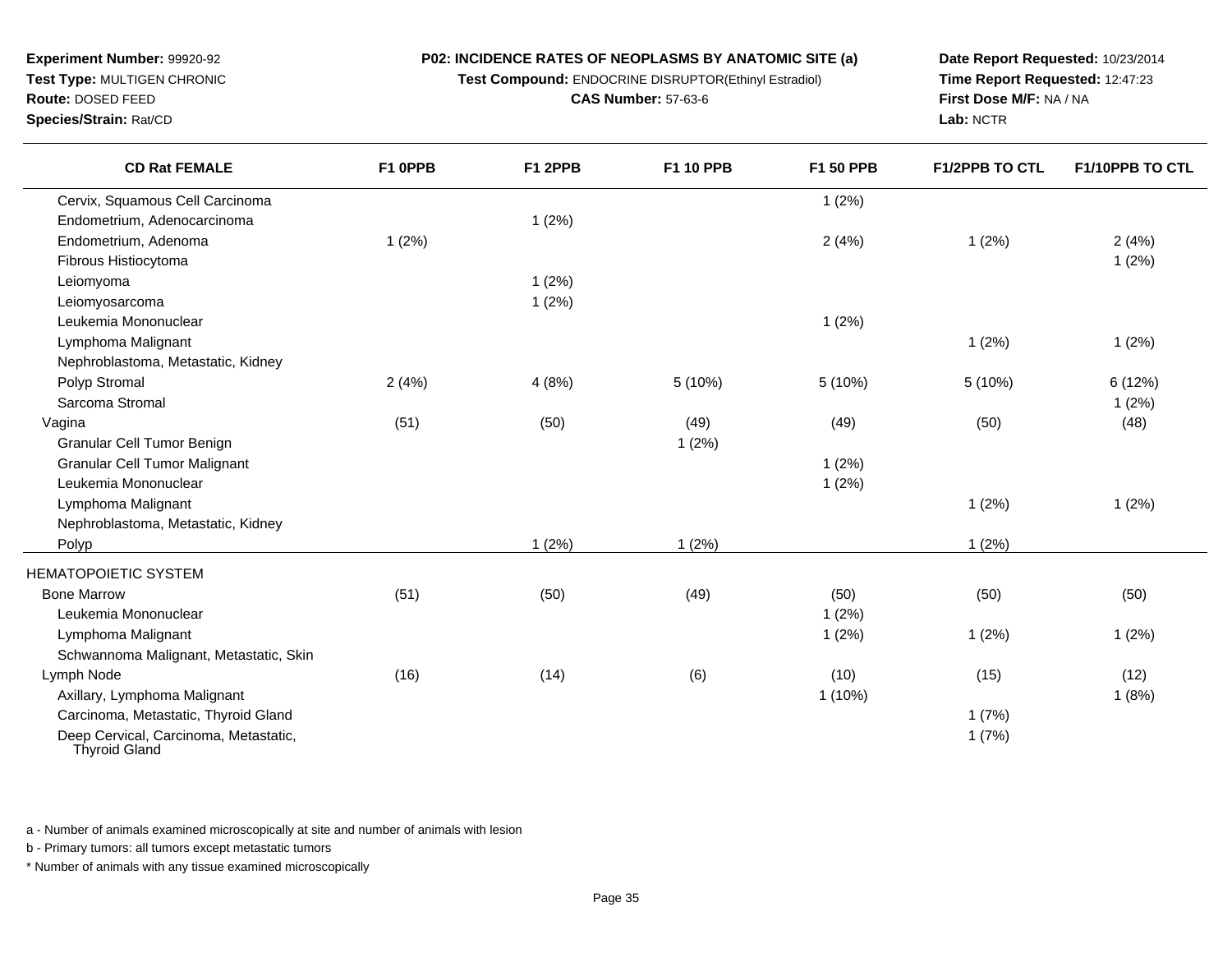**Experiment Number:** 99920-92
**Test Type:** MULTIGEN CHRONIC
**Route:** DOSED FEED
**Species/Strain:** Rat/CD

**P02: INCIDENCE RATES OF NEOPLASMS BY ANATOMIC SITE (a)**
**Test Compound:** ENDOCRINE DISRUPTOR(Ethinyl Estradiol)
**CAS Number:** 57-63-6

**Date Report Requested:** 10/23/2014
**Time Report Requested:** 12:47:23
**First Dose M/F:** NA / NA
**Lab:** NCTR

| CD Rat FEMALE | F1 0PPB | F1 2PPB | F1 10 PPB | F1 50 PPB | F1/2PPB TO CTL | F1/10PPB TO CTL |
|---|---|---|---|---|---|---|
| Cervix, Squamous Cell Carcinoma | | | | 1 (2%) | | |
| Endometrium, Adenocarcinoma | | 1 (2%) | | | | |
| Endometrium, Adenoma | 1 (2%) | | | 2 (4%) | 1 (2%) | 2 (4%) |
| Fibrous Histiocytoma | | | | | | 1 (2%) |
| Leiomyoma | | 1 (2%) | | | | |
| Leiomyosarcoma | | 1 (2%) | | | | |
| Leukemia Mononuclear | | | | 1 (2%) | | |
| Lymphoma Malignant | | | | | 1 (2%) | 1 (2%) |
| Nephroblastoma, Metastatic, Kidney | | | | | | |
| Polyp Stromal | 2 (4%) | 4 (8%) | 5 (10%) | 5 (10%) | 5 (10%) | 6 (12%) |
| Sarcoma Stromal | | | | | | 1 (2%) |
| Vagina | (51) | (50) | (49) | (49) | (50) | (48) |
| Granular Cell Tumor Benign | | | 1 (2%) | | | |
| Granular Cell Tumor Malignant | | | | 1 (2%) | | |
| Leukemia Mononuclear | | | | 1 (2%) | | |
| Lymphoma Malignant | | | | | 1 (2%) | 1 (2%) |
| Nephroblastoma, Metastatic, Kidney | | | | | | |
| Polyp | | 1 (2%) | 1 (2%) | | 1 (2%) | |
| HEMATOPOIETIC SYSTEM | | | | | | |
| Bone Marrow | (51) | (50) | (49) | (50) | (50) | (50) |
| Leukemia Mononuclear | | | | 1 (2%) | | |
| Lymphoma Malignant | | | | 1 (2%) | 1 (2%) | 1 (2%) |
| Schwannoma Malignant, Metastatic, Skin | | | | | | |
| Lymph Node | (16) | (14) | (6) | (10) | (15) | (12) |
| Axillary, Lymphoma Malignant | | | | 1 (10%) | | 1 (8%) |
| Carcinoma, Metastatic, Thyroid Gland | | | | | 1 (7%) | |
| Deep Cervical, Carcinoma, Metastatic, Thyroid Gland | | | | | 1 (7%) | |

a - Number of animals examined microscopically at site and number of animals with lesion

b - Primary tumors: all tumors except metastatic tumors

* Number of animals with any tissue examined microscopically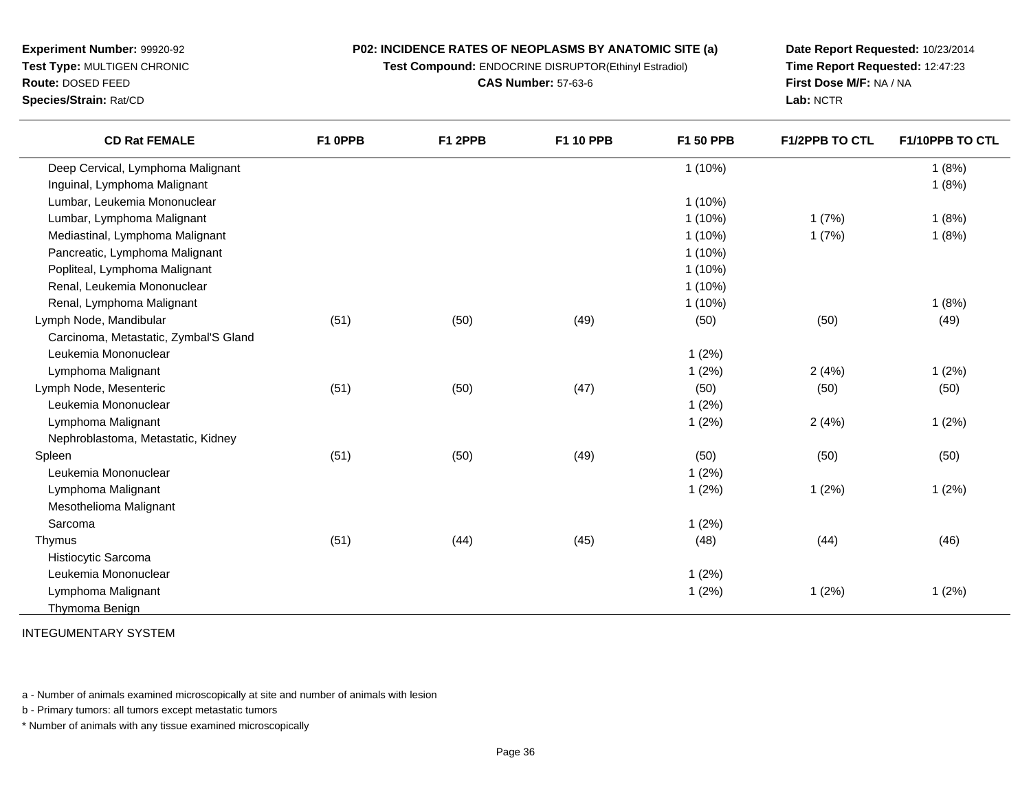**Experiment Number:** 99920-92
**Test Type:** MULTIGEN CHRONIC
**Route:** DOSED FEED
**Species/Strain:** Rat/CD

**P02: INCIDENCE RATES OF NEOPLASMS BY ANATOMIC SITE (a)**
**Test Compound:** ENDOCRINE DISRUPTOR(Ethinyl Estradiol)
**CAS Number:** 57-63-6

**Date Report Requested:** 10/23/2014
**Time Report Requested:** 12:47:23
**First Dose M/F:** NA / NA
**Lab:** NCTR

| CD Rat FEMALE | F1 0PPB | F1 2PPB | F1 10 PPB | F1 50 PPB | F1/2PPB TO CTL | F1/10PPB TO CTL |
|---|---|---|---|---|---|---|
| Deep Cervical, Lymphoma Malignant | | | | 1 (10%) | | 1 (8%) |
| Inguinal, Lymphoma Malignant | | | | | | 1 (8%) |
| Lumbar, Leukemia Mononuclear | | | | 1 (10%) | | |
| Lumbar, Lymphoma Malignant | | | | 1 (10%) | 1 (7%) | 1 (8%) |
| Mediastinal, Lymphoma Malignant | | | | 1 (10%) | 1 (7%) | 1 (8%) |
| Pancreatic, Lymphoma Malignant | | | | 1 (10%) | | |
| Popliteal, Lymphoma Malignant | | | | 1 (10%) | | |
| Renal, Leukemia Mononuclear | | | | 1 (10%) | | |
| Renal, Lymphoma Malignant | | | | 1 (10%) | | 1 (8%) |
| Lymph Node, Mandibular | (51) | (50) | (49) | (50) | (50) | (49) |
| Carcinoma, Metastatic, Zymbal'S Gland | | | | | | |
| Leukemia Mononuclear | | | | 1 (2%) | | |
| Lymphoma Malignant | | | | 1 (2%) | 2 (4%) | 1 (2%) |
| Lymph Node, Mesenteric | (51) | (50) | (47) | (50) | (50) | (50) |
| Leukemia Mononuclear | | | | 1 (2%) | | |
| Lymphoma Malignant | | | | 1 (2%) | 2 (4%) | 1 (2%) |
| Nephroblastoma, Metastatic, Kidney | | | | | | |
| Spleen | (51) | (50) | (49) | (50) | (50) | (50) |
| Leukemia Mononuclear | | | | 1 (2%) | | |
| Lymphoma Malignant | | | | 1 (2%) | 1 (2%) | 1 (2%) |
| Mesothelioma Malignant | | | | | | |
| Sarcoma | | | | 1 (2%) | | |
| Thymus | (51) | (44) | (45) | (48) | (44) | (46) |
| Histiocytic Sarcoma | | | | | | |
| Leukemia Mononuclear | | | | 1 (2%) | | |
| Lymphoma Malignant | | | | 1 (2%) | 1 (2%) | 1 (2%) |
| Thymoma Benign | | | | | | |

INTEGUMENTARY SYSTEM

a - Number of animals examined microscopically at site and number of animals with lesion

b - Primary tumors: all tumors except metastatic tumors

* Number of animals with any tissue examined microscopically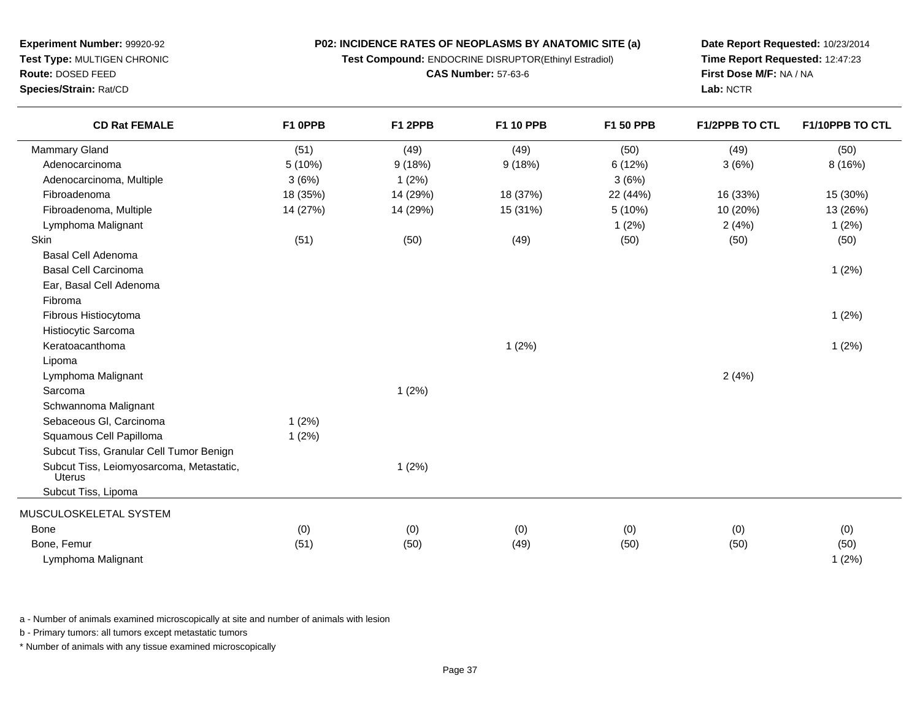**Experiment Number:** 99920-92
**Test Type:** MULTIGEN CHRONIC
**Route:** DOSED FEED
**Species/Strain:** Rat/CD

**P02: INCIDENCE RATES OF NEOPLASMS BY ANATOMIC SITE (a)**
**Test Compound:** ENDOCRINE DISRUPTOR(Ethinyl Estradiol)
**CAS Number:** 57-63-6

**Date Report Requested:** 10/23/2014
**Time Report Requested:** 12:47:23
**First Dose M/F:** NA / NA
**Lab:** NCTR

| CD Rat FEMALE | F1 0PPB | F1 2PPB | F1 10 PPB | F1 50 PPB | F1/2PPB TO CTL | F1/10PPB TO CTL |
|---|---|---|---|---|---|---|
| Mammary Gland | (51) | (49) | (49) | (50) | (49) | (50) |
| Adenocarcinoma | 5 (10%) | 9 (18%) | 9 (18%) | 6 (12%) | 3 (6%) | 8 (16%) |
| Adenocarcinoma, Multiple | 3 (6%) | 1 (2%) | | 3 (6%) | | |
| Fibroadenoma | 18 (35%) | 14 (29%) | 18 (37%) | 22 (44%) | 16 (33%) | 15 (30%) |
| Fibroadenoma, Multiple | 14 (27%) | 14 (29%) | 15 (31%) | 5 (10%) | 10 (20%) | 13 (26%) |
| Lymphoma Malignant | | | | 1 (2%) | 2 (4%) | 1 (2%) |
| Skin | (51) | (50) | (49) | (50) | (50) | (50) |
| Basal Cell Adenoma | | | | | | |
| Basal Cell Carcinoma | | | | | | 1 (2%) |
| Ear, Basal Cell Adenoma | | | | | | |
| Fibroma | | | | | | |
| Fibrous Histiocytoma | | | | | | 1 (2%) |
| Histiocytic Sarcoma | | | | | | |
| Keratoacanthoma | | | 1 (2%) | | | 1 (2%) |
| Lipoma | | | | | | |
| Lymphoma Malignant | | | | | 2 (4%) | |
| Sarcoma | | 1 (2%) | | | | |
| Schwannoma Malignant | | | | | | |
| Sebaceous Gl, Carcinoma | 1 (2%) | | | | | |
| Squamous Cell Papilloma | 1 (2%) | | | | | |
| Subcut Tiss, Granular Cell Tumor Benign | | | | | | |
| Subcut Tiss, Leiomyosarcoma, Metastatic, Uterus | | 1 (2%) | | | | |
| Subcut Tiss, Lipoma | | | | | | |
| MUSCULOSKELETAL SYSTEM | | | | | | |
| Bone | (0) | (0) | (0) | (0) | (0) | (0) |
| Bone, Femur | (51) | (50) | (49) | (50) | (50) | (50) |
| Lymphoma Malignant | | | | | | 1 (2%) |

a - Number of animals examined microscopically at site and number of animals with lesion

b - Primary tumors: all tumors except metastatic tumors

* Number of animals with any tissue examined microscopically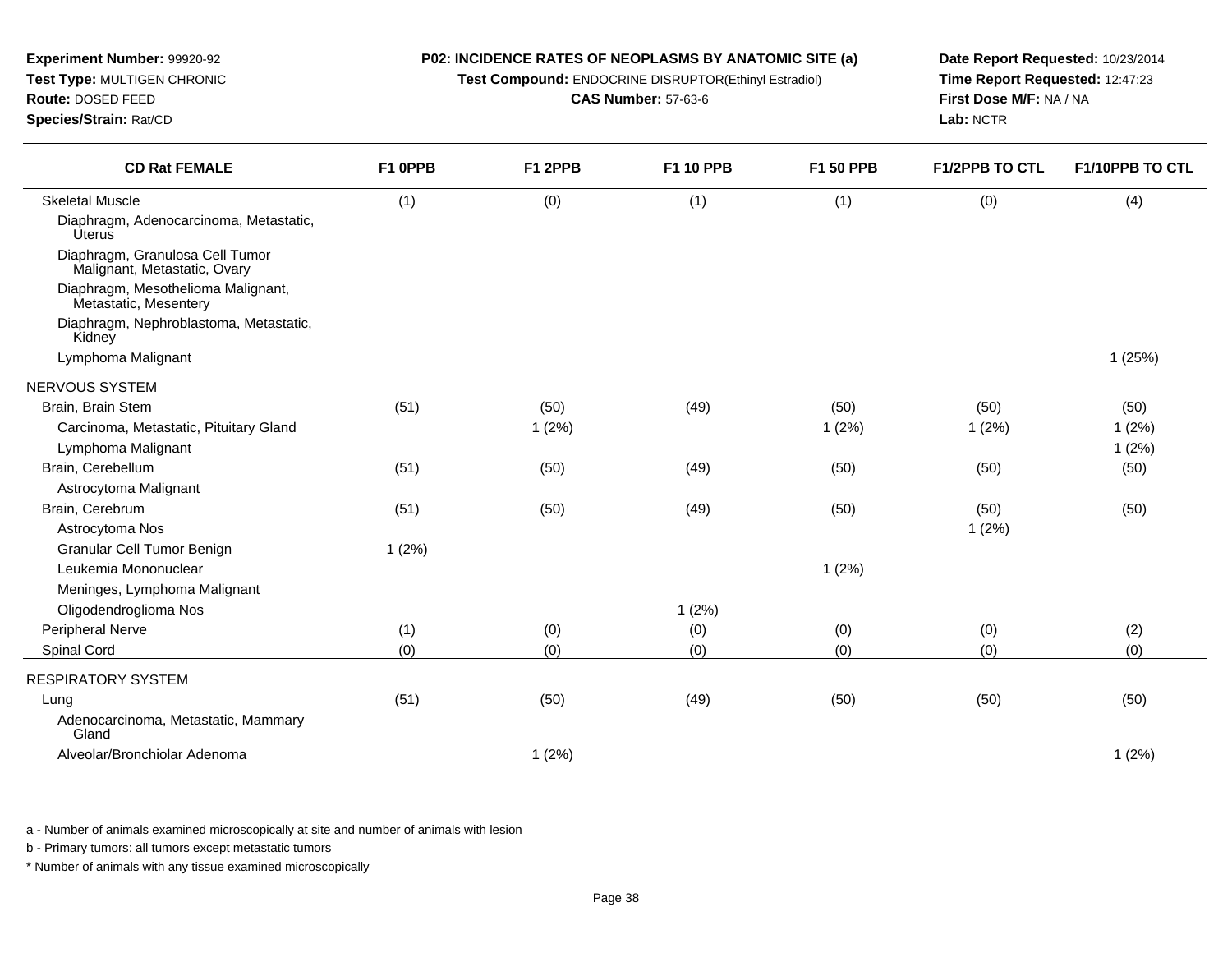**Experiment Number:** 99920-92
**Test Type:** MULTIGEN CHRONIC
**Route:** DOSED FEED
**Species/Strain:** Rat/CD

**P02: INCIDENCE RATES OF NEOPLASMS BY ANATOMIC SITE (a)**
**Test Compound:** ENDOCRINE DISRUPTOR(Ethinyl Estradiol)
**CAS Number:** 57-63-6

**Date Report Requested:** 10/23/2014
**Time Report Requested:** 12:47:23
**First Dose M/F:** NA / NA
**Lab:** NCTR

| CD Rat FEMALE | F1 0PPB | F1 2PPB | F1 10 PPB | F1 50 PPB | F1/2PPB TO CTL | F1/10PPB TO CTL |
|---|---|---|---|---|---|---|
| Skeletal Muscle | (1) | (0) | (1) | (1) | (0) | (4) |
| Diaphragm, Adenocarcinoma, Metastatic, Uterus | | | | | | |
| Diaphragm, Granulosa Cell Tumor Malignant, Metastatic, Ovary | | | | | | |
| Diaphragm, Mesothelioma Malignant, Metastatic, Mesentery | | | | | | |
| Diaphragm, Nephroblastoma, Metastatic, Kidney | | | | | | |
| Lymphoma Malignant | | | | | | 1 (25%) |
| NERVOUS SYSTEM | | | | | | |
| Brain, Brain Stem | (51) | (50) | (49) | (50) | (50) | (50) |
| Carcinoma, Metastatic, Pituitary Gland | | 1 (2%) | | 1 (2%) | 1 (2%) | 1 (2%) |
| Lymphoma Malignant | | | | | | 1 (2%) |
| Brain, Cerebellum | (51) | (50) | (49) | (50) | (50) | (50) |
| Astrocytoma Malignant | | | | | | |
| Brain, Cerebrum | (51) | (50) | (49) | (50) | (50) | (50) |
| Astrocytoma Nos | | | | | 1 (2%) | |
| Granular Cell Tumor Benign | 1 (2%) | | | | | |
| Leukemia Mononuclear | | | | 1 (2%) | | |
| Meninges, Lymphoma Malignant | | | | | | |
| Oligodendroglioma Nos | | | 1 (2%) | | | |
| Peripheral Nerve | (1) | (0) | (0) | (0) | (0) | (2) |
| Spinal Cord | (0) | (0) | (0) | (0) | (0) | (0) |
| RESPIRATORY SYSTEM | | | | | | |
| Lung | (51) | (50) | (49) | (50) | (50) | (50) |
| Adenocarcinoma, Metastatic, Mammary Gland | | | | | | |
| Alveolar/Bronchiolar Adenoma | | 1 (2%) | | | | 1 (2%) |

a - Number of animals examined microscopically at site and number of animals with lesion

b - Primary tumors: all tumors except metastatic tumors

* Number of animals with any tissue examined microscopically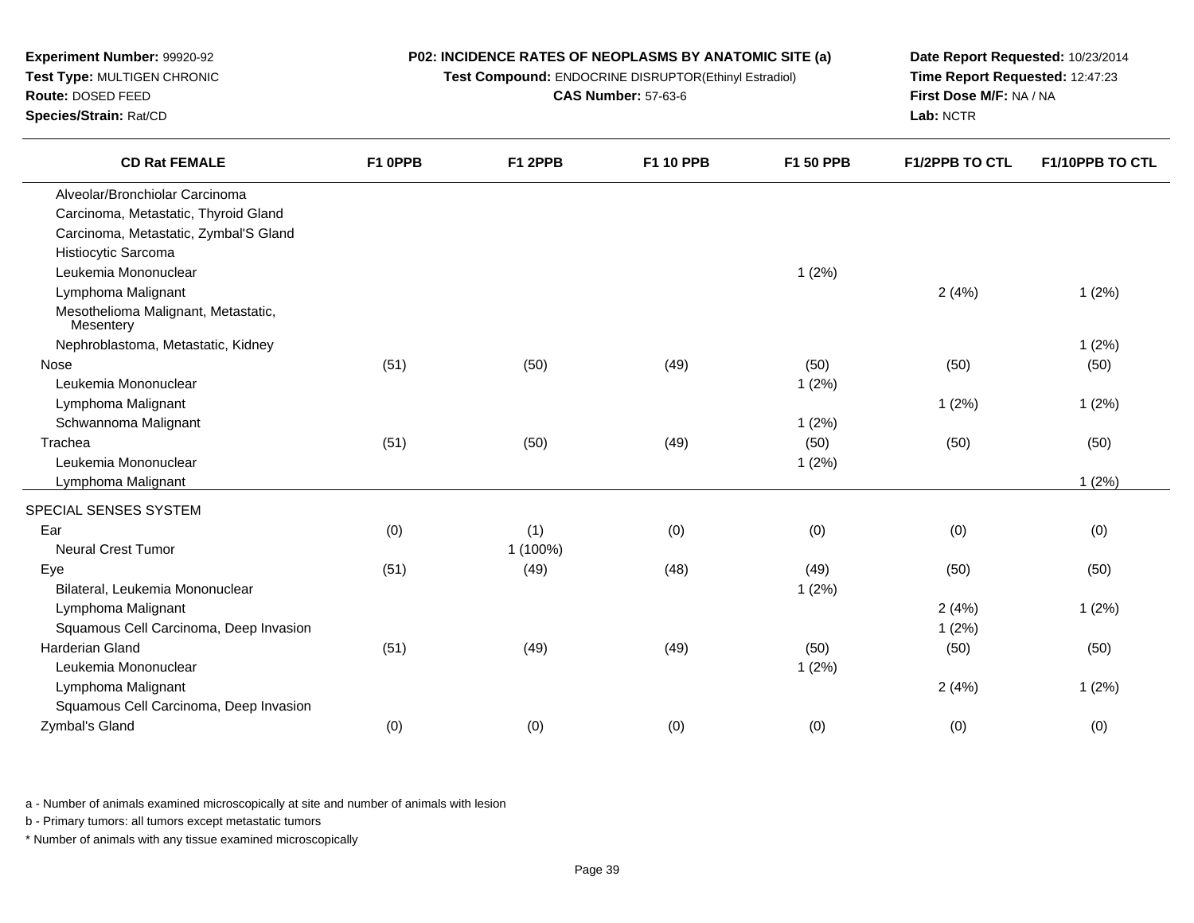**Experiment Number:** 99920-92
**Test Type:** MULTIGEN CHRONIC
**Route:** DOSED FEED
**Species/Strain:** Rat/CD

**P02: INCIDENCE RATES OF NEOPLASMS BY ANATOMIC SITE (a)**
**Test Compound:** ENDOCRINE DISRUPTOR(Ethinyl Estradiol)
**CAS Number:** 57-63-6

**Date Report Requested:** 10/23/2014
**Time Report Requested:** 12:47:23
**First Dose M/F:** NA / NA
**Lab:** NCTR

| CD Rat FEMALE | F1 0PPB | F1 2PPB | F1 10 PPB | F1 50 PPB | F1/2PPB TO CTL | F1/10PPB TO CTL |
|---|---|---|---|---|---|---|
| Alveolar/Bronchiolar Carcinoma | | | | | | |
| Carcinoma, Metastatic, Thyroid Gland | | | | | | |
| Carcinoma, Metastatic, Zymbal'S Gland | | | | | | |
| Histiocytic Sarcoma | | | | | | |
| Leukemia Mononuclear | | | | 1 (2%) | | |
| Lymphoma Malignant | | | | | 2 (4%) | 1 (2%) |
| Mesothelioma Malignant, Metastatic, Mesentery | | | | | | |
| Nephroblastoma, Metastatic, Kidney | | | | | | 1 (2%) |
| Nose | (51) | (50) | (49) | (50) | (50) | (50) |
| Leukemia Mononuclear | | | | 1 (2%) | | |
| Lymphoma Malignant | | | | | 1 (2%) | 1 (2%) |
| Schwannoma Malignant | | | | 1 (2%) | | |
| Trachea | (51) | (50) | (49) | (50) | (50) | (50) |
| Leukemia Mononuclear | | | | 1 (2%) | | |
| Lymphoma Malignant | | | | | | 1 (2%) |
| SPECIAL SENSES SYSTEM | | | | | | |
| Ear | (0) | (1) | (0) | (0) | (0) | (0) |
| Neural Crest Tumor | | 1 (100%) | | | | |
| Eye | (51) | (49) | (48) | (49) | (50) | (50) |
| Bilateral, Leukemia Mononuclear | | | | 1 (2%) | | |
| Lymphoma Malignant | | | | | 2 (4%) | 1 (2%) |
| Squamous Cell Carcinoma, Deep Invasion | | | | | 1 (2%) | |
| Harderian Gland | (51) | (49) | (49) | (50) | (50) | (50) |
| Leukemia Mononuclear | | | | 1 (2%) | | |
| Lymphoma Malignant | | | | | 2 (4%) | 1 (2%) |
| Squamous Cell Carcinoma, Deep Invasion | | | | | | |
| Zymbal's Gland | (0) | (0) | (0) | (0) | (0) | (0) |

a - Number of animals examined microscopically at site and number of animals with lesion

b - Primary tumors: all tumors except metastatic tumors

* Number of animals with any tissue examined microscopically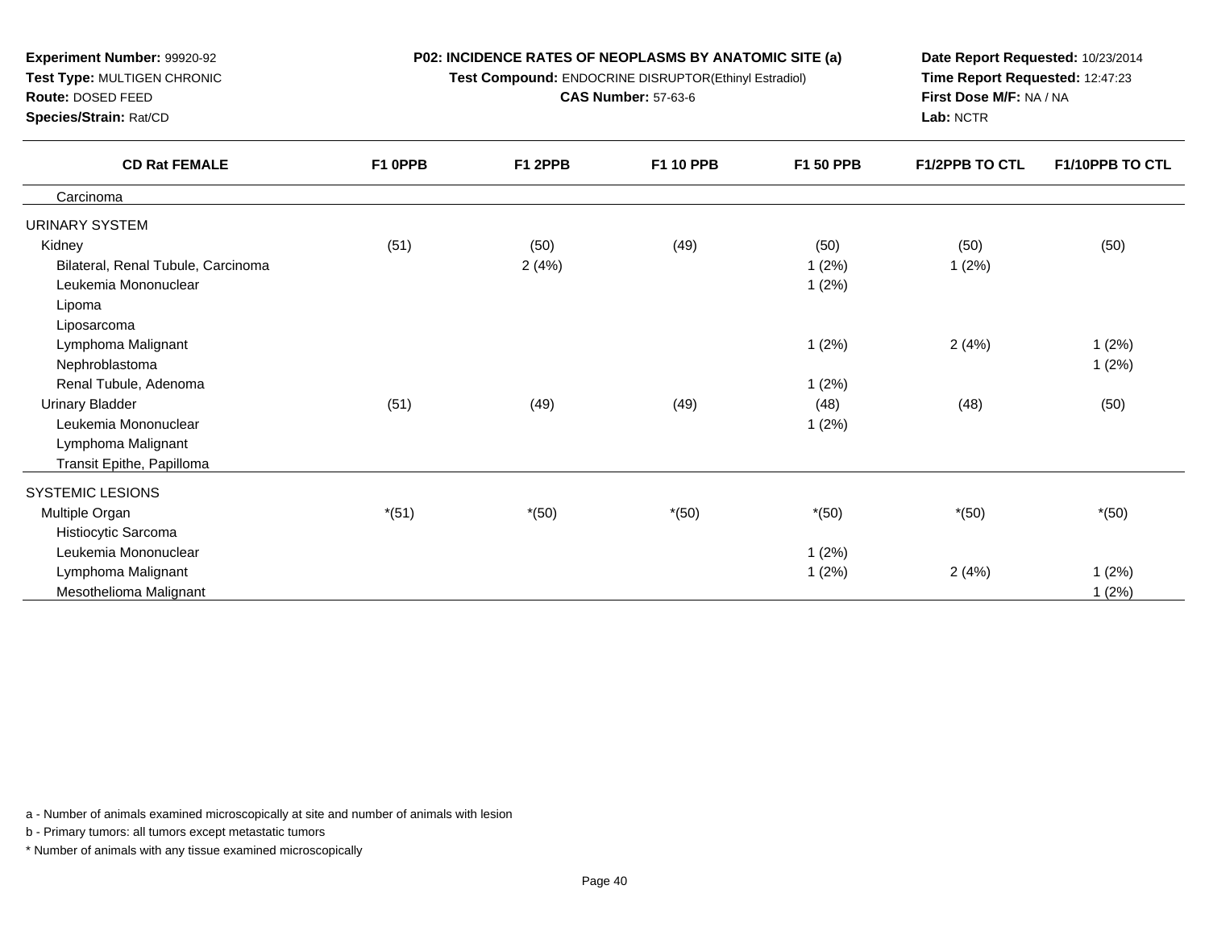**Experiment Number:** 99920-92
**Test Type:** MULTIGEN CHRONIC
**Route:** DOSED FEED
**Species/Strain:** Rat/CD

**P02: INCIDENCE RATES OF NEOPLASMS BY ANATOMIC SITE (a)**
**Test Compound:** ENDOCRINE DISRUPTOR(Ethinyl Estradiol)
**CAS Number:** 57-63-6

**Date Report Requested:** 10/23/2014
**Time Report Requested:** 12:47:23
**First Dose M/F:** NA / NA
**Lab:** NCTR

| CD Rat FEMALE | F1 0PPB | F1 2PPB | F1 10 PPB | F1 50 PPB | F1/2PPB TO CTL | F1/10PPB TO CTL |
|---|---|---|---|---|---|---|
| Carcinoma | | | | | | |
| URINARY SYSTEM | | | | | | |
| Kidney | (51) | (50) | (49) | (50) | (50) | (50) |
| Bilateral, Renal Tubule, Carcinoma | | 2 (4%) | | 1 (2%) | 1 (2%) | |
| Leukemia Mononuclear | | | | 1 (2%) | | |
| Lipoma | | | | | | |
| Liposarcoma | | | | | | |
| Lymphoma Malignant | | | | 1 (2%) | 2 (4%) | 1 (2%) |
| Nephroblastoma | | | | | | 1 (2%) |
| Renal Tubule, Adenoma | | | | 1 (2%) | | |
| Urinary Bladder | (51) | (49) | (49) | (48) | (48) | (50) |
| Leukemia Mononuclear | | | | 1 (2%) | | |
| Lymphoma Malignant | | | | | | |
| Transit Epithe, Papilloma | | | | | | |
| SYSTEMIC LESIONS | | | | | | |
| Multiple Organ | *(51) | *(50) | *(50) | *(50) | *(50) | *(50) |
| Histiocytic Sarcoma | | | | | | |
| Leukemia Mononuclear | | | | 1 (2%) | | |
| Lymphoma Malignant | | | | 1 (2%) | 2 (4%) | 1 (2%) |
| Mesothelioma Malignant | | | | | | 1 (2%) |

a - Number of animals examined microscopically at site and number of animals with lesion

b - Primary tumors: all tumors except metastatic tumors

* Number of animals with any tissue examined microscopically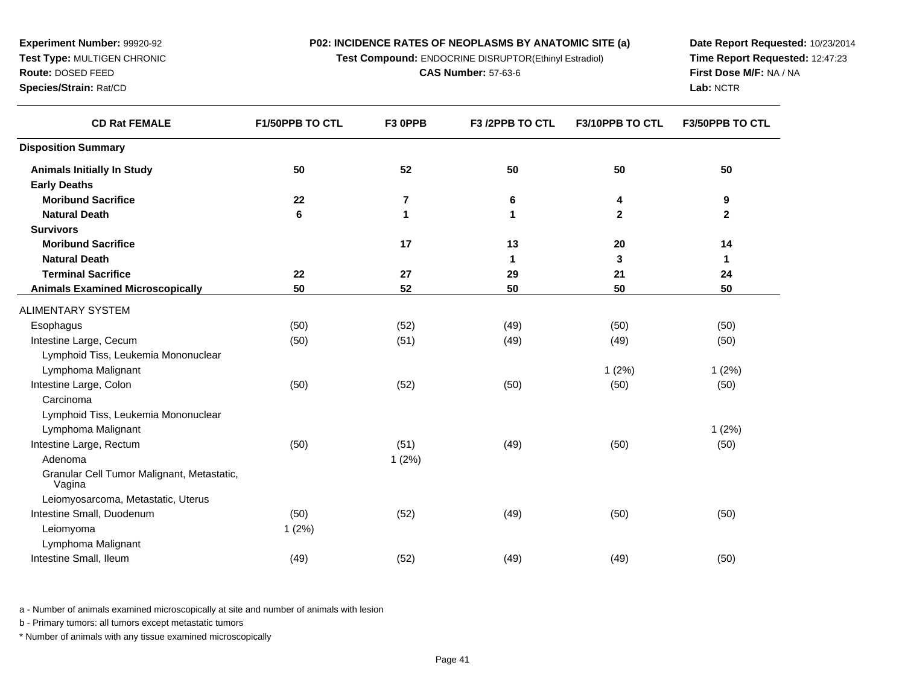**Experiment Number:** 99920-92
**Test Type:** MULTIGEN CHRONIC
**Route:** DOSED FEED
**Species/Strain:** Rat/CD

**P02: INCIDENCE RATES OF NEOPLASMS BY ANATOMIC SITE (a)**
**Test Compound:** ENDOCRINE DISRUPTOR(Ethinyl Estradiol)
**CAS Number:** 57-63-6

**Date Report Requested:** 10/23/2014
**Time Report Requested:** 12:47:23
**First Dose M/F:** NA / NA
**Lab:** NCTR

| CD Rat FEMALE | F1/50PPB TO CTL | F3 0PPB | F3 /2PPB TO CTL | F3/10PPB TO CTL | F3/50PPB TO CTL |
|---|---|---|---|---|---|
| **Disposition Summary** | | | | | |
| **Animals Initially In Study** | **50** | **52** | **50** | **50** | **50** |
| **Early Deaths** | | | | | |
| **Moribund Sacrifice** | **22** | **7** | **6** | **4** | **9** |
| **Natural Death** | **6** | **1** | **1** | **2** | **2** |
| **Survivors** | | | | | |
| **Moribund Sacrifice** | | **17** | **13** | **20** | **14** |
| **Natural Death** | | | **1** | **3** | **1** |
| **Terminal Sacrifice** | **22** | **27** | **29** | **21** | **24** |
| **Animals Examined Microscopically** | **50** | **52** | **50** | **50** | **50** |
| ALIMENTARY SYSTEM | | | | | |
| Esophagus | (50) | (52) | (49) | (50) | (50) |
| Intestine Large, Cecum | (50) | (51) | (49) | (49) | (50) |
| Lymphoid Tiss, Leukemia Mononuclear | | | | | |
| Lymphoma Malignant | | | | 1 (2%) | 1 (2%) |
| Intestine Large, Colon | (50) | (52) | (50) | (50) | (50) |
| Carcinoma | | | | | |
| Lymphoid Tiss, Leukemia Mononuclear | | | | | |
| Lymphoma Malignant | | | | | 1 (2%) |
| Intestine Large, Rectum | (50) | (51) | (49) | (50) | (50) |
| Adenoma | | 1 (2%) | | | |
| Granular Cell Tumor Malignant, Metastatic, Vagina | | | | | |
| Leiomyosarcoma, Metastatic, Uterus | | | | | |
| Intestine Small, Duodenum | (50) | (52) | (49) | (50) | (50) |
| Leiomyoma | 1 (2%) | | | | |
| Lymphoma Malignant | | | | | |
| Intestine Small, Ileum | (49) | (52) | (49) | (49) | (50) |

a - Number of animals examined microscopically at site and number of animals with lesion

b - Primary tumors: all tumors except metastatic tumors

* Number of animals with any tissue examined microscopically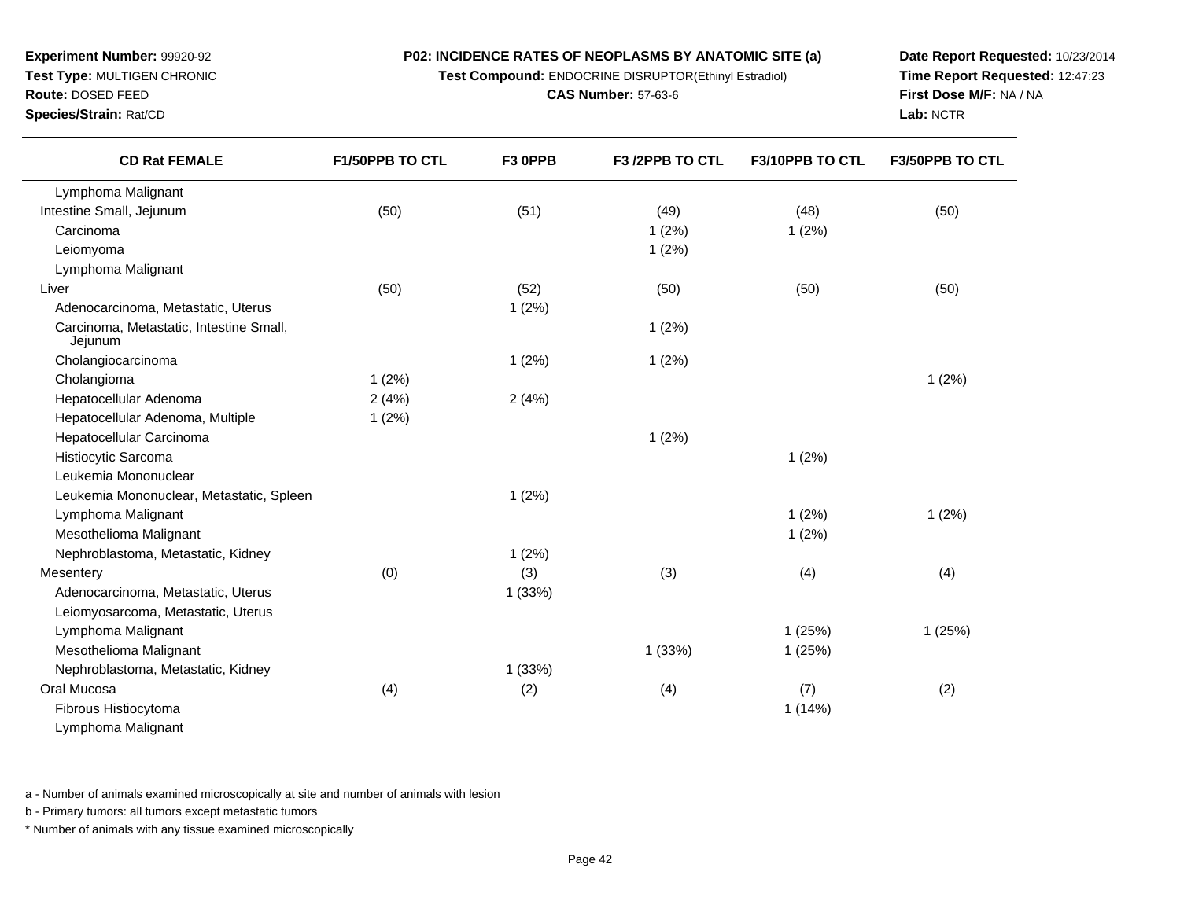**Experiment Number:** 99920-92
**Test Type:** MULTIGEN CHRONIC
**Route:** DOSED FEED
**Species/Strain:** Rat/CD

**P02: INCIDENCE RATES OF NEOPLASMS BY ANATOMIC SITE (a)**
**Test Compound:** ENDOCRINE DISRUPTOR(Ethinyl Estradiol)
**CAS Number:** 57-63-6

**Date Report Requested:** 10/23/2014
**Time Report Requested:** 12:47:23
**First Dose M/F:** NA / NA
**Lab:** NCTR

| CD Rat FEMALE | F1/50PPB TO CTL | F3 0PPB | F3 /2PPB TO CTL | F3/10PPB TO CTL | F3/50PPB TO CTL |
|---|---|---|---|---|---|
| Lymphoma Malignant | | | | | |
| Intestine Small, Jejunum | (50) | (51) | (49) | (48) | (50) |
| Carcinoma | | | 1 (2%) | 1 (2%) | |
| Leiomyoma | | | 1 (2%) | | |
| Lymphoma Malignant | | | | | |
| Liver | (50) | (52) | (50) | (50) | (50) |
| Adenocarcinoma, Metastatic, Uterus | | 1 (2%) | | | |
| Carcinoma, Metastatic, Intestine Small, Jejunum | | | 1 (2%) | | |
| Cholangiocarcinoma | | 1 (2%) | 1 (2%) | | |
| Cholangioma | 1 (2%) | | | | 1 (2%) |
| Hepatocellular Adenoma | 2 (4%) | 2 (4%) | | | |
| Hepatocellular Adenoma, Multiple | 1 (2%) | | | | |
| Hepatocellular Carcinoma | | | 1 (2%) | | |
| Histiocytic Sarcoma | | | | 1 (2%) | |
| Leukemia Mononuclear | | | | | |
| Leukemia Mononuclear, Metastatic, Spleen | | 1 (2%) | | | |
| Lymphoma Malignant | | | | 1 (2%) | 1 (2%) |
| Mesothelioma Malignant | | | | 1 (2%) | |
| Nephroblastoma, Metastatic, Kidney | | 1 (2%) | | | |
| Mesentery | (0) | (3) | (3) | (4) | (4) |
| Adenocarcinoma, Metastatic, Uterus | | 1 (33%) | | | |
| Leiomyosarcoma, Metastatic, Uterus | | | | | |
| Lymphoma Malignant | | | | 1 (25%) | 1 (25%) |
| Mesothelioma Malignant | | | 1 (33%) | 1 (25%) | |
| Nephroblastoma, Metastatic, Kidney | | 1 (33%) | | | |
| Oral Mucosa | (4) | (2) | (4) | (7) | (2) |
| Fibrous Histiocytoma | | | | 1 (14%) | |
| Lymphoma Malignant | | | | | |

a - Number of animals examined microscopically at site and number of animals with lesion

b - Primary tumors: all tumors except metastatic tumors

* Number of animals with any tissue examined microscopically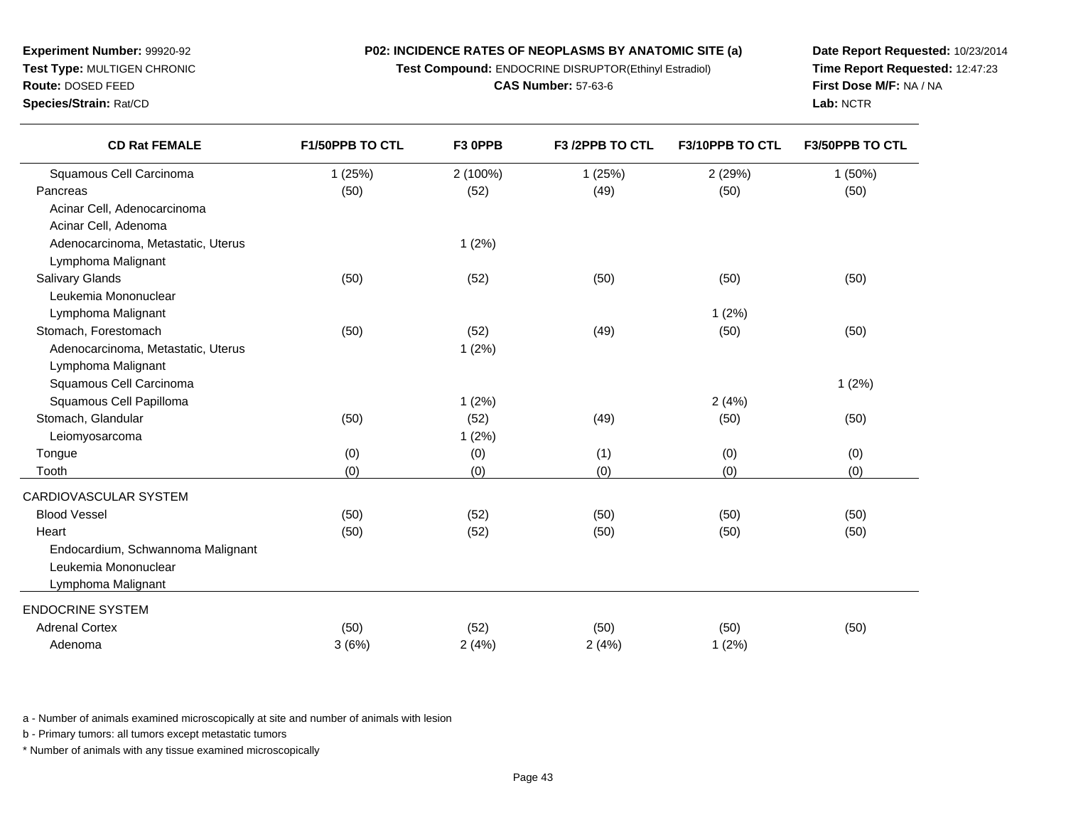**Experiment Number:** 99920-92
**Test Type:** MULTIGEN CHRONIC
**Route:** DOSED FEED
**Species/Strain:** Rat/CD

**P02: INCIDENCE RATES OF NEOPLASMS BY ANATOMIC SITE (a)**
**Test Compound:** ENDOCRINE DISRUPTOR(Ethinyl Estradiol)
**CAS Number:** 57-63-6

**Date Report Requested:** 10/23/2014
**Time Report Requested:** 12:47:23
**First Dose M/F:** NA / NA
**Lab:** NCTR

| CD Rat FEMALE | F1/50PPB TO CTL | F3 0PPB | F3 /2PPB TO CTL | F3/10PPB TO CTL | F3/50PPB TO CTL |
|---|---|---|---|---|---|
| Squamous Cell Carcinoma | 1 (25%) | 2 (100%) | 1 (25%) | 2 (29%) | 1 (50%) |
| Pancreas | (50) | (52) | (49) | (50) | (50) |
| Acinar Cell, Adenocarcinoma | | | | | |
| Acinar Cell, Adenoma | | | | | |
| Adenocarcinoma, Metastatic, Uterus | | 1 (2%) | | | |
| Lymphoma Malignant | | | | | |
| Salivary Glands | (50) | (52) | (50) | (50) | (50) |
| Leukemia Mononuclear | | | | | |
| Lymphoma Malignant | | | | 1 (2%) | |
| Stomach, Forestomach | (50) | (52) | (49) | (50) | (50) |
| Adenocarcinoma, Metastatic, Uterus | | 1 (2%) | | | |
| Lymphoma Malignant | | | | | |
| Squamous Cell Carcinoma | | | | | 1 (2%) |
| Squamous Cell Papilloma | | 1 (2%) | | 2 (4%) | |
| Stomach, Glandular | (50) | (52) | (49) | (50) | (50) |
| Leiomyosarcoma | | 1 (2%) | | | |
| Tongue | (0) | (0) | (1) | (0) | (0) |
| Tooth | (0) | (0) | (0) | (0) | (0) |
| CARDIOVASCULAR SYSTEM | | | | | |
| Blood Vessel | (50) | (52) | (50) | (50) | (50) |
| Heart | (50) | (52) | (50) | (50) | (50) |
| Endocardium, Schwannoma Malignant | | | | | |
| Leukemia Mononuclear | | | | | |
| Lymphoma Malignant | | | | | |
| ENDOCRINE SYSTEM | | | | | |
| Adrenal Cortex | (50) | (52) | (50) | (50) | (50) |
| Adenoma | 3 (6%) | 2 (4%) | 2 (4%) | 1 (2%) | |

a - Number of animals examined microscopically at site and number of animals with lesion

b - Primary tumors: all tumors except metastatic tumors

* Number of animals with any tissue examined microscopically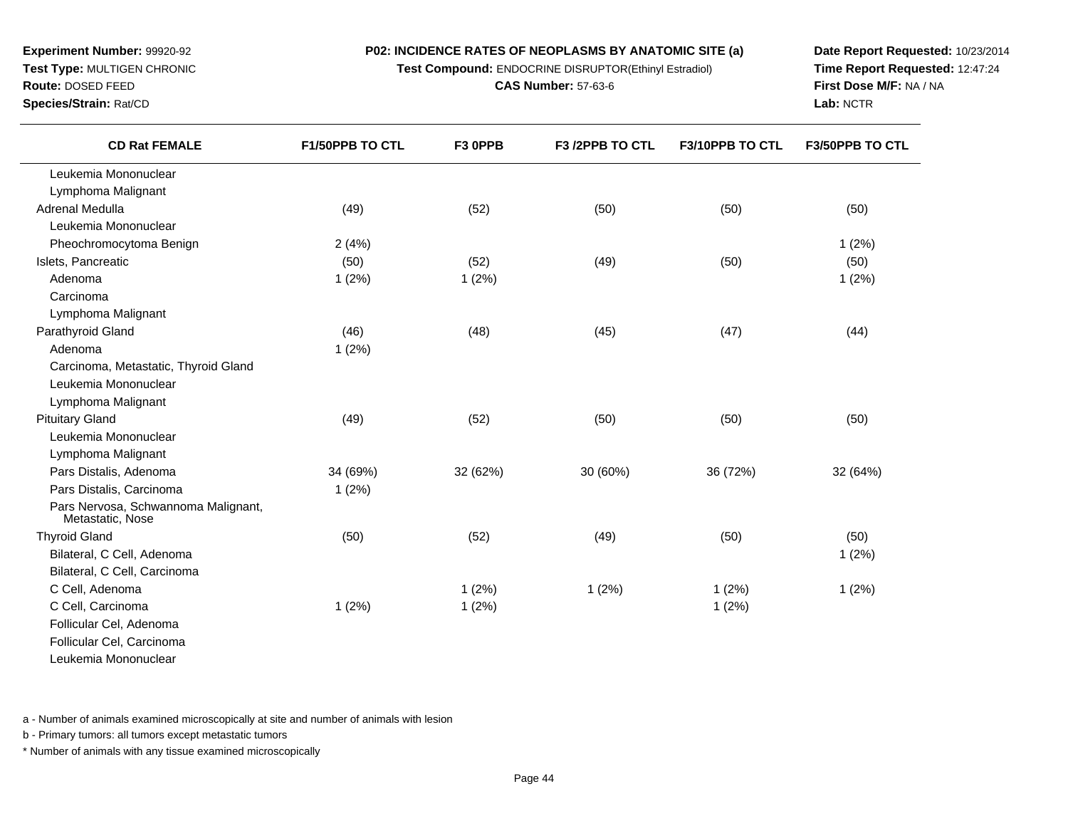**Experiment Number:** 99920-92
**Test Type:** MULTIGEN CHRONIC
**Route:** DOSED FEED
**Species/Strain:** Rat/CD

**P02: INCIDENCE RATES OF NEOPLASMS BY ANATOMIC SITE (a)**
**Test Compound:** ENDOCRINE DISRUPTOR(Ethinyl Estradiol)
**CAS Number:** 57-63-6

**Date Report Requested:** 10/23/2014
**Time Report Requested:** 12:47:24
**First Dose M/F:** NA / NA
**Lab:** NCTR

| CD Rat FEMALE | F1/50PPB TO CTL | F3 0PPB | F3 /2PPB TO CTL | F3/10PPB TO CTL | F3/50PPB TO CTL |
|---|---|---|---|---|---|
| Leukemia Mononuclear | | | | | |
| Lymphoma Malignant | | | | | |
| Adrenal Medulla | (49) | (52) | (50) | (50) | (50) |
| Leukemia Mononuclear | | | | | |
| Pheochromocytoma Benign | 2 (4%) | | | | 1 (2%) |
| Islets, Pancreatic | (50) | (52) | (49) | (50) | (50) |
| Adenoma | 1 (2%) | 1 (2%) | | | 1 (2%) |
| Carcinoma | | | | | |
| Lymphoma Malignant | | | | | |
| Parathyroid Gland | (46) | (48) | (45) | (47) | (44) |
| Adenoma | 1 (2%) | | | | |
| Carcinoma, Metastatic, Thyroid Gland | | | | | |
| Leukemia Mononuclear | | | | | |
| Lymphoma Malignant | | | | | |
| Pituitary Gland | (49) | (52) | (50) | (50) | (50) |
| Leukemia Mononuclear | | | | | |
| Lymphoma Malignant | | | | | |
| Pars Distalis, Adenoma | 34 (69%) | 32 (62%) | 30 (60%) | 36 (72%) | 32 (64%) |
| Pars Distalis, Carcinoma | 1 (2%) | | | | |
| Pars Nervosa, Schwannoma Malignant, Metastatic, Nose | | | | | |
| Thyroid Gland | (50) | (52) | (49) | (50) | (50) |
| Bilateral, C Cell, Adenoma | | | | | 1 (2%) |
| Bilateral, C Cell, Carcinoma | | | | | |
| C Cell, Adenoma | | 1 (2%) | 1 (2%) | 1 (2%) | 1 (2%) |
| C Cell, Carcinoma | 1 (2%) | 1 (2%) | | 1 (2%) | |
| Follicular Cel, Adenoma | | | | | |
| Follicular Cel, Carcinoma | | | | | |
| Leukemia Mononuclear | | | | | |

a - Number of animals examined microscopically at site and number of animals with lesion

b - Primary tumors: all tumors except metastatic tumors

* Number of animals with any tissue examined microscopically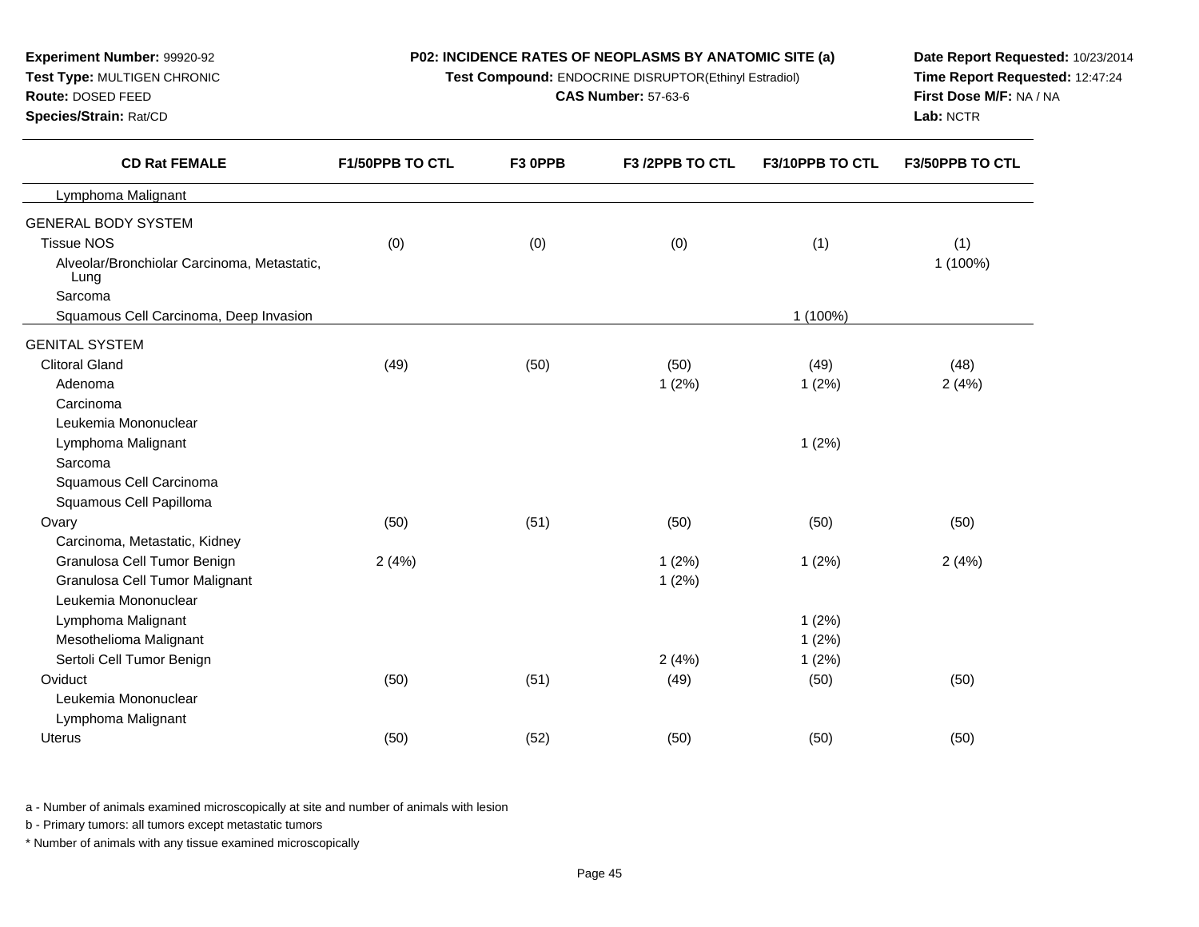**Experiment Number:** 99920-92
**Test Type:** MULTIGEN CHRONIC
**Route:** DOSED FEED
**Species/Strain:** Rat/CD

**P02: INCIDENCE RATES OF NEOPLASMS BY ANATOMIC SITE (a)**
**Test Compound:** ENDOCRINE DISRUPTOR(Ethinyl Estradiol)
**CAS Number:** 57-63-6

**Date Report Requested:** 10/23/2014
**Time Report Requested:** 12:47:24
**First Dose M/F:** NA / NA
**Lab:** NCTR

| CD Rat FEMALE | F1/50PPB TO CTL | F3 0PPB | F3 /2PPB TO CTL | F3/10PPB TO CTL | F3/50PPB TO CTL |
|---|---|---|---|---|---|
| Lymphoma Malignant | | | | | |
| GENERAL BODY SYSTEM | | | | | |
| Tissue NOS | (0) | (0) | (0) | (1) | (1) |
| Alveolar/Bronchiolar Carcinoma, Metastatic, Lung | | | | | 1 (100%) |
| Sarcoma | | | | | |
| Squamous Cell Carcinoma, Deep Invasion | | | | 1 (100%) | |
| GENITAL SYSTEM | | | | | |
| Clitoral Gland | (49) | (50) | (50) | (49) | (48) |
| Adenoma | | | 1 (2%) | 1 (2%) | 2 (4%) |
| Carcinoma | | | | | |
| Leukemia Mononuclear | | | | | |
| Lymphoma Malignant | | | | 1 (2%) | |
| Sarcoma | | | | | |
| Squamous Cell Carcinoma | | | | | |
| Squamous Cell Papilloma | | | | | |
| Ovary | (50) | (51) | (50) | (50) | (50) |
| Carcinoma, Metastatic, Kidney | | | | | |
| Granulosa Cell Tumor Benign | 2 (4%) | | 1 (2%) | 1 (2%) | 2 (4%) |
| Granulosa Cell Tumor Malignant | | | 1 (2%) | | |
| Leukemia Mononuclear | | | | | |
| Lymphoma Malignant | | | | 1 (2%) | |
| Mesothelioma Malignant | | | | 1 (2%) | |
| Sertoli Cell Tumor Benign | | | 2 (4%) | 1 (2%) | |
| Oviduct | (50) | (51) | (49) | (50) | (50) |
| Leukemia Mononuclear | | | | | |
| Lymphoma Malignant | | | | | |
| Uterus | (50) | (52) | (50) | (50) | (50) |

a - Number of animals examined microscopically at site and number of animals with lesion

b - Primary tumors: all tumors except metastatic tumors

* Number of animals with any tissue examined microscopically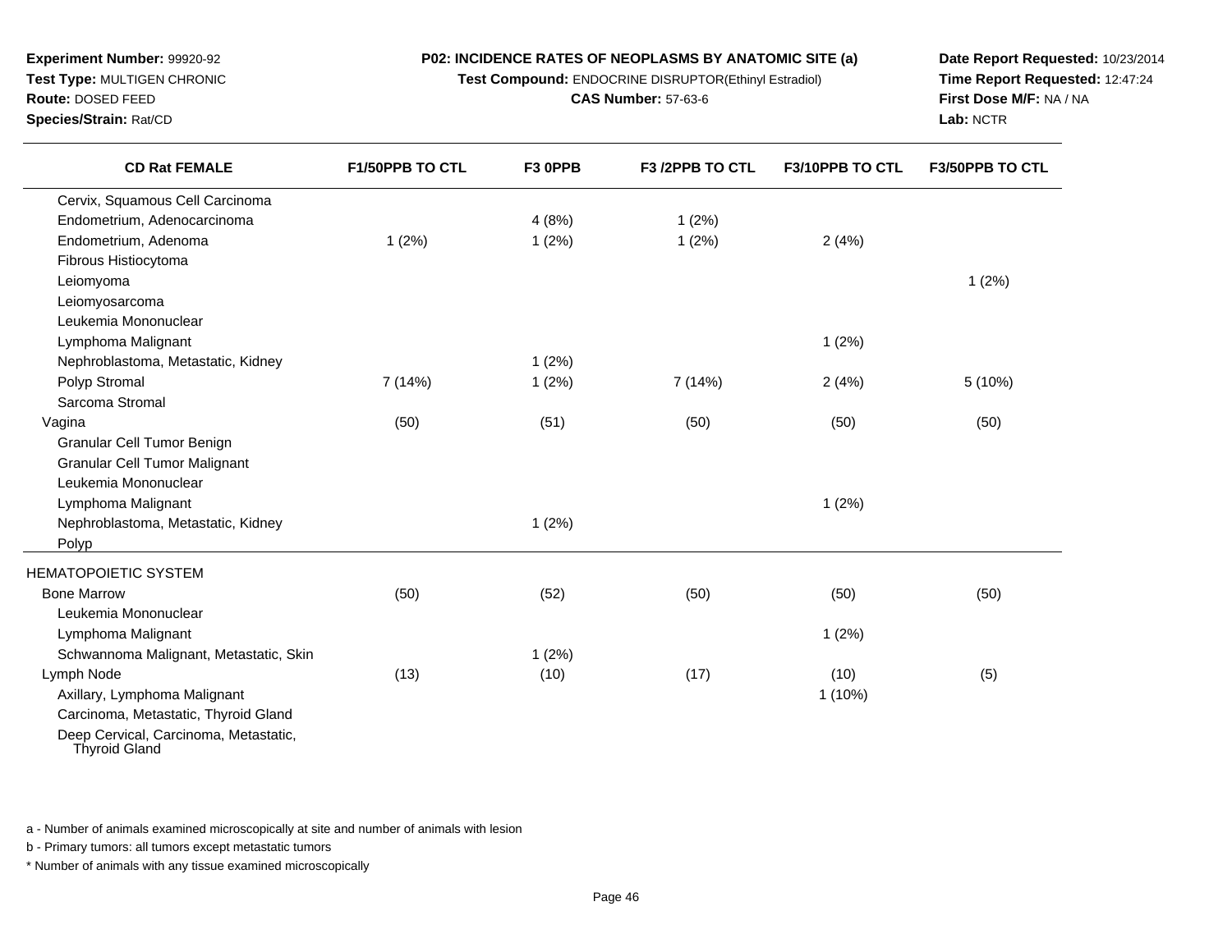**Experiment Number:** 99920-92
**Test Type:** MULTIGEN CHRONIC
**Route:** DOSED FEED
**Species/Strain:** Rat/CD

**P02: INCIDENCE RATES OF NEOPLASMS BY ANATOMIC SITE (a)**
**Test Compound:** ENDOCRINE DISRUPTOR(Ethinyl Estradiol)
**CAS Number:** 57-63-6

**Date Report Requested:** 10/23/2014
**Time Report Requested:** 12:47:24
**First Dose M/F:** NA / NA
**Lab:** NCTR

| CD Rat FEMALE | F1/50PPB TO CTL | F3 0PPB | F3 /2PPB TO CTL | F3/10PPB TO CTL | F3/50PPB TO CTL |
|---|---|---|---|---|---|
| Cervix, Squamous Cell Carcinoma | | | | | |
| Endometrium, Adenocarcinoma | | 4 (8%) | 1 (2%) | | |
| Endometrium, Adenoma | 1 (2%) | 1 (2%) | 1 (2%) | 2 (4%) | |
| Fibrous Histiocytoma | | | | | |
| Leiomyoma | | | | | 1 (2%) |
| Leiomyosarcoma | | | | | |
| Leukemia Mononuclear | | | | | |
| Lymphoma Malignant | | | | 1 (2%) | |
| Nephroblastoma, Metastatic, Kidney | | 1 (2%) | | | |
| Polyp Stromal | 7 (14%) | 1 (2%) | 7 (14%) | 2 (4%) | 5 (10%) |
| Sarcoma Stromal | | | | | |
| Vagina | (50) | (51) | (50) | (50) | (50) |
| Granular Cell Tumor Benign | | | | | |
| Granular Cell Tumor Malignant | | | | | |
| Leukemia Mononuclear | | | | | |
| Lymphoma Malignant | | | | 1 (2%) | |
| Nephroblastoma, Metastatic, Kidney | | 1 (2%) | | | |
| Polyp | | | | | |
| HEMATOPOIETIC SYSTEM | | | | | |
| Bone Marrow | (50) | (52) | (50) | (50) | (50) |
| Leukemia Mononuclear | | | | | |
| Lymphoma Malignant | | | | 1 (2%) | |
| Schwannoma Malignant, Metastatic, Skin | | 1 (2%) | | | |
| Lymph Node | (13) | (10) | (17) | (10) | (5) |
| Axillary, Lymphoma Malignant | | | | 1 (10%) | |
| Carcinoma, Metastatic, Thyroid Gland | | | | | |
| Deep Cervical, Carcinoma, Metastatic, Thyroid Gland | | | | | |

a - Number of animals examined microscopically at site and number of animals with lesion

b - Primary tumors: all tumors except metastatic tumors

\* Number of animals with any tissue examined microscopically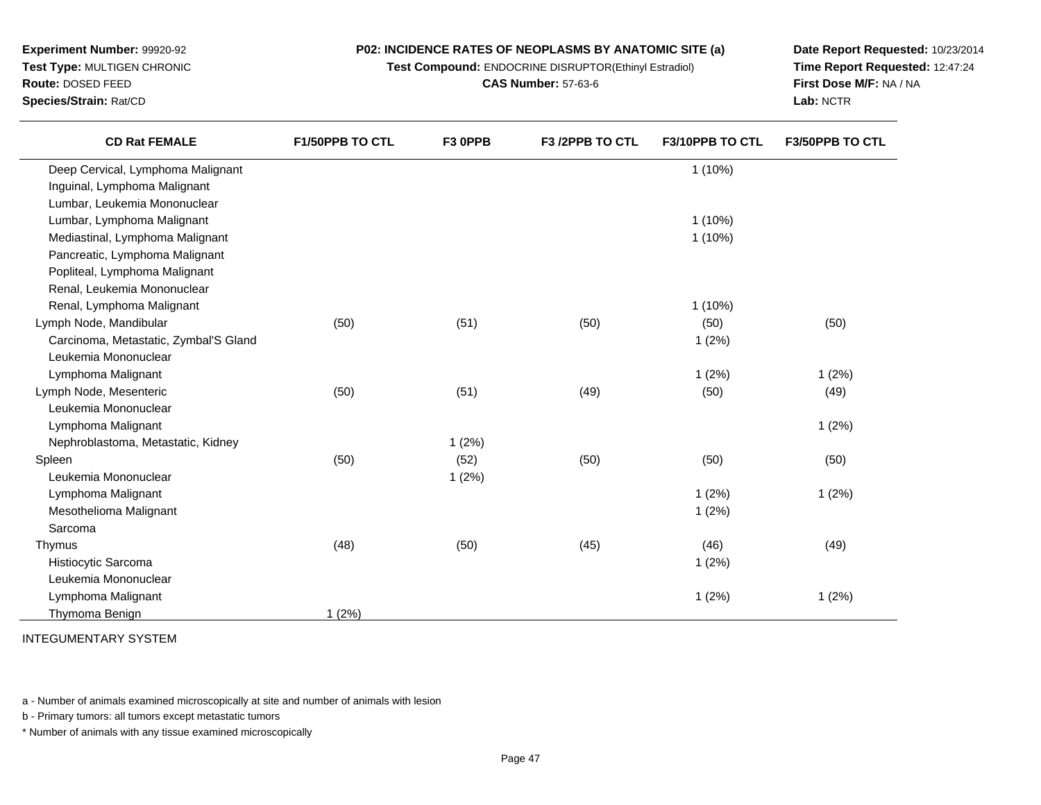**Experiment Number:** 99920-92
**Test Type:** MULTIGEN CHRONIC
**Route:** DOSED FEED
**Species/Strain:** Rat/CD

**P02: INCIDENCE RATES OF NEOPLASMS BY ANATOMIC SITE (a)**
**Test Compound:** ENDOCRINE DISRUPTOR(Ethinyl Estradiol)
**CAS Number:** 57-63-6

**Date Report Requested:** 10/23/2014
**Time Report Requested:** 12:47:24
**First Dose M/F:** NA / NA
**Lab:** NCTR

| CD Rat FEMALE | F1/50PPB TO CTL | F3 0PPB | F3 /2PPB TO CTL | F3/10PPB TO CTL | F3/50PPB TO CTL |
|---|---|---|---|---|---|
| Deep Cervical, Lymphoma Malignant | | | | 1 (10%) | |
| Inguinal, Lymphoma Malignant | | | | | |
| Lumbar, Leukemia Mononuclear | | | | | |
| Lumbar, Lymphoma Malignant | | | | 1 (10%) | |
| Mediastinal, Lymphoma Malignant | | | | 1 (10%) | |
| Pancreatic, Lymphoma Malignant | | | | | |
| Popliteal, Lymphoma Malignant | | | | | |
| Renal, Leukemia Mononuclear | | | | | |
| Renal, Lymphoma Malignant | | | | 1 (10%) | |
| Lymph Node, Mandibular | (50) | (51) | (50) | (50) | (50) |
| Carcinoma, Metastatic, Zymbal'S Gland | | | | 1 (2%) | |
| Leukemia Mononuclear | | | | | |
| Lymphoma Malignant | | | | 1 (2%) | 1 (2%) |
| Lymph Node, Mesenteric | (50) | (51) | (49) | (50) | (49) |
| Leukemia Mononuclear | | | | | |
| Lymphoma Malignant | | | | | 1 (2%) |
| Nephroblastoma, Metastatic, Kidney | | 1 (2%) | | | |
| Spleen | (50) | (52) | (50) | (50) | (50) |
| Leukemia Mononuclear | | 1 (2%) | | | |
| Lymphoma Malignant | | | | 1 (2%) | 1 (2%) |
| Mesothelioma Malignant | | | | 1 (2%) | |
| Sarcoma | | | | | |
| Thymus | (48) | (50) | (45) | (46) | (49) |
| Histiocytic Sarcoma | | | | 1 (2%) | |
| Leukemia Mononuclear | | | | | |
| Lymphoma Malignant | | | | 1 (2%) | 1 (2%) |
| Thymoma Benign | 1 (2%) | | | | |

INTEGUMENTARY SYSTEM

a - Number of animals examined microscopically at site and number of animals with lesion

b - Primary tumors: all tumors except metastatic tumors

* Number of animals with any tissue examined microscopically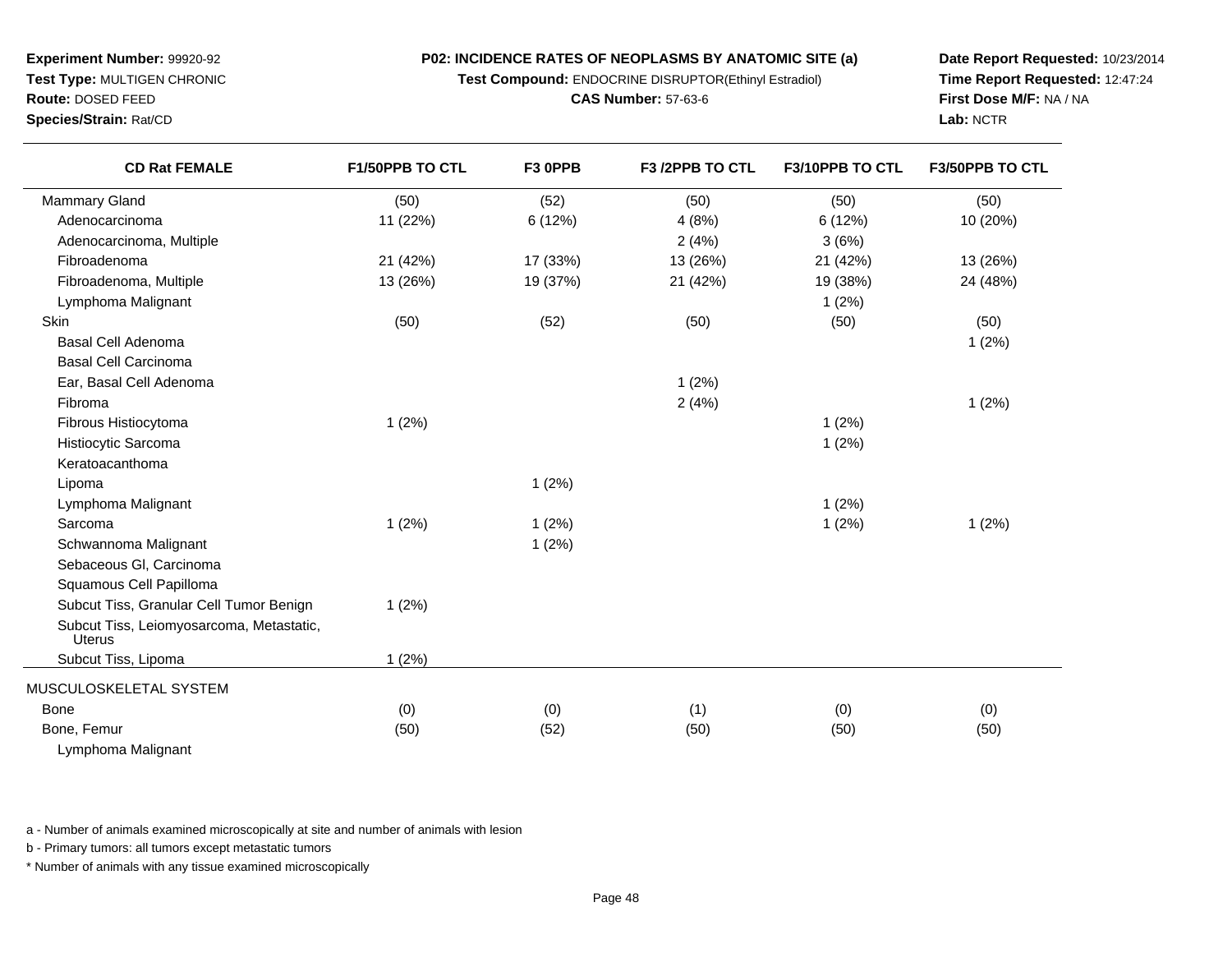**Experiment Number:** 99920-92
**Test Type:** MULTIGEN CHRONIC
**Route:** DOSED FEED
**Species/Strain:** Rat/CD

**P02: INCIDENCE RATES OF NEOPLASMS BY ANATOMIC SITE (a)**
**Test Compound:** ENDOCRINE DISRUPTOR(Ethinyl Estradiol)
**CAS Number:** 57-63-6

**Date Report Requested:** 10/23/2014
**Time Report Requested:** 12:47:24
**First Dose M/F:** NA / NA
**Lab:** NCTR

| CD Rat FEMALE | F1/50PPB TO CTL | F3 0PPB | F3 /2PPB TO CTL | F3/10PPB TO CTL | F3/50PPB TO CTL |
|---|---|---|---|---|---|
| Mammary Gland | (50) | (52) | (50) | (50) | (50) |
| Adenocarcinoma | 11 (22%) | 6 (12%) | 4 (8%) | 6 (12%) | 10 (20%) |
| Adenocarcinoma, Multiple | | | 2 (4%) | 3 (6%) | |
| Fibroadenoma | 21 (42%) | 17 (33%) | 13 (26%) | 21 (42%) | 13 (26%) |
| Fibroadenoma, Multiple | 13 (26%) | 19 (37%) | 21 (42%) | 19 (38%) | 24 (48%) |
| Lymphoma Malignant | | | | 1 (2%) | |
| Skin | (50) | (52) | (50) | (50) | (50) |
| Basal Cell Adenoma | | | | | 1 (2%) |
| Basal Cell Carcinoma | | | | | |
| Ear, Basal Cell Adenoma | | | 1 (2%) | | |
| Fibroma | | | 2 (4%) | | 1 (2%) |
| Fibrous Histiocytoma | 1 (2%) | | | 1 (2%) | |
| Histiocytic Sarcoma | | | | 1 (2%) | |
| Keratoacanthoma | | | | | |
| Lipoma | | 1 (2%) | | | |
| Lymphoma Malignant | | | | 1 (2%) | |
| Sarcoma | 1 (2%) | 1 (2%) | | 1 (2%) | 1 (2%) |
| Schwannoma Malignant | | 1 (2%) | | | |
| Sebaceous Gl, Carcinoma | | | | | |
| Squamous Cell Papilloma | | | | | |
| Subcut Tiss, Granular Cell Tumor Benign | 1 (2%) | | | | |
| Subcut Tiss, Leiomyosarcoma, Metastatic, Uterus | | | | | |
| Subcut Tiss, Lipoma | 1 (2%) | | | | |
| MUSCULOSKELETAL SYSTEM | | | | | |
| Bone | (0) | (0) | (1) | (0) | (0) |
| Bone, Femur | (50) | (52) | (50) | (50) | (50) |
| Lymphoma Malignant | | | | | |

a - Number of animals examined microscopically at site and number of animals with lesion

b - Primary tumors: all tumors except metastatic tumors

\* Number of animals with any tissue examined microscopically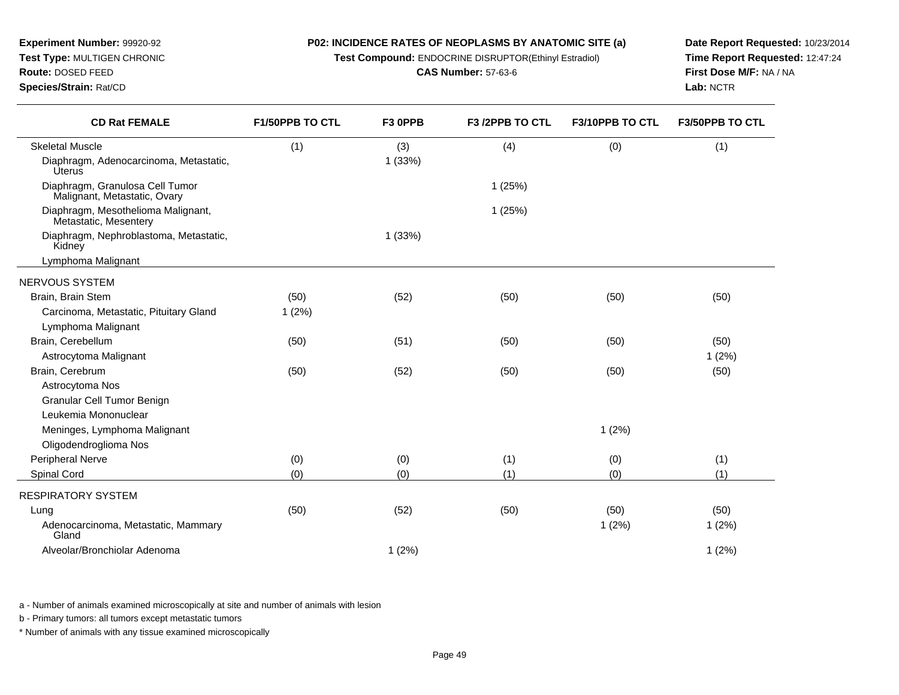**Experiment Number:** 99920-92
**Test Type:** MULTIGEN CHRONIC
**Route:** DOSED FEED
**Species/Strain:** Rat/CD

**P02: INCIDENCE RATES OF NEOPLASMS BY ANATOMIC SITE (a)**
**Test Compound:** ENDOCRINE DISRUPTOR(Ethinyl Estradiol)
**CAS Number:** 57-63-6

**Date Report Requested:** 10/23/2014
**Time Report Requested:** 12:47:24
**First Dose M/F:** NA / NA
**Lab:** NCTR

| CD Rat FEMALE | F1/50PPB TO CTL | F3 0PPB | F3 /2PPB TO CTL | F3/10PPB TO CTL | F3/50PPB TO CTL |
|---|---|---|---|---|---|
| Skeletal Muscle | (1) | (3) | (4) | (0) | (1) |
| Diaphragm, Adenocarcinoma, Metastatic, Uterus | | 1 (33%) | | | |
| Diaphragm, Granulosa Cell Tumor Malignant, Metastatic, Ovary | | | 1 (25%) | | |
| Diaphragm, Mesothelioma Malignant, Metastatic, Mesentery | | | 1 (25%) | | |
| Diaphragm, Nephroblastoma, Metastatic, Kidney | | 1 (33%) | | | |
| Lymphoma Malignant | | | | | |
| NERVOUS SYSTEM | | | | | |
| Brain, Brain Stem | (50) | (52) | (50) | (50) | (50) |
| Carcinoma, Metastatic, Pituitary Gland | 1 (2%) | | | | |
| Lymphoma Malignant | | | | | |
| Brain, Cerebellum | (50) | (51) | (50) | (50) | (50) |
| Astrocytoma Malignant | | | | | 1 (2%) |
| Brain, Cerebrum | (50) | (52) | (50) | (50) | (50) |
| Astrocytoma Nos | | | | | |
| Granular Cell Tumor Benign | | | | | |
| Leukemia Mononuclear | | | | | |
| Meninges, Lymphoma Malignant | | | | 1 (2%) | |
| Oligodendroglioma Nos | | | | | |
| Peripheral Nerve | (0) | (0) | (1) | (0) | (1) |
| Spinal Cord | (0) | (0) | (1) | (0) | (1) |
| RESPIRATORY SYSTEM | | | | | |
| Lung | (50) | (52) | (50) | (50) | (50) |
| Adenocarcinoma, Metastatic, Mammary Gland | | | | 1 (2%) | 1 (2%) |
| Alveolar/Bronchiolar Adenoma | | 1 (2%) | | | 1 (2%) |

a - Number of animals examined microscopically at site and number of animals with lesion

b - Primary tumors: all tumors except metastatic tumors

* Number of animals with any tissue examined microscopically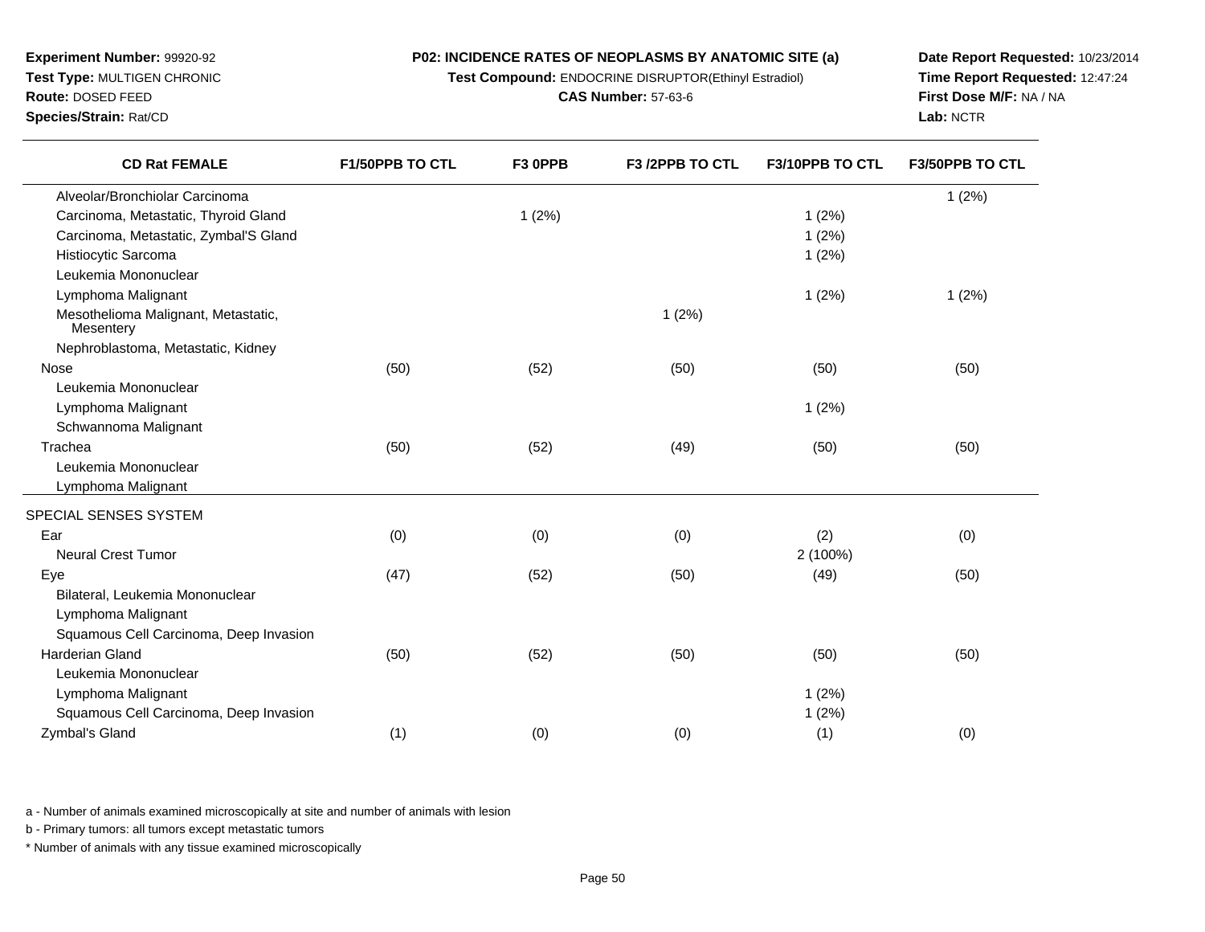**Experiment Number:** 99920-92
**Test Type:** MULTIGEN CHRONIC
**Route:** DOSED FEED
**Species/Strain:** Rat/CD

**P02: INCIDENCE RATES OF NEOPLASMS BY ANATOMIC SITE (a)**
**Test Compound:** ENDOCRINE DISRUPTOR(Ethinyl Estradiol)
**CAS Number:** 57-63-6

**Date Report Requested:** 10/23/2014
**Time Report Requested:** 12:47:24
**First Dose M/F:** NA / NA
**Lab:** NCTR

| CD Rat FEMALE | F1/50PPB TO CTL | F3 0PPB | F3 /2PPB TO CTL | F3/10PPB TO CTL | F3/50PPB TO CTL |
|---|---|---|---|---|---|
| Alveolar/Bronchiolar Carcinoma | | | | | 1 (2%) |
| Carcinoma, Metastatic, Thyroid Gland | | 1 (2%) | | 1 (2%) | |
| Carcinoma, Metastatic, Zymbal'S Gland | | | | 1 (2%) | |
| Histiocytic Sarcoma | | | | 1 (2%) | |
| Leukemia Mononuclear | | | | | |
| Lymphoma Malignant | | | | 1 (2%) | 1 (2%) |
| Mesothelioma Malignant, Metastatic, Mesentery | | | 1 (2%) | | |
| Nephroblastoma, Metastatic, Kidney | | | | | |
| Nose | (50) | (52) | (50) | (50) | (50) |
| Leukemia Mononuclear | | | | | |
| Lymphoma Malignant | | | | 1 (2%) | |
| Schwannoma Malignant | | | | | |
| Trachea | (50) | (52) | (49) | (50) | (50) |
| Leukemia Mononuclear | | | | | |
| Lymphoma Malignant | | | | | |
| SPECIAL SENSES SYSTEM | | | | | |
| Ear | (0) | (0) | (0) | (2) | (0) |
| Neural Crest Tumor | | | | 2 (100%) | |
| Eye | (47) | (52) | (50) | (49) | (50) |
| Bilateral, Leukemia Mononuclear | | | | | |
| Lymphoma Malignant | | | | | |
| Squamous Cell Carcinoma, Deep Invasion | | | | | |
| Harderian Gland | (50) | (52) | (50) | (50) | (50) |
| Leukemia Mononuclear | | | | | |
| Lymphoma Malignant | | | | 1 (2%) | |
| Squamous Cell Carcinoma, Deep Invasion | | | | 1 (2%) | |
| Zymbal's Gland | (1) | (0) | (0) | (1) | (0) |

a - Number of animals examined microscopically at site and number of animals with lesion

b - Primary tumors: all tumors except metastatic tumors

* Number of animals with any tissue examined microscopically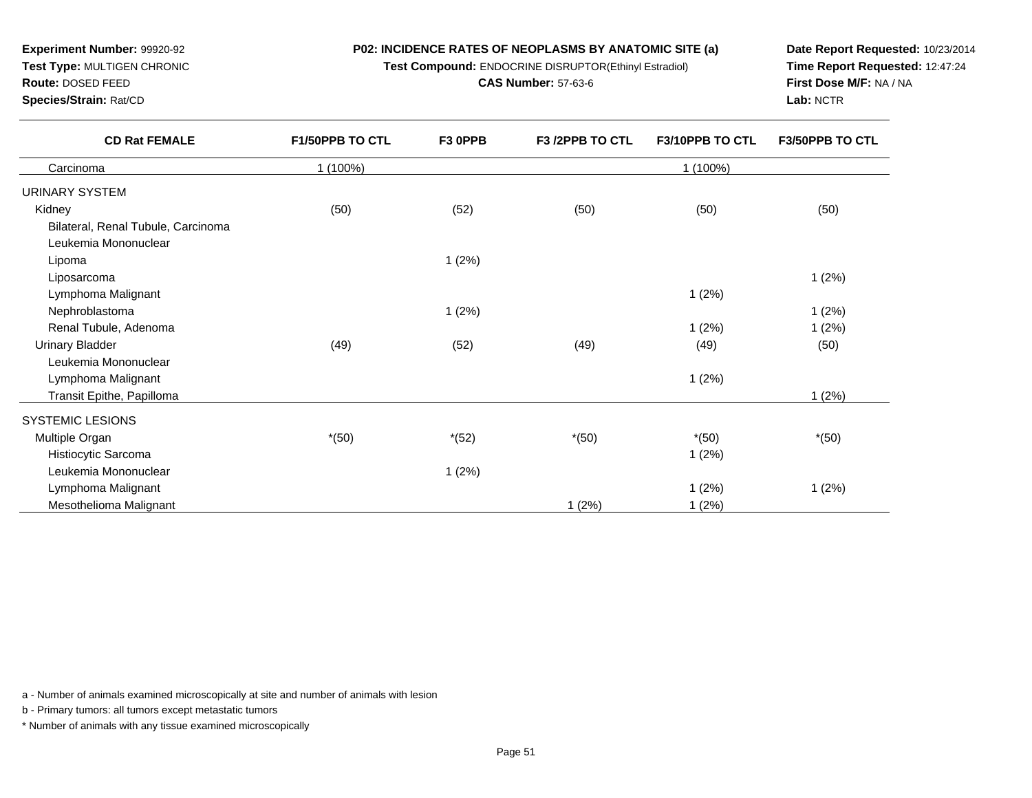**Experiment Number:** 99920-92
**Test Type:** MULTIGEN CHRONIC
**Route:** DOSED FEED
**Species/Strain:** Rat/CD

**P02: INCIDENCE RATES OF NEOPLASMS BY ANATOMIC SITE (a)**
**Test Compound:** ENDOCRINE DISRUPTOR(Ethinyl Estradiol)
**CAS Number:** 57-63-6

**Date Report Requested:** 10/23/2014
**Time Report Requested:** 12:47:24
**First Dose M/F:** NA / NA
**Lab:** NCTR

| CD Rat FEMALE | F1/50PPB TO CTL | F3 0PPB | F3 /2PPB TO CTL | F3/10PPB TO CTL | F3/50PPB TO CTL |
|---|---|---|---|---|---|
| Carcinoma | 1 (100%) | | | 1 (100%) | |
| URINARY SYSTEM | | | | | |
| Kidney | (50) | (52) | (50) | (50) | (50) |
| Bilateral, Renal Tubule, Carcinoma | | | | | |
| Leukemia Mononuclear | | | | | |
| Lipoma | | 1 (2%) | | | |
| Liposarcoma | | | | | 1 (2%) |
| Lymphoma Malignant | | | | 1 (2%) | |
| Nephroblastoma | | 1 (2%) | | | 1 (2%) |
| Renal Tubule, Adenoma | | | | 1 (2%) | 1 (2%) |
| Urinary Bladder | (49) | (52) | (49) | (49) | (50) |
| Leukemia Mononuclear | | | | | |
| Lymphoma Malignant | | | | 1 (2%) | |
| Transit Epithe, Papilloma | | | | | 1 (2%) |
| SYSTEMIC LESIONS | | | | | |
| Multiple Organ | *(50) | *(52) | *(50) | *(50) | *(50) |
| Histiocytic Sarcoma | | | | 1 (2%) | |
| Leukemia Mononuclear | | 1 (2%) | | | |
| Lymphoma Malignant | | | | 1 (2%) | 1 (2%) |
| Mesothelioma Malignant | | | 1 (2%) | 1 (2%) | |

a - Number of animals examined microscopically at site and number of animals with lesion

b - Primary tumors: all tumors except metastatic tumors

* Number of animals with any tissue examined microscopically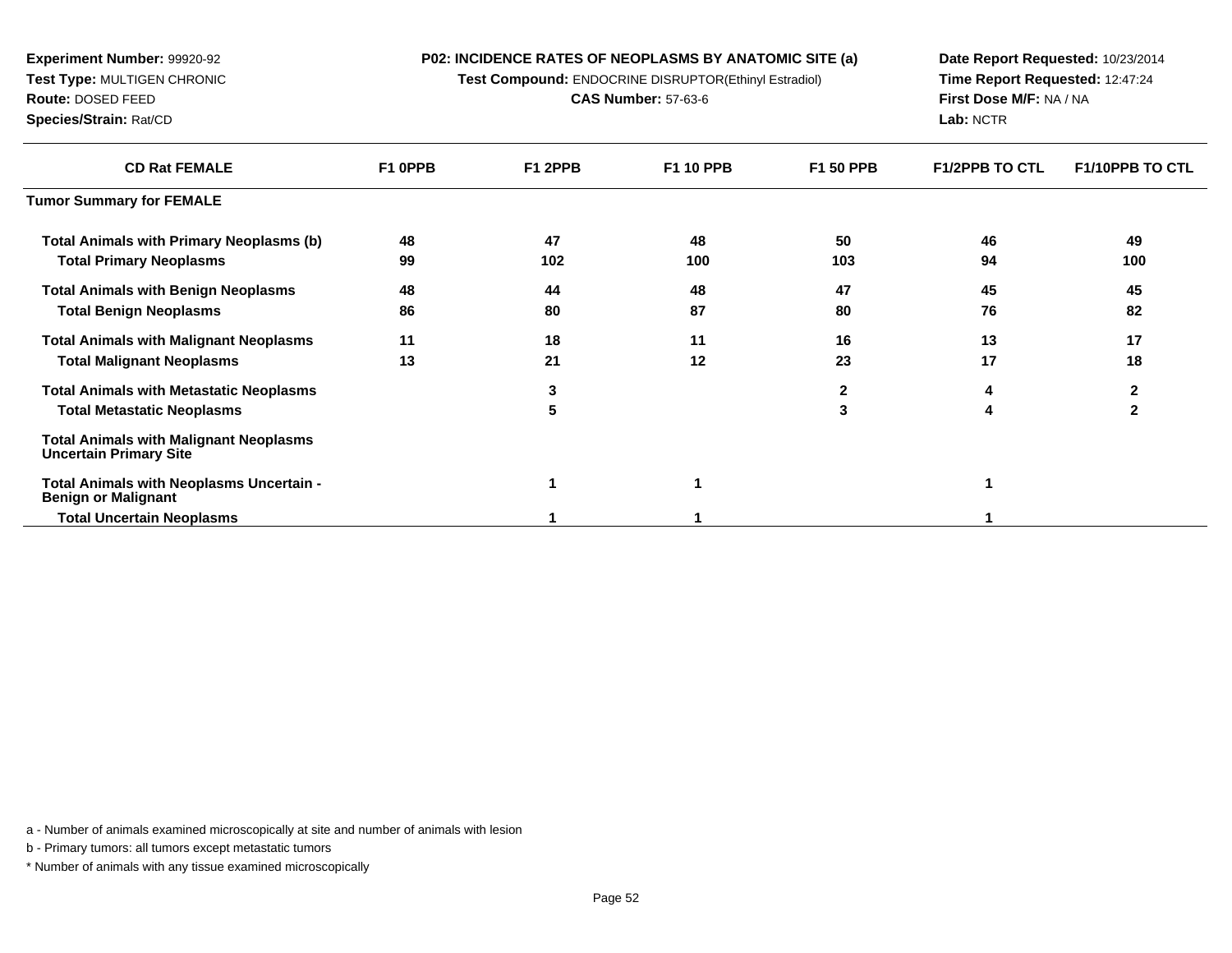**Experiment Number:** 99920-92
**Test Type:** MULTIGEN CHRONIC
**Route:** DOSED FEED
**Species/Strain:** Rat/CD

**P02: INCIDENCE RATES OF NEOPLASMS BY ANATOMIC SITE (a)**
**Test Compound:** ENDOCRINE DISRUPTOR(Ethinyl Estradiol)
**CAS Number:** 57-63-6

**Date Report Requested:** 10/23/2014
**Time Report Requested:** 12:47:24
**First Dose M/F:** NA / NA
**Lab:** NCTR

| CD Rat FEMALE | F1 0PPB | F1 2PPB | F1 10 PPB | F1 50 PPB | F1/2PPB TO CTL | F1/10PPB TO CTL |
|---|---|---|---|---|---|---|
| **Tumor Summary for FEMALE** | | | | | | |
| **Total Animals with Primary Neoplasms (b)** | 48 | 47 | 48 | 50 | 46 | 49 |
| **Total Primary Neoplasms** | 99 | 102 | 100 | 103 | 94 | 100 |
| **Total Animals with Benign Neoplasms** | 48 | 44 | 48 | 47 | 45 | 45 |
| **Total Benign Neoplasms** | 86 | 80 | 87 | 80 | 76 | 82 |
| **Total Animals with Malignant Neoplasms** | 11 | 18 | 11 | 16 | 13 | 17 |
| **Total Malignant Neoplasms** | 13 | 21 | 12 | 23 | 17 | 18 |
| **Total Animals with Metastatic Neoplasms** | | 3 | | 2 | 4 | 2 |
| **Total Metastatic Neoplasms** | | 5 | | 3 | 4 | 2 |
| **Total Animals with Malignant Neoplasms Uncertain Primary Site** | | | | | | |
| **Total Animals with Neoplasms Uncertain - Benign or Malignant** | | 1 | 1 | | 1 | |
| **Total Uncertain Neoplasms** | | 1 | 1 | | 1 | |

a - Number of animals examined microscopically at site and number of animals with lesion

b - Primary tumors: all tumors except metastatic tumors

* Number of animals with any tissue examined microscopically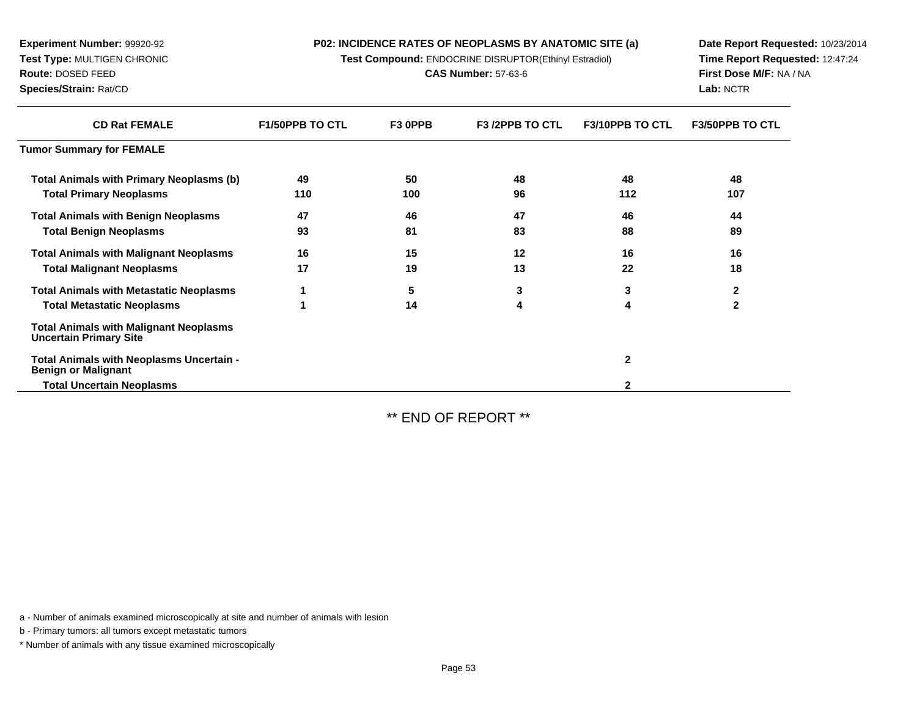**Experiment Number:** 99920-92
**Test Type:** MULTIGEN CHRONIC
**Route:** DOSED FEED
**Species/Strain:** Rat/CD

**P02: INCIDENCE RATES OF NEOPLASMS BY ANATOMIC SITE (a)**
**Test Compound:** ENDOCRINE DISRUPTOR(Ethinyl Estradiol)
**CAS Number:** 57-63-6

**Date Report Requested:** 10/23/2014
**Time Report Requested:** 12:47:24
**First Dose M/F:** NA / NA
**Lab:** NCTR

| CD Rat FEMALE | F1/50PPB TO CTL | F3 0PPB | F3 /2PPB TO CTL | F3/10PPB TO CTL | F3/50PPB TO CTL |
|---|---|---|---|---|---|
| **Tumor Summary for FEMALE** | | | | | |
| **Total Animals with Primary Neoplasms (b)** | 49 | 50 | 48 | 48 | 48 |
| **Total Primary Neoplasms** | 110 | 100 | 96 | 112 | 107 |
| **Total Animals with Benign Neoplasms** | 47 | 46 | 47 | 46 | 44 |
| **Total Benign Neoplasms** | 93 | 81 | 83 | 88 | 89 |
| **Total Animals with Malignant Neoplasms** | 16 | 15 | 12 | 16 | 16 |
| **Total Malignant Neoplasms** | 17 | 19 | 13 | 22 | 18 |
| **Total Animals with Metastatic Neoplasms** | 1 | 5 | 3 | 3 | 2 |
| **Total Metastatic Neoplasms** | 1 | 14 | 4 | 4 | 2 |
| **Total Animals with Malignant Neoplasms Uncertain Primary Site** | | | | | |
| **Total Animals with Neoplasms Uncertain - Benign or Malignant** | | | | 2 | |
| **Total Uncertain Neoplasms** | | | | 2 | |

** END OF REPORT **

a - Number of animals examined microscopically at site and number of animals with lesion

b - Primary tumors: all tumors except metastatic tumors

* Number of animals with any tissue examined microscopically